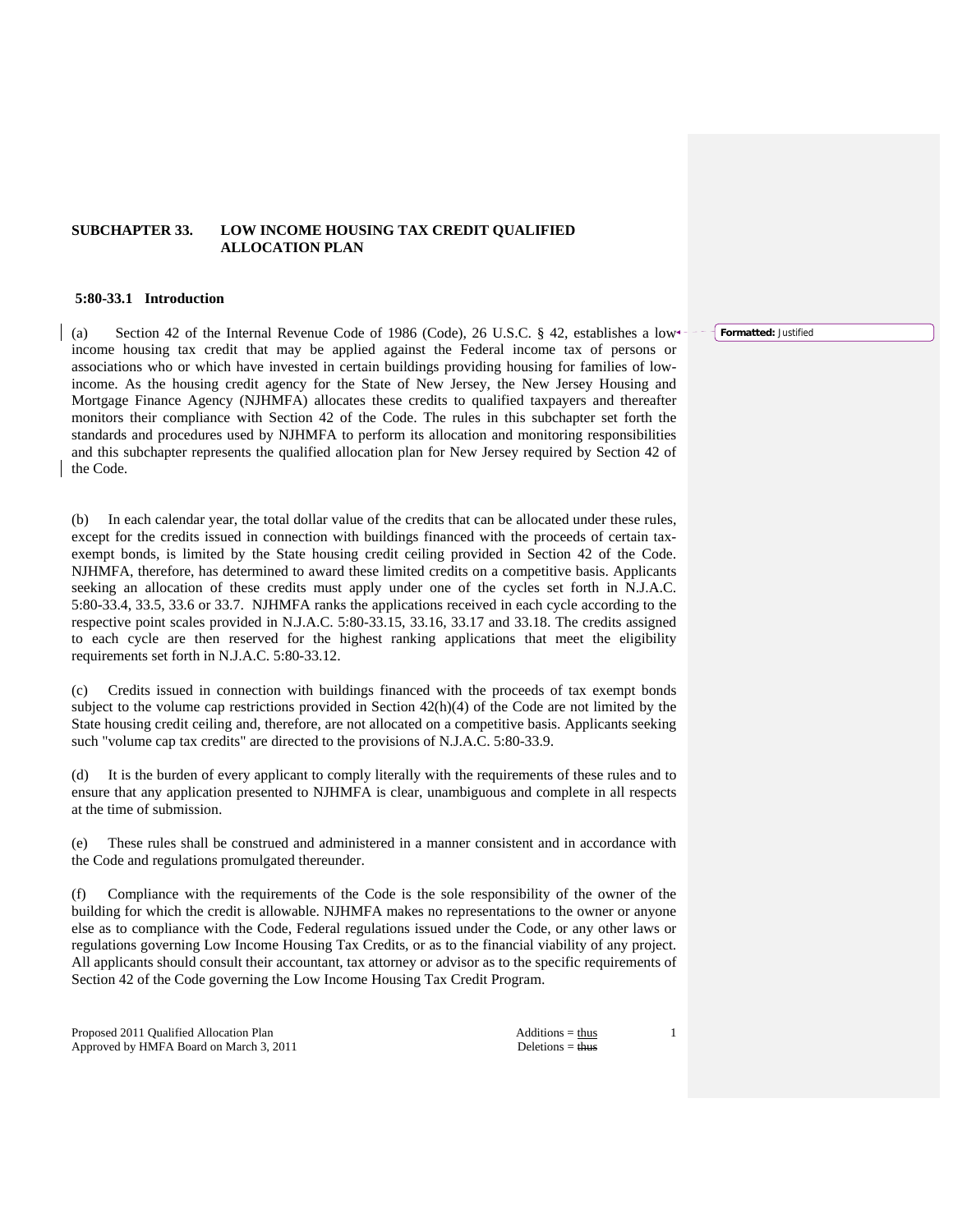# SUBCHAPTER 33. LOW INCOME HOUSING TAX CREDIT QUALIFIED ALLOCATION PLAN

## 5:80-33.1 Introduction

(a) Section 42 of the Internal Revenue Code of 1986 (Code), 26 U.S.C. § 42, establishes a low-income housing tax credit that may be applied against the Federal income tax of persons or associations who or which have invested in certain buildings providing housing for families of low-income. As the housing credit agency for the State of New Jersey, the New Jersey Housing and Mortgage Finance Agency (NJHMFA) allocates these credits to qualified taxpayers and thereafter monitors their compliance with Section 42 of the Code. The rules in this subchapter set forth the standards and procedures used by NJHMFA to perform its allocation and monitoring responsibilities and this subchapter represents the qualified allocation plan for New Jersey required by Section 42 of the Code.

(b) In each calendar year, the total dollar value of the credits that can be allocated under these rules, except for the credits issued in connection with buildings financed with the proceeds of certain tax-exempt bonds, is limited by the State housing credit ceiling provided in Section 42 of the Code. NJHMFA, therefore, has determined to award these limited credits on a competitive basis. Applicants seeking an allocation of these credits must apply under one of the cycles set forth in N.J.A.C. 5:80-33.4, 33.5, 33.6 or 33.7. NJHMFA ranks the applications received in each cycle according to the respective point scales provided in N.J.A.C. 5:80-33.15, 33.16, 33.17 and 33.18. The credits assigned to each cycle are then reserved for the highest ranking applications that meet the eligibility requirements set forth in N.J.A.C. 5:80-33.12.

(c) Credits issued in connection with buildings financed with the proceeds of tax exempt bonds subject to the volume cap restrictions provided in Section 42(h)(4) of the Code are not limited by the State housing credit ceiling and, therefore, are not allocated on a competitive basis. Applicants seeking such "volume cap tax credits" are directed to the provisions of N.J.A.C. 5:80-33.9.

(d) It is the burden of every applicant to comply literally with the requirements of these rules and to ensure that any application presented to NJHMFA is clear, unambiguous and complete in all respects at the time of submission.

(e) These rules shall be construed and administered in a manner consistent and in accordance with the Code and regulations promulgated thereunder.

(f) Compliance with the requirements of the Code is the sole responsibility of the owner of the building for which the credit is allowable. NJHMFA makes no representations to the owner or anyone else as to compliance with the Code, Federal regulations issued under the Code, or any other laws or regulations governing Low Income Housing Tax Credits, or as to the financial viability of any project. All applicants should consult their accountant, tax attorney or advisor as to the specific requirements of Section 42 of the Code governing the Low Income Housing Tax Credit Program.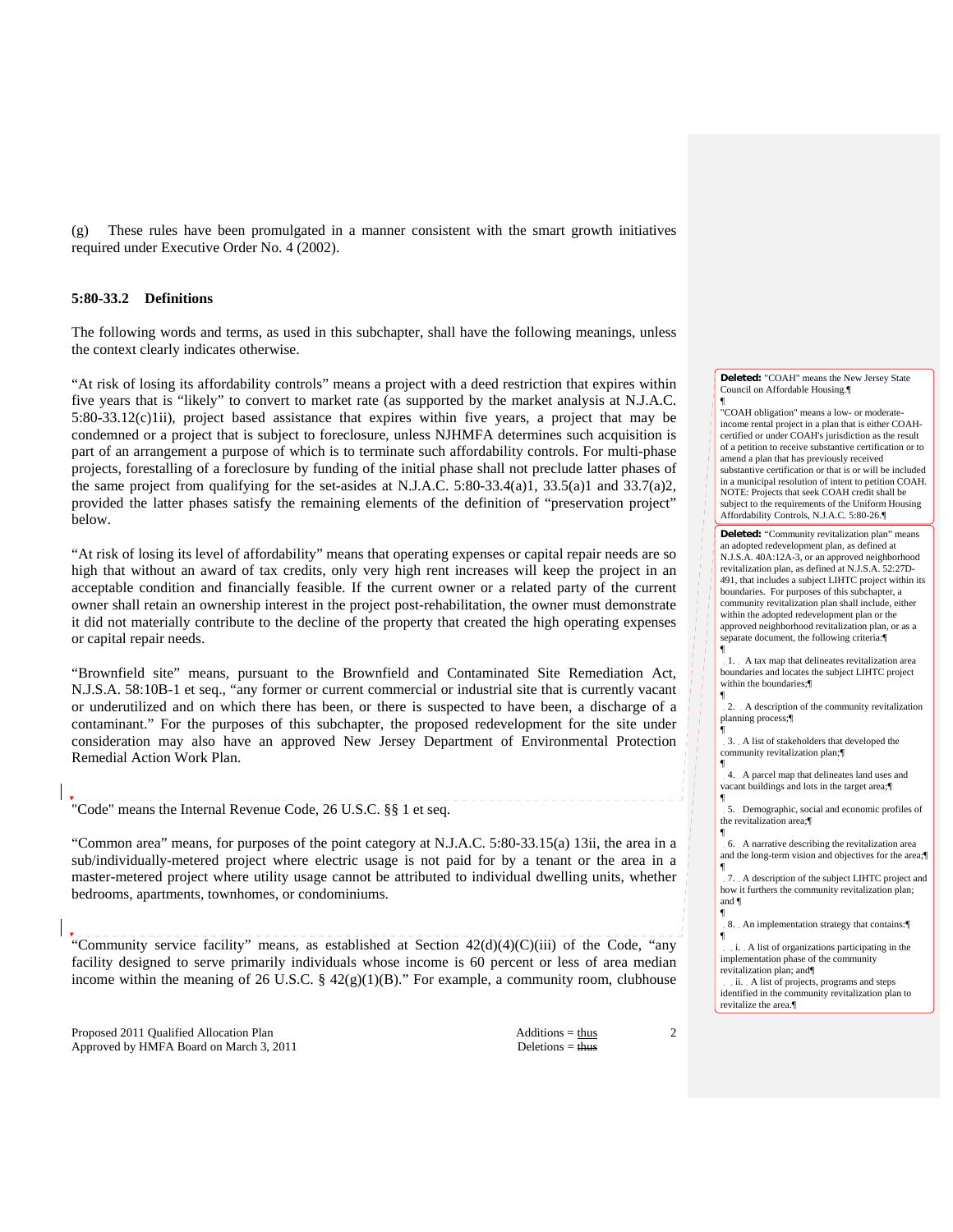(g) These rules have been promulgated in a manner consistent with the smart growth initiatives required under Executive Order No. 4 (2002).

### 5:80-33.2 Definitions

The following words and terms, as used in this subchapter, shall have the following meanings, unless the context clearly indicates otherwise.

"At risk of losing its affordability controls" means a project with a deed restriction that expires within five years that is "likely" to convert to market rate (as supported by the market analysis at N.J.A.C. 5:80-33.12(c)1ii), project based assistance that expires within five years, a project that may be condemned or a project that is subject to foreclosure, unless NJHMFA determines such acquisition is part of an arrangement a purpose of which is to terminate such affordability controls. For multi-phase projects, forestalling of a foreclosure by funding of the initial phase shall not preclude latter phases of the same project from qualifying for the set-asides at N.J.A.C. 5:80-33.4(a)1, 33.5(a)1 and 33.7(a)2, provided the latter phases satisfy the remaining elements of the definition of "preservation project" below.

"At risk of losing its level of affordability" means that operating expenses or capital repair needs are so high that without an award of tax credits, only very high rent increases will keep the project in an acceptable condition and financially feasible. If the current owner or a related party of the current owner shall retain an ownership interest in the project post-rehabilitation, the owner must demonstrate it did not materially contribute to the decline of the property that created the high operating expenses or capital repair needs.

"Brownfield site" means, pursuant to the Brownfield and Contaminated Site Remediation Act, N.J.S.A. 58:10B-1 et seq., "any former or current commercial or industrial site that is currently vacant or underutilized and on which there has been, or there is suspected to have been, a discharge of a contaminant." For the purposes of this subchapter, the proposed redevelopment for the site under consideration may also have an approved New Jersey Department of Environmental Protection Remedial Action Work Plan.

**Deleted:** "COAH" means the New Jersey State Council on Affordable Housing.

"COAH obligation" means a low- or moderate-income rental project in a plan that is either COAH-certified or under COAH's jurisdiction as the result of a petition to receive substantive certification or to amend a plan that has previously received substantive certification or that is or will be included in a municipal resolution of intent to petition COAH. NOTE: Projects that seek COAH credit shall be subject to the requirements of the Uniform Housing Affordability Controls, N.J.A.C. 5:80-26.

"Code" means the Internal Revenue Code, 26 U.S.C. §§ 1 et seq.

"Common area" means, for purposes of the point category at N.J.A.C. 5:80-33.15(a) 13ii, the area in a sub/individually-metered project where electric usage is not paid for by a tenant or the area in a master-metered project where utility usage cannot be attributed to individual dwelling units, whether bedrooms, apartments, townhomes, or condominiums.

**Deleted:** "Community revitalization plan" means an adopted redevelopment plan, as defined at N.J.S.A. 40A:12A-3, or an approved neighborhood revitalization plan, as defined at N.J.S.A. 52:27D-491, that includes a subject LIHTC project within its boundaries. For purposes of this subchapter, a community revitalization plan shall include, either within the adopted redevelopment plan or the approved neighborhood revitalization plan, or as a separate document, the following criteria:

1. A tax map that delineates revitalization area boundaries and locates the subject LIHTC project within the boundaries;
2. A description of the community revitalization planning process;
3. A list of stakeholders that developed the community revitalization plan;
4. A parcel map that delineates land uses and vacant buildings and lots in the target area;
5. Demographic, social and economic profiles of the revitalization area;
6. A narrative describing the revitalization area and the long-term vision and objectives for the area;
7. A description of the subject LIHTC project and how it furthers the community revitalization plan; and
8. An implementation strategy that contains:
   i. A list of organizations participating in the implementation phase of the community revitalization plan; and
   ii. A list of projects, programs and steps identified in the community revitalization plan to revitalize the area.

"Community service facility" means, as established at Section 42(d)(4)(C)(iii) of the Code, "any facility designed to serve primarily individuals whose income is 60 percent or less of area median income within the meaning of 26 U.S.C. § 42(g)(1)(B)." For example, a community room, clubhouse

Proposed 2011 Qualified Allocation Plan
Approved by HMFA Board on March 3, 2011

Additions = thus
Deletions = ~~thus~~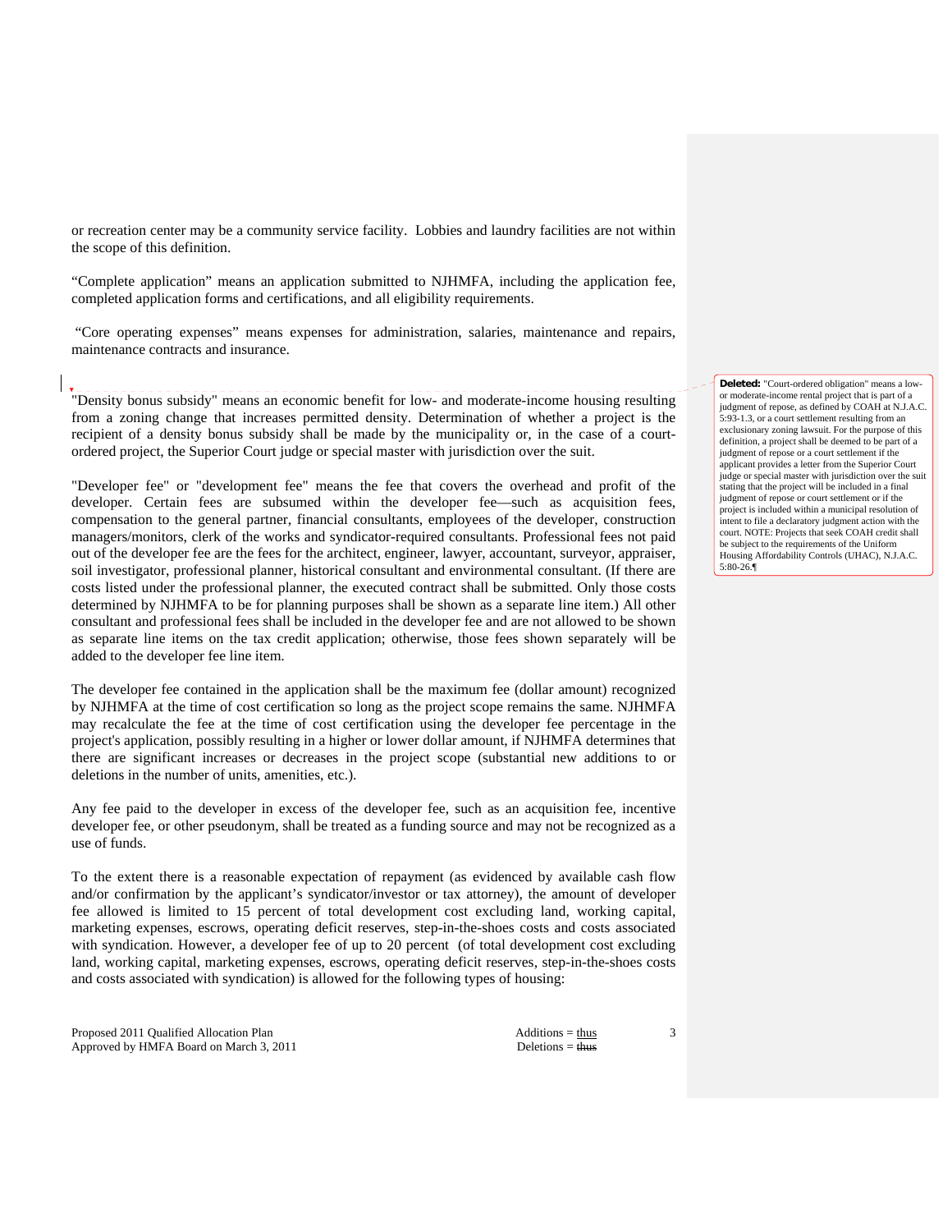or recreation center may be a community service facility. Lobbies and laundry facilities are not within the scope of this definition.

"Complete application" means an application submitted to NJHMFA, including the application fee, completed application forms and certifications, and all eligibility requirements.

"Core operating expenses" means expenses for administration, salaries, maintenance and repairs, maintenance contracts and insurance.

"Density bonus subsidy" means an economic benefit for low- and moderate-income housing resulting from a zoning change that increases permitted density. Determination of whether a project is the recipient of a density bonus subsidy shall be made by the municipality or, in the case of a court-ordered project, the Superior Court judge or special master with jurisdiction over the suit.

**Deleted:** "Court-ordered obligation" means a low- or moderate-income rental project that is part of a judgment of repose, as defined by COAH at N.J.A.C. 5:93-1.3, or a court settlement resulting from an exclusionary zoning lawsuit. For the purpose of this definition, a project shall be deemed to be part of a judgment of repose or a court settlement if the applicant provides a letter from the Superior Court judge or special master with jurisdiction over the suit stating that the project will be included in a final judgment of repose or court settlement or if the project is included within a municipal resolution of intent to file a declaratory judgment action with the court. NOTE: Projects that seek COAH credit shall be subject to the requirements of the Uniform Housing Affordability Controls (UHAC), N.J.A.C. 5:80-26.¶

"Developer fee" or "development fee" means the fee that covers the overhead and profit of the developer. Certain fees are subsumed within the developer fee—such as acquisition fees, compensation to the general partner, financial consultants, employees of the developer, construction managers/monitors, clerk of the works and syndicator-required consultants. Professional fees not paid out of the developer fee are the fees for the architect, engineer, lawyer, accountant, surveyor, appraiser, soil investigator, professional planner, historical consultant and environmental consultant. (If there are costs listed under the professional planner, the executed contract shall be submitted. Only those costs determined by NJHMFA to be for planning purposes shall be shown as a separate line item.) All other consultant and professional fees shall be included in the developer fee and are not allowed to be shown as separate line items on the tax credit application; otherwise, those fees shown separately will be added to the developer fee line item.

The developer fee contained in the application shall be the maximum fee (dollar amount) recognized by NJHMFA at the time of cost certification so long as the project scope remains the same. NJHMFA may recalculate the fee at the time of cost certification using the developer fee percentage in the project's application, possibly resulting in a higher or lower dollar amount, if NJHMFA determines that there are significant increases or decreases in the project scope (substantial new additions to or deletions in the number of units, amenities, etc.).

Any fee paid to the developer in excess of the developer fee, such as an acquisition fee, incentive developer fee, or other pseudonym, shall be treated as a funding source and may not be recognized as a use of funds.

To the extent there is a reasonable expectation of repayment (as evidenced by available cash flow and/or confirmation by the applicant's syndicator/investor or tax attorney), the amount of developer fee allowed is limited to 15 percent of total development cost excluding land, working capital, marketing expenses, escrows, operating deficit reserves, step-in-the-shoes costs and costs associated with syndication. However, a developer fee of up to 20 percent (of total development cost excluding land, working capital, marketing expenses, escrows, operating deficit reserves, step-in-the-shoes costs and costs associated with syndication) is allowed for the following types of housing: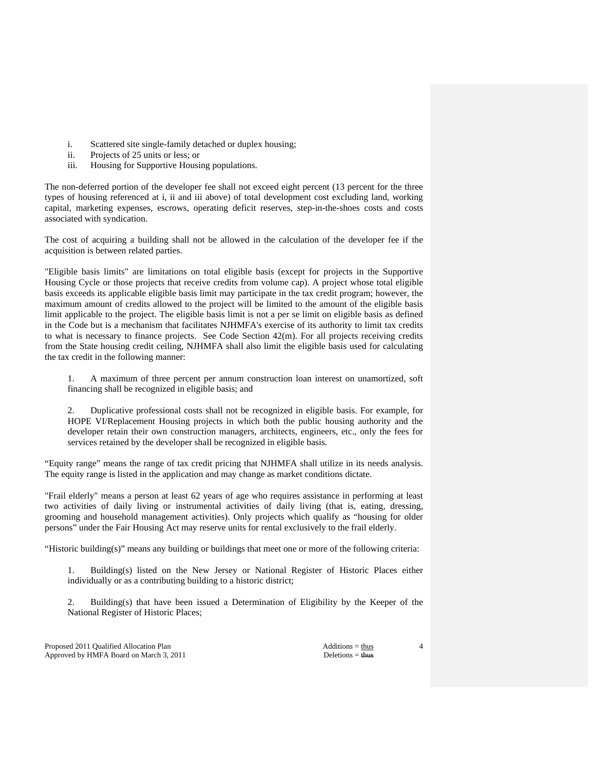i. Scattered site single-family detached or duplex housing;
ii. Projects of 25 units or less; or
iii. Housing for Supportive Housing populations.

The non-deferred portion of the developer fee shall not exceed eight percent (13 percent for the three types of housing referenced at i, ii and iii above) of total development cost excluding land, working capital, marketing expenses, escrows, operating deficit reserves, step-in-the-shoes costs and costs associated with syndication.

The cost of acquiring a building shall not be allowed in the calculation of the developer fee if the acquisition is between related parties.

"Eligible basis limits" are limitations on total eligible basis (except for projects in the Supportive Housing Cycle or those projects that receive credits from volume cap). A project whose total eligible basis exceeds its applicable eligible basis limit may participate in the tax credit program; however, the maximum amount of credits allowed to the project will be limited to the amount of the eligible basis limit applicable to the project. The eligible basis limit is not a per se limit on eligible basis as defined in the Code but is a mechanism that facilitates NJHMFA's exercise of its authority to limit tax credits to what is necessary to finance projects. See Code Section 42(m). For all projects receiving credits from the State housing credit ceiling, NJHMFA shall also limit the eligible basis used for calculating the tax credit in the following manner:

1. A maximum of three percent per annum construction loan interest on unamortized, soft financing shall be recognized in eligible basis; and

2. Duplicative professional costs shall not be recognized in eligible basis. For example, for HOPE VI/Replacement Housing projects in which both the public housing authority and the developer retain their own construction managers, architects, engineers, etc., only the fees for services retained by the developer shall be recognized in eligible basis.

"Equity range" means the range of tax credit pricing that NJHMFA shall utilize in its needs analysis. The equity range is listed in the application and may change as market conditions dictate.

"Frail elderly" means a person at least 62 years of age who requires assistance in performing at least two activities of daily living or instrumental activities of daily living (that is, eating, dressing, grooming and household management activities). Only projects which qualify as "housing for older persons" under the Fair Housing Act may reserve units for rental exclusively to the frail elderly.

"Historic building(s)" means any building or buildings that meet one or more of the following criteria:

1. Building(s) listed on the New Jersey or National Register of Historic Places either individually or as a contributing building to a historic district;

2. Building(s) that have been issued a Determination of Eligibility by the Keeper of the National Register of Historic Places;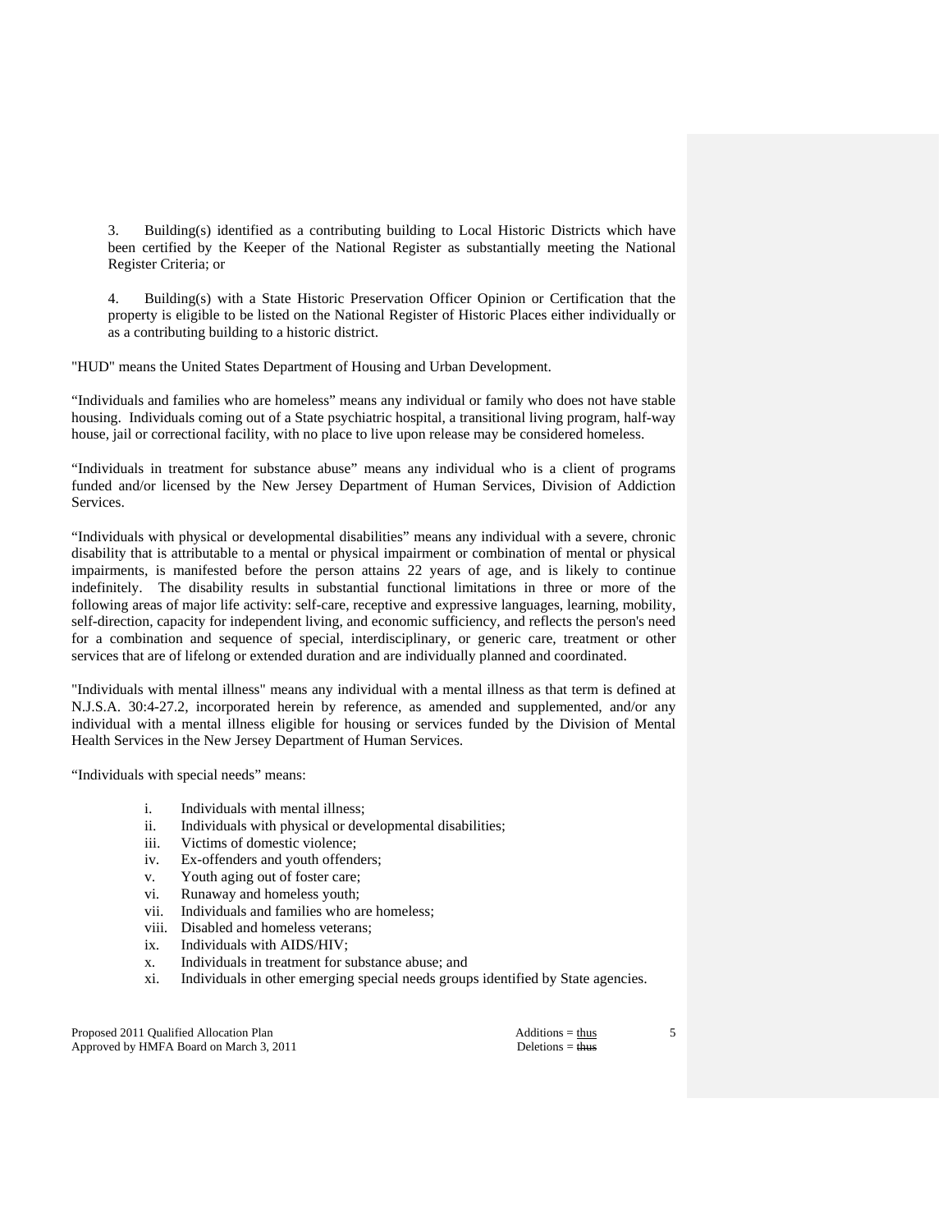3. Building(s) identified as a contributing building to Local Historic Districts which have been certified by the Keeper of the National Register as substantially meeting the National Register Criteria; or

4. Building(s) with a State Historic Preservation Officer Opinion or Certification that the property is eligible to be listed on the National Register of Historic Places either individually or as a contributing building to a historic district.

"HUD" means the United States Department of Housing and Urban Development.

"Individuals and families who are homeless" means any individual or family who does not have stable housing. Individuals coming out of a State psychiatric hospital, a transitional living program, half-way house, jail or correctional facility, with no place to live upon release may be considered homeless.

"Individuals in treatment for substance abuse" means any individual who is a client of programs funded and/or licensed by the New Jersey Department of Human Services, Division of Addiction Services.

"Individuals with physical or developmental disabilities" means any individual with a severe, chronic disability that is attributable to a mental or physical impairment or combination of mental or physical impairments, is manifested before the person attains 22 years of age, and is likely to continue indefinitely. The disability results in substantial functional limitations in three or more of the following areas of major life activity: self-care, receptive and expressive languages, learning, mobility, self-direction, capacity for independent living, and economic sufficiency, and reflects the person's need for a combination and sequence of special, interdisciplinary, or generic care, treatment or other services that are of lifelong or extended duration and are individually planned and coordinated.

"Individuals with mental illness" means any individual with a mental illness as that term is defined at N.J.S.A. 30:4-27.2, incorporated herein by reference, as amended and supplemented, and/or any individual with a mental illness eligible for housing or services funded by the Division of Mental Health Services in the New Jersey Department of Human Services.

"Individuals with special needs" means:

i. Individuals with mental illness;
ii. Individuals with physical or developmental disabilities;
iii. Victims of domestic violence;
iv. Ex-offenders and youth offenders;
v. Youth aging out of foster care;
vi. Runaway and homeless youth;
vii. Individuals and families who are homeless;
viii. Disabled and homeless veterans;
ix. Individuals with AIDS/HIV;
x. Individuals in treatment for substance abuse; and
xi. Individuals in other emerging special needs groups identified by State agencies.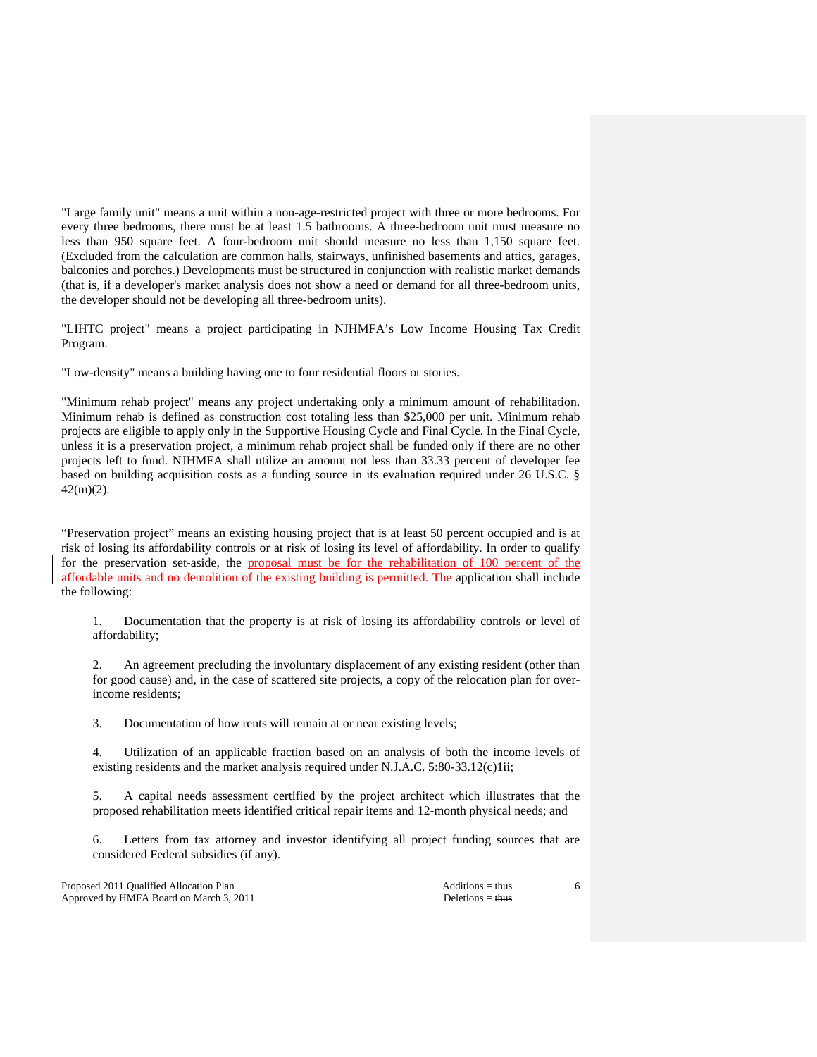"Large family unit" means a unit within a non-age-restricted project with three or more bedrooms. For every three bedrooms, there must be at least 1.5 bathrooms. A three-bedroom unit must measure no less than 950 square feet. A four-bedroom unit should measure no less than 1,150 square feet. (Excluded from the calculation are common halls, stairways, unfinished basements and attics, garages, balconies and porches.) Developments must be structured in conjunction with realistic market demands (that is, if a developer's market analysis does not show a need or demand for all three-bedroom units, the developer should not be developing all three-bedroom units).

"LIHTC project" means a project participating in NJHMFA's Low Income Housing Tax Credit Program.

"Low-density" means a building having one to four residential floors or stories.

"Minimum rehab project" means any project undertaking only a minimum amount of rehabilitation. Minimum rehab is defined as construction cost totaling less than $25,000 per unit. Minimum rehab projects are eligible to apply only in the Supportive Housing Cycle and Final Cycle. In the Final Cycle, unless it is a preservation project, a minimum rehab project shall be funded only if there are no other projects left to fund. NJHMFA shall utilize an amount not less than 33.33 percent of developer fee based on building acquisition costs as a funding source in its evaluation required under 26 U.S.C. § 42(m)(2).

"Preservation project" means an existing housing project that is at least 50 percent occupied and is at risk of losing its affordability controls or at risk of losing its level of affordability. In order to qualify for the preservation set-aside, the proposal must be for the rehabilitation of 100 percent of the affordable units and no demolition of the existing building is permitted. The application shall include the following:

1. Documentation that the property is at risk of losing its affordability controls or level of affordability;

2. An agreement precluding the involuntary displacement of any existing resident (other than for good cause) and, in the case of scattered site projects, a copy of the relocation plan for over-income residents;

3. Documentation of how rents will remain at or near existing levels;

4. Utilization of an applicable fraction based on an analysis of both the income levels of existing residents and the market analysis required under N.J.A.C. 5:80-33.12(c)1ii;

5. A capital needs assessment certified by the project architect which illustrates that the proposed rehabilitation meets identified critical repair items and 12-month physical needs; and

6. Letters from tax attorney and investor identifying all project funding sources that are considered Federal subsidies (if any).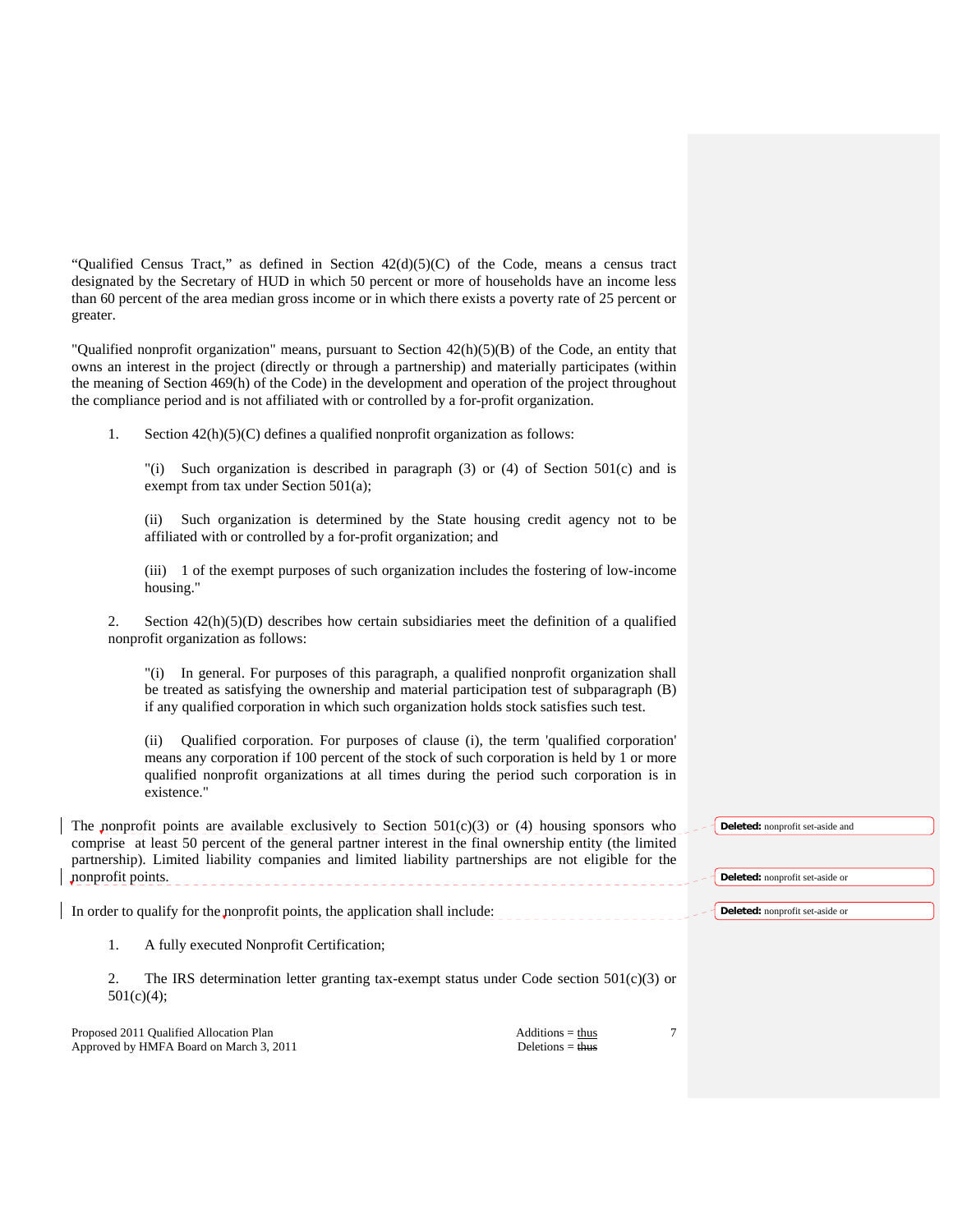"Qualified Census Tract," as defined in Section 42(d)(5)(C) of the Code, means a census tract designated by the Secretary of HUD in which 50 percent or more of households have an income less than 60 percent of the area median gross income or in which there exists a poverty rate of 25 percent or greater.

"Qualified nonprofit organization" means, pursuant to Section 42(h)(5)(B) of the Code, an entity that owns an interest in the project (directly or through a partnership) and materially participates (within the meaning of Section 469(h) of the Code) in the development and operation of the project throughout the compliance period and is not affiliated with or controlled by a for-profit organization.

1. Section 42(h)(5)(C) defines a qualified nonprofit organization as follows:

   "(i) Such organization is described in paragraph (3) or (4) of Section 501(c) and is exempt from tax under Section 501(a);

   (ii) Such organization is determined by the State housing credit agency not to be affiliated with or controlled by a for-profit organization; and

   (iii) 1 of the exempt purposes of such organization includes the fostering of low-income housing."

2. Section 42(h)(5)(D) describes how certain subsidiaries meet the definition of a qualified nonprofit organization as follows:

   "(i) In general. For purposes of this paragraph, a qualified nonprofit organization shall be treated as satisfying the ownership and material participation test of subparagraph (B) if any qualified corporation in which such organization holds stock satisfies such test.

   (ii) Qualified corporation. For purposes of clause (i), the term 'qualified corporation' means any corporation if 100 percent of the stock of such corporation is held by 1 or more qualified nonprofit organizations at all times during the period such corporation is in existence."

The nonprofit points are available exclusively to Section 501(c)(3) or (4) housing sponsors who comprise at least 50 percent of the general partner interest in the final ownership entity (the limited partnership). Limited liability companies and limited liability partnerships are not eligible for the nonprofit points.

In order to qualify for the nonprofit points, the application shall include:

1. A fully executed Nonprofit Certification;

2. The IRS determination letter granting tax-exempt status under Code section 501(c)(3) or 501(c)(4);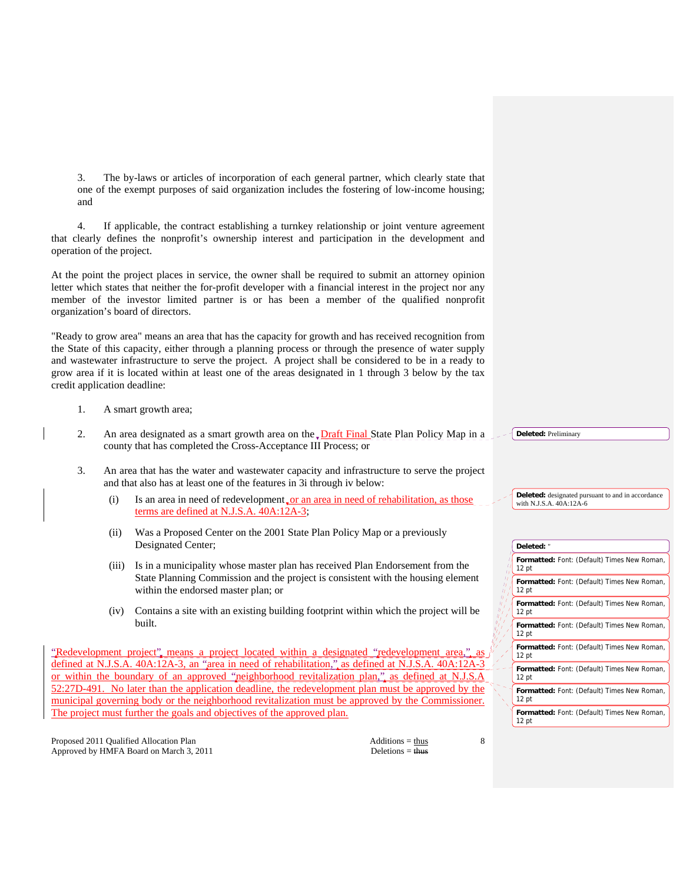3. The by-laws or articles of incorporation of each general partner, which clearly state that one of the exempt purposes of said organization includes the fostering of low-income housing; and

4. If applicable, the contract establishing a turnkey relationship or joint venture agreement that clearly defines the nonprofit's ownership interest and participation in the development and operation of the project.

At the point the project places in service, the owner shall be required to submit an attorney opinion letter which states that neither the for-profit developer with a financial interest in the project nor any member of the investor limited partner is or has been a member of the qualified nonprofit organization's board of directors.

"Ready to grow area" means an area that has the capacity for growth and has received recognition from the State of this capacity, either through a planning process or through the presence of water supply and wastewater infrastructure to serve the project. A project shall be considered to be in a ready to grow area if it is located within at least one of the areas designated in 1 through 3 below by the tax credit application deadline:

1. A smart growth area;

2. An area designated as a smart growth area on the Draft Final State Plan Policy Map in a county that has completed the Cross-Acceptance III Process; or

3. An area that has the water and wastewater capacity and infrastructure to serve the project and that also has at least one of the features in 3i through iv below:

   (i) Is an area in need of redevelopment, or an area in need of rehabilitation, as those terms are defined at N.J.S.A. 40A:12A-3;

   (ii) Was a Proposed Center on the 2001 State Plan Policy Map or a previously Designated Center;

   (iii) Is in a municipality whose master plan has received Plan Endorsement from the State Planning Commission and the project is consistent with the housing element within the endorsed master plan; or

   (iv) Contains a site with an existing building footprint within which the project will be built.

"Redevelopment project", means a project located within a designated "redevelopment area," as defined at N.J.S.A. 40A:12A-3, an "area in need of rehabilitation," as defined at N.J.S.A. 40A:12A-3 or within the boundary of an approved "neighborhood revitalization plan," as defined at N.J.S.A 52:27D-491. No later than the application deadline, the redevelopment plan must be approved by the municipal governing body or the neighborhood revitalization must be approved by the Commissioner. The project must further the goals and objectives of the approved plan.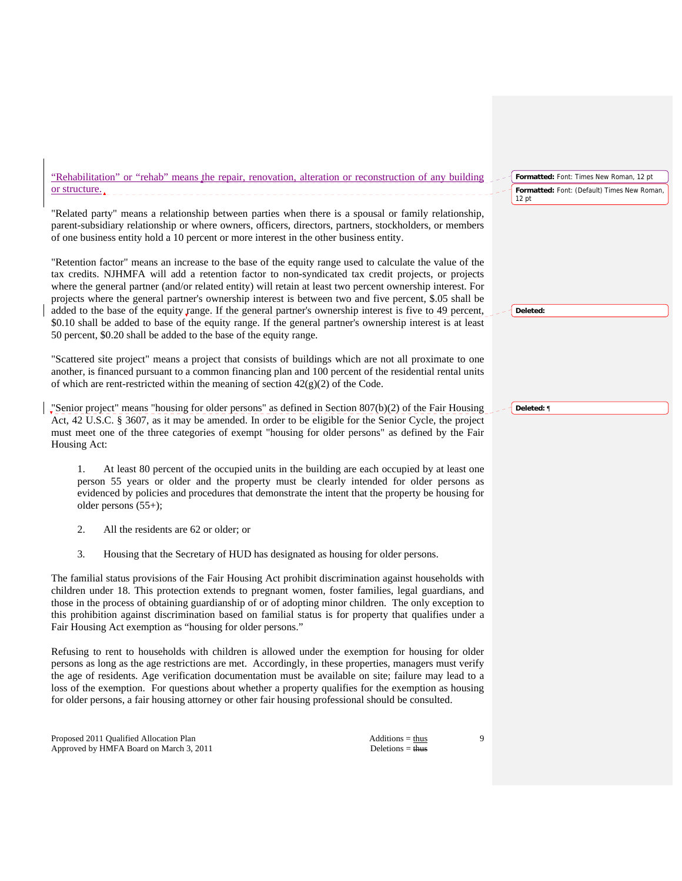"Rehabilitation" or "rehab" means the repair, renovation, alteration or reconstruction of any building or structure.

"Related party" means a relationship between parties when there is a spousal or family relationship, parent-subsidiary relationship or where owners, officers, directors, partners, stockholders, or members of one business entity hold a 10 percent or more interest in the other business entity.

"Retention factor" means an increase to the base of the equity range used to calculate the value of the tax credits. NJHMFA will add a retention factor to non-syndicated tax credit projects, or projects where the general partner (and/or related entity) will retain at least two percent ownership interest. For projects where the general partner's ownership interest is between two and five percent, $.05 shall be added to the base of the equity range. If the general partner's ownership interest is five to 49 percent, $0.10 shall be added to base of the equity range. If the general partner's ownership interest is at least 50 percent, $0.20 shall be added to the base of the equity range.

"Scattered site project" means a project that consists of buildings which are not all proximate to one another, is financed pursuant to a common financing plan and 100 percent of the residential rental units of which are rent-restricted within the meaning of section 42(g)(2) of the Code.

"Senior project" means "housing for older persons" as defined in Section 807(b)(2) of the Fair Housing Act, 42 U.S.C. § 3607, as it may be amended. In order to be eligible for the Senior Cycle, the project must meet one of the three categories of exempt "housing for older persons" as defined by the Fair Housing Act:

1. At least 80 percent of the occupied units in the building are each occupied by at least one person 55 years or older and the property must be clearly intended for older persons as evidenced by policies and procedures that demonstrate the intent that the property be housing for older persons (55+);

2. All the residents are 62 or older; or

3. Housing that the Secretary of HUD has designated as housing for older persons.

The familial status provisions of the Fair Housing Act prohibit discrimination against households with children under 18. This protection extends to pregnant women, foster families, legal guardians, and those in the process of obtaining guardianship of or of adopting minor children. The only exception to this prohibition against discrimination based on familial status is for property that qualifies under a Fair Housing Act exemption as "housing for older persons."

Refusing to rent to households with children is allowed under the exemption for housing for older persons as long as the age restrictions are met. Accordingly, in these properties, managers must verify the age of residents. Age verification documentation must be available on site; failure may lead to a loss of the exemption. For questions about whether a property qualifies for the exemption as housing for older persons, a fair housing attorney or other fair housing professional should be consulted.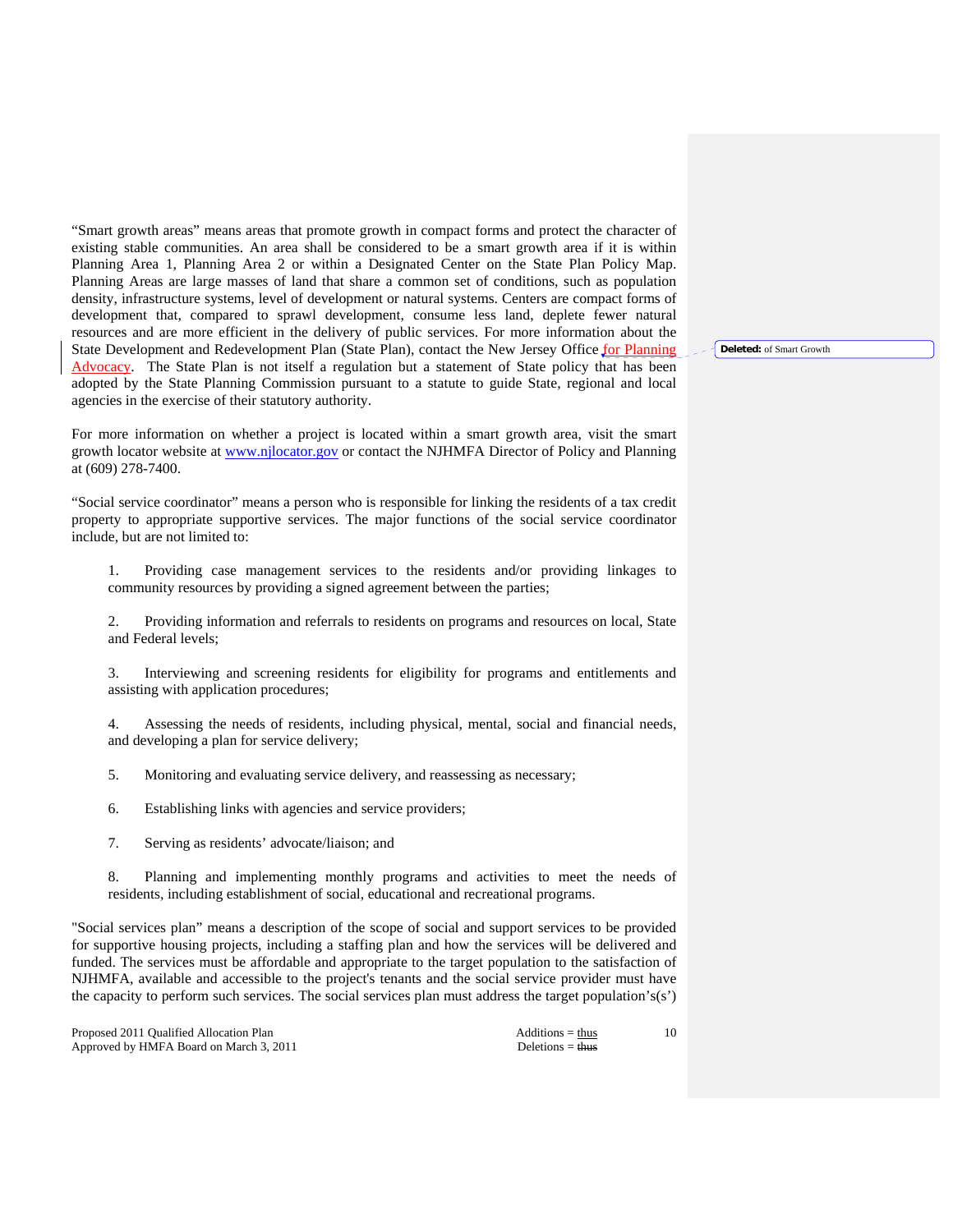"Smart growth areas" means areas that promote growth in compact forms and protect the character of existing stable communities. An area shall be considered to be a smart growth area if it is within Planning Area 1, Planning Area 2 or within a Designated Center on the State Plan Policy Map. Planning Areas are large masses of land that share a common set of conditions, such as population density, infrastructure systems, level of development or natural systems. Centers are compact forms of development that, compared to sprawl development, consume less land, deplete fewer natural resources and are more efficient in the delivery of public services. For more information about the State Development and Redevelopment Plan (State Plan), contact the New Jersey Office for Planning Advocacy. The State Plan is not itself a regulation but a statement of State policy that has been adopted by the State Planning Commission pursuant to a statute to guide State, regional and local agencies in the exercise of their statutory authority.

**Deleted:** of Smart Growth

For more information on whether a project is located within a smart growth area, visit the smart growth locator website at www.njlocator.gov or contact the NJHMFA Director of Policy and Planning at (609) 278-7400.

"Social service coordinator" means a person who is responsible for linking the residents of a tax credit property to appropriate supportive services. The major functions of the social service coordinator include, but are not limited to:

1. Providing case management services to the residents and/or providing linkages to community resources by providing a signed agreement between the parties;

2. Providing information and referrals to residents on programs and resources on local, State and Federal levels;

3. Interviewing and screening residents for eligibility for programs and entitlements and assisting with application procedures;

4. Assessing the needs of residents, including physical, mental, social and financial needs, and developing a plan for service delivery;

5. Monitoring and evaluating service delivery, and reassessing as necessary;

6. Establishing links with agencies and service providers;

7. Serving as residents' advocate/liaison; and

8. Planning and implementing monthly programs and activities to meet the needs of residents, including establishment of social, educational and recreational programs.

"Social services plan" means a description of the scope of social and support services to be provided for supportive housing projects, including a staffing plan and how the services will be delivered and funded. The services must be affordable and appropriate to the target population to the satisfaction of NJHMFA, available and accessible to the project's tenants and the social service provider must have the capacity to perform such services. The social services plan must address the target population's(s')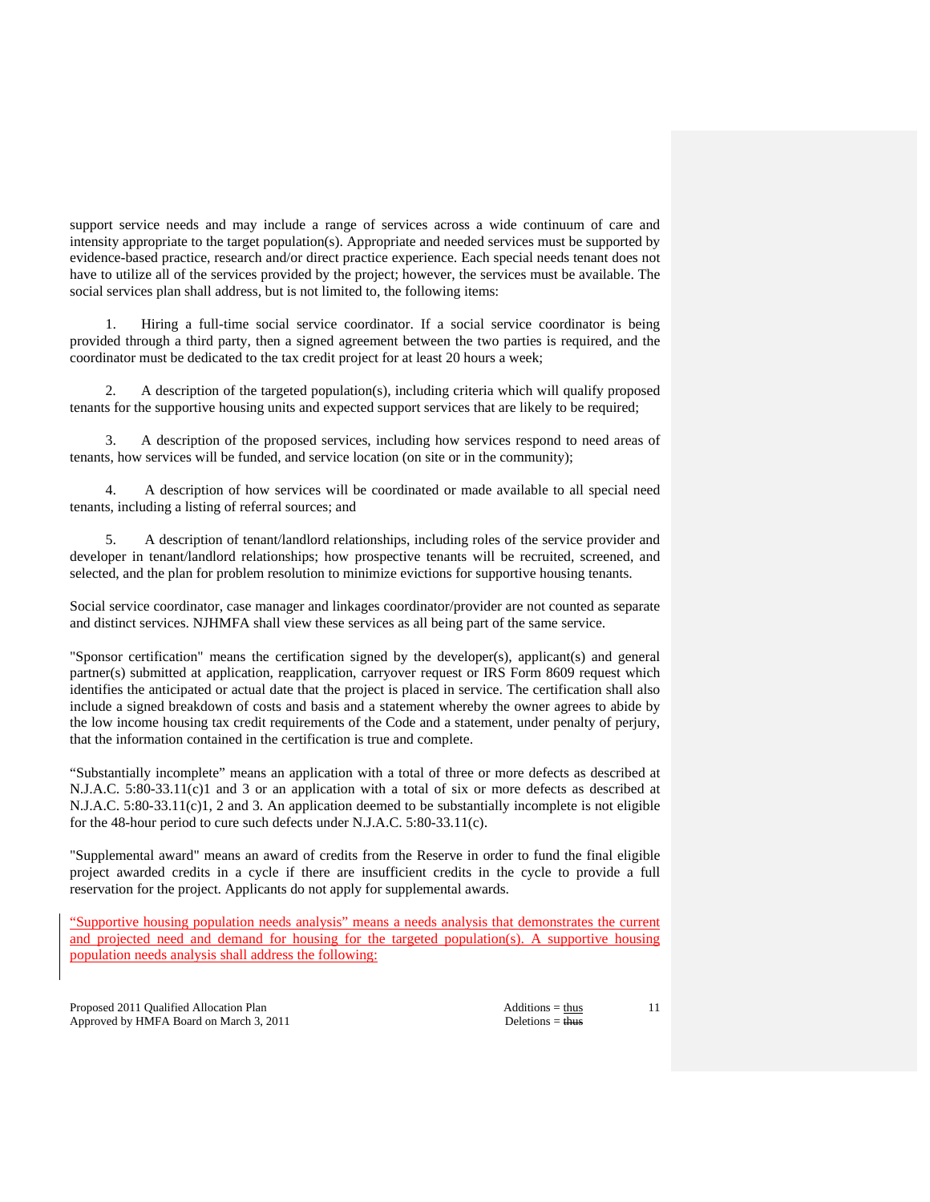support service needs and may include a range of services across a wide continuum of care and intensity appropriate to the target population(s). Appropriate and needed services must be supported by evidence-based practice, research and/or direct practice experience. Each special needs tenant does not have to utilize all of the services provided by the project; however, the services must be available. The social services plan shall address, but is not limited to, the following items:

1. Hiring a full-time social service coordinator. If a social service coordinator is being provided through a third party, then a signed agreement between the two parties is required, and the coordinator must be dedicated to the tax credit project for at least 20 hours a week;

2. A description of the targeted population(s), including criteria which will qualify proposed tenants for the supportive housing units and expected support services that are likely to be required;

3. A description of the proposed services, including how services respond to need areas of tenants, how services will be funded, and service location (on site or in the community);

4. A description of how services will be coordinated or made available to all special need tenants, including a listing of referral sources; and

5. A description of tenant/landlord relationships, including roles of the service provider and developer in tenant/landlord relationships; how prospective tenants will be recruited, screened, and selected, and the plan for problem resolution to minimize evictions for supportive housing tenants.

Social service coordinator, case manager and linkages coordinator/provider are not counted as separate and distinct services. NJHMFA shall view these services as all being part of the same service.

"Sponsor certification" means the certification signed by the developer(s), applicant(s) and general partner(s) submitted at application, reapplication, carryover request or IRS Form 8609 request which identifies the anticipated or actual date that the project is placed in service. The certification shall also include a signed breakdown of costs and basis and a statement whereby the owner agrees to abide by the low income housing tax credit requirements of the Code and a statement, under penalty of perjury, that the information contained in the certification is true and complete.

"Substantially incomplete" means an application with a total of three or more defects as described at N.J.A.C. 5:80-33.11(c)1 and 3 or an application with a total of six or more defects as described at N.J.A.C. 5:80-33.11(c)1, 2 and 3. An application deemed to be substantially incomplete is not eligible for the 48-hour period to cure such defects under N.J.A.C. 5:80-33.11(c).

"Supplemental award" means an award of credits from the Reserve in order to fund the final eligible project awarded credits in a cycle if there are insufficient credits in the cycle to provide a full reservation for the project. Applicants do not apply for supplemental awards.

<u>"Supportive housing population needs analysis" means a needs analysis that demonstrates the current and projected need and demand for housing for the targeted population(s). A supportive housing population needs analysis shall address the following:</u>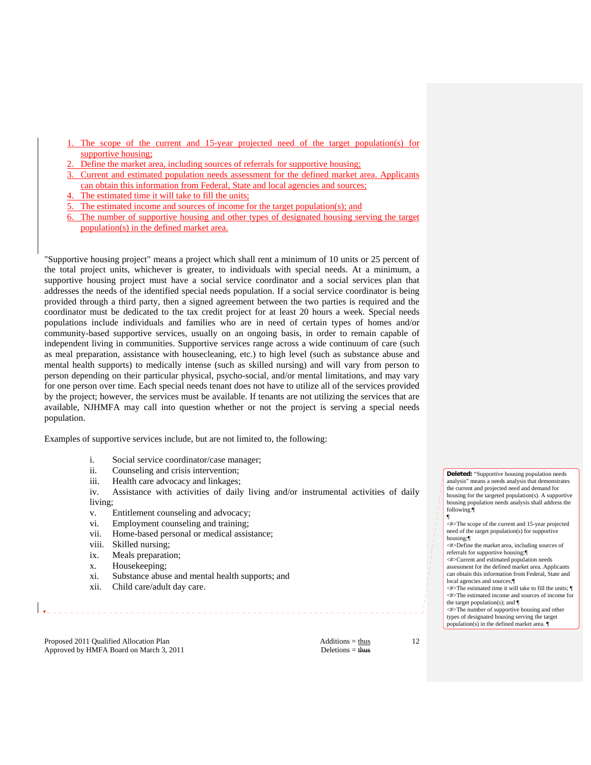1. The scope of the current and 15-year projected need of the target population(s) for supportive housing;
2. Define the market area, including sources of referrals for supportive housing;
3. Current and estimated population needs assessment for the defined market area. Applicants can obtain this information from Federal, State and local agencies and sources;
4. The estimated time it will take to fill the units;
5. The estimated income and sources of income for the target population(s); and
6. The number of supportive housing and other types of designated housing serving the target population(s) in the defined market area.

"Supportive housing project" means a project which shall rent a minimum of 10 units or 25 percent of the total project units, whichever is greater, to individuals with special needs. At a minimum, a supportive housing project must have a social service coordinator and a social services plan that addresses the needs of the identified special needs population. If a social service coordinator is being provided through a third party, then a signed agreement between the two parties is required and the coordinator must be dedicated to the tax credit project for at least 20 hours a week. Special needs populations include individuals and families who are in need of certain types of homes and/or community-based supportive services, usually on an ongoing basis, in order to remain capable of independent living in communities. Supportive services range across a wide continuum of care (such as meal preparation, assistance with housecleaning, etc.) to high level (such as substance abuse and mental health supports) to medically intense (such as skilled nursing) and will vary from person to person depending on their particular physical, psycho-social, and/or mental limitations, and may vary for one person over time. Each special needs tenant does not have to utilize all of the services provided by the project; however, the services must be available. If tenants are not utilizing the services that are available, NJHMFA may call into question whether or not the project is serving a special needs population.

Examples of supportive services include, but are not limited to, the following:

i. Social service coordinator/case manager;
ii. Counseling and crisis intervention;
iii. Health care advocacy and linkages;
iv. Assistance with activities of daily living and/or instrumental activities of daily living;
v. Entitlement counseling and advocacy;
vi. Employment counseling and training;
vii. Home-based personal or medical assistance;
viii. Skilled nursing;
ix. Meals preparation;
x. Housekeeping;
xi. Substance abuse and mental health supports; and
xii. Child care/adult day care.

**Deleted:** "Supportive housing population needs analysis" means a needs analysis that demonstrates the current and projected need and demand for housing for the targeted population(s). A supportive housing population needs analysis shall address the following:

- The scope of the current and 15-year projected need of the target population(s) for supportive housing;
- Define the market area, including sources of referrals for supportive housing;
- Current and estimated population needs assessment for the defined market area. Applicants can obtain this information from Federal, State and local agencies and sources;
- The estimated time it will take to fill the units;
- The estimated income and sources of income for the target population(s); and
- The number of supportive housing and other types of designated housing serving the target population(s) in the defined market area.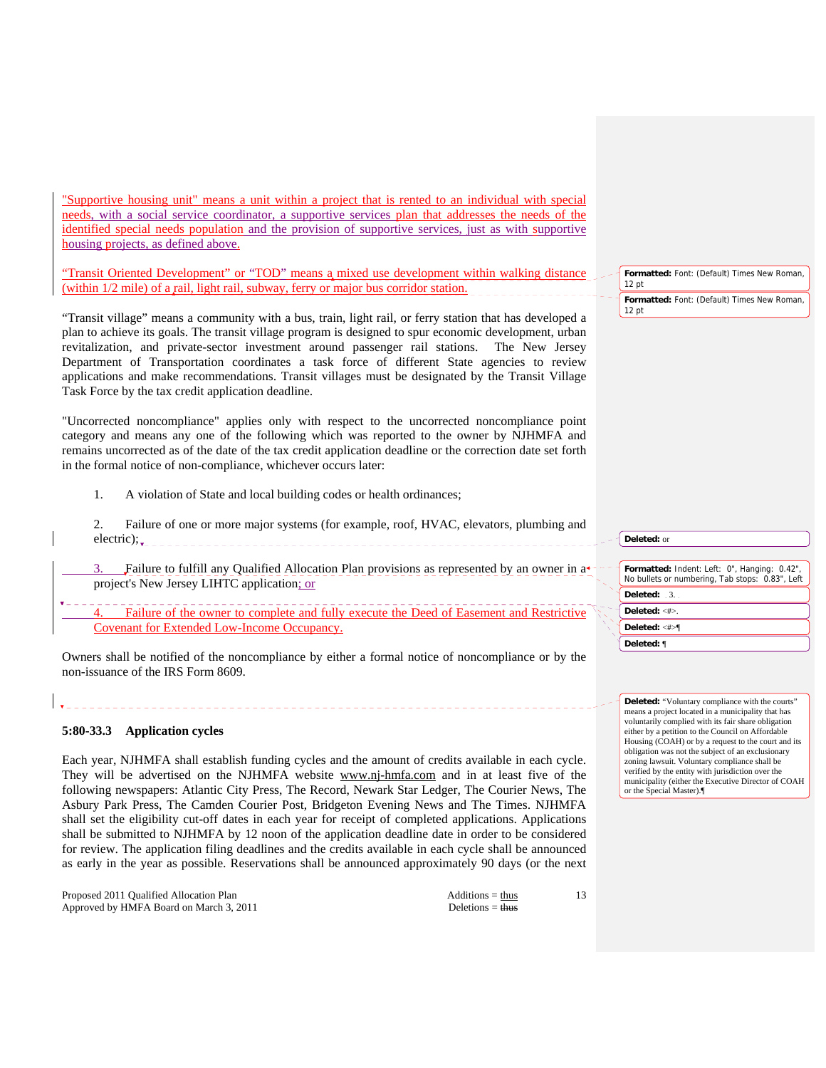"Supportive housing unit" means a unit within a project that is rented to an individual with special needs, with a social service coordinator, a supportive services plan that addresses the needs of the identified special needs population and the provision of supportive services, just as with supportive housing projects, as defined above.

"Transit Oriented Development" or "TOD" means a mixed use development within walking distance (within 1/2 mile) of a rail, light rail, subway, ferry or major bus corridor station.

"Transit village" means a community with a bus, train, light rail, or ferry station that has developed a plan to achieve its goals. The transit village program is designed to spur economic development, urban revitalization, and private-sector investment around passenger rail stations. The New Jersey Department of Transportation coordinates a task force of different State agencies to review applications and make recommendations. Transit villages must be designated by the Transit Village Task Force by the tax credit application deadline.

"Uncorrected noncompliance" applies only with respect to the uncorrected noncompliance point category and means any one of the following which was reported to the owner by NJHMFA and remains uncorrected as of the date of the tax credit application deadline or the correction date set forth in the formal notice of non-compliance, whichever occurs later:

1. A violation of State and local building codes or health ordinances;

2. Failure of one or more major systems (for example, roof, HVAC, elevators, plumbing and electric);

3. Failure to fulfill any Qualified Allocation Plan provisions as represented by an owner in a project's New Jersey LIHTC application; or

4. Failure of the owner to complete and fully execute the Deed of Easement and Restrictive Covenant for Extended Low-Income Occupancy.

Owners shall be notified of the noncompliance by either a formal notice of noncompliance or by the non-issuance of the IRS Form 8609.

### 5:80-33.3 Application cycles

Each year, NJHMFA shall establish funding cycles and the amount of credits available in each cycle. They will be advertised on the NJHMFA website www.nj-hmfa.com and in at least five of the following newspapers: Atlantic City Press, The Record, Newark Star Ledger, The Courier News, The Asbury Park Press, The Camden Courier Post, Bridgeton Evening News and The Times. NJHMFA shall set the eligibility cut-off dates in each year for receipt of completed applications. Applications shall be submitted to NJHMFA by 12 noon of the application deadline date in order to be considered for review. The application filing deadlines and the credits available in each cycle shall be announced as early in the year as possible. Reservations shall be announced approximately 90 days (or the next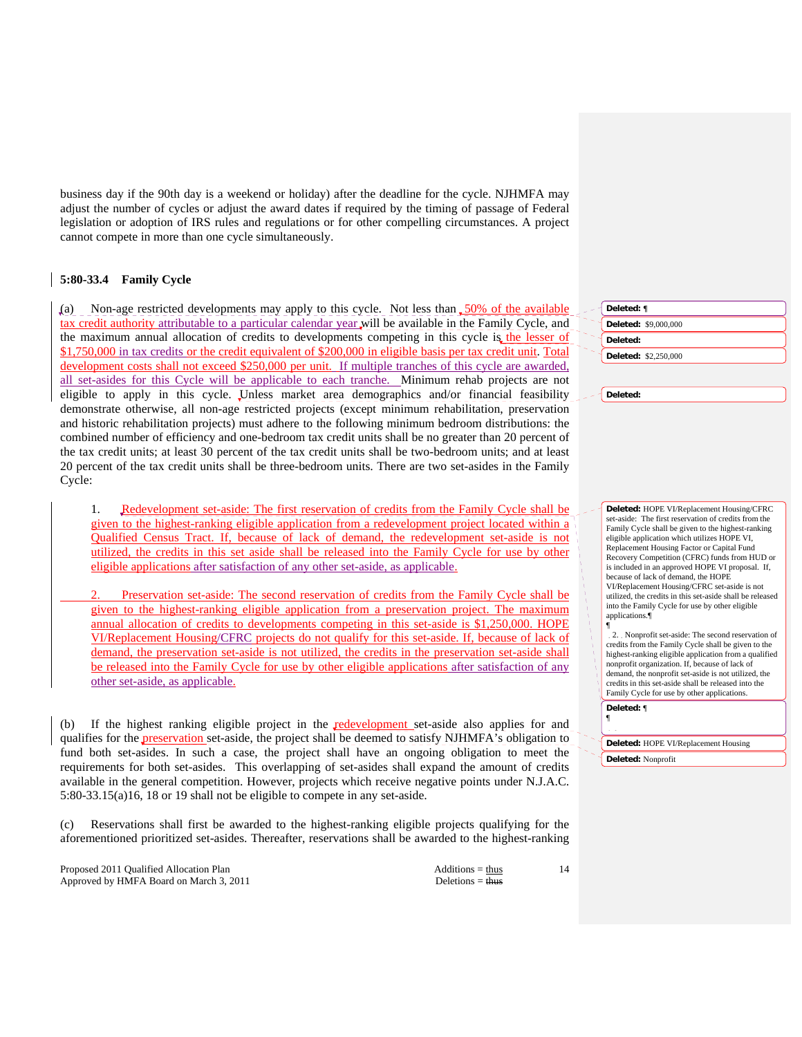business day if the 90th day is a weekend or holiday) after the deadline for the cycle. NJHMFA may adjust the number of cycles or adjust the award dates if required by the timing of passage of Federal legislation or adoption of IRS rules and regulations or for other compelling circumstances. A project cannot compete in more than one cycle simultaneously.

### 5:80-33.4 Family Cycle

(a) Non-age restricted developments may apply to this cycle. Not less than 50% of the available tax credit authority attributable to a particular calendar year will be available in the Family Cycle, and the maximum annual allocation of credits to developments competing in this cycle is the lesser of $1,750,000 in tax credits or the credit equivalent of $200,000 in eligible basis per tax credit unit. Total development costs shall not exceed $250,000 per unit. If multiple tranches of this cycle are awarded, all set-asides for this Cycle will be applicable to each tranche. Minimum rehab projects are not eligible to apply in this cycle. Unless market area demographics and/or financial feasibility demonstrate otherwise, all non-age restricted projects (except minimum rehabilitation, preservation and historic rehabilitation projects) must adhere to the following minimum bedroom distributions: the combined number of efficiency and one-bedroom tax credit units shall be no greater than 20 percent of the tax credit units; at least 30 percent of the tax credit units shall be two-bedroom units; and at least 20 percent of the tax credit units shall be three-bedroom units. There are two set-asides in the Family Cycle:

1. Redevelopment set-aside: The first reservation of credits from the Family Cycle shall be given to the highest-ranking eligible application from a redevelopment project located within a Qualified Census Tract. If, because of lack of demand, the redevelopment set-aside is not utilized, the credits in this set aside shall be released into the Family Cycle for use by other eligible applications after satisfaction of any other set-aside, as applicable.

2. Preservation set-aside: The second reservation of credits from the Family Cycle shall be given to the highest-ranking eligible application from a preservation project. The maximum annual allocation of credits to developments competing in this set-aside is $1,250,000. HOPE VI/Replacement Housing/CFRC projects do not qualify for this set-aside. If, because of lack of demand, the preservation set-aside is not utilized, the credits in the preservation set-aside shall be released into the Family Cycle for use by other eligible applications after satisfaction of any other set-aside, as applicable.

(b) If the highest ranking eligible project in the redevelopment set-aside also applies for and qualifies for the preservation set-aside, the project shall be deemed to satisfy NJHMFA's obligation to fund both set-asides. In such a case, the project shall have an ongoing obligation to meet the requirements for both set-asides. This overlapping of set-asides shall expand the amount of credits available in the general competition. However, projects which receive negative points under N.J.A.C. 5:80-33.15(a)16, 18 or 19 shall not be eligible to compete in any set-aside.

(c) Reservations shall first be awarded to the highest-ranking eligible projects qualifying for the aforementioned prioritized set-asides. Thereafter, reservations shall be awarded to the highest-ranking

Deleted: ¶

Deleted: $9,000,000

Deleted:

Deleted: $2,250,000

Deleted:

Deleted: HOPE VI/Replacement Housing/CFRC set-aside: The first reservation of credits from the Family Cycle shall be given to the highest-ranking eligible application which utilizes HOPE VI, Replacement Housing Factor or Capital Fund Recovery Competition (CFRC) funds from HUD or is included in an approved HOPE VI proposal. If, because of lack of demand, the HOPE VI/Replacement Housing/CFRC set-aside is not utilized, the credits in this set-aside shall be released into the Family Cycle for use by other eligible applications.¶
¶
2. Nonprofit set-aside: The second reservation of credits from the Family Cycle shall be given to the highest-ranking eligible application from a qualified nonprofit organization. If, because of lack of demand, the nonprofit set-aside is not utilized, the credits in this set-aside shall be released into the Family Cycle for use by other applications.

Deleted: ¶
¶

Deleted: HOPE VI/Replacement Housing

Deleted: Nonprofit

Proposed 2011 Qualified Allocation Plan
Approved by HMFA Board on March 3, 2011

Additions = thus
Deletions = ~~thus~~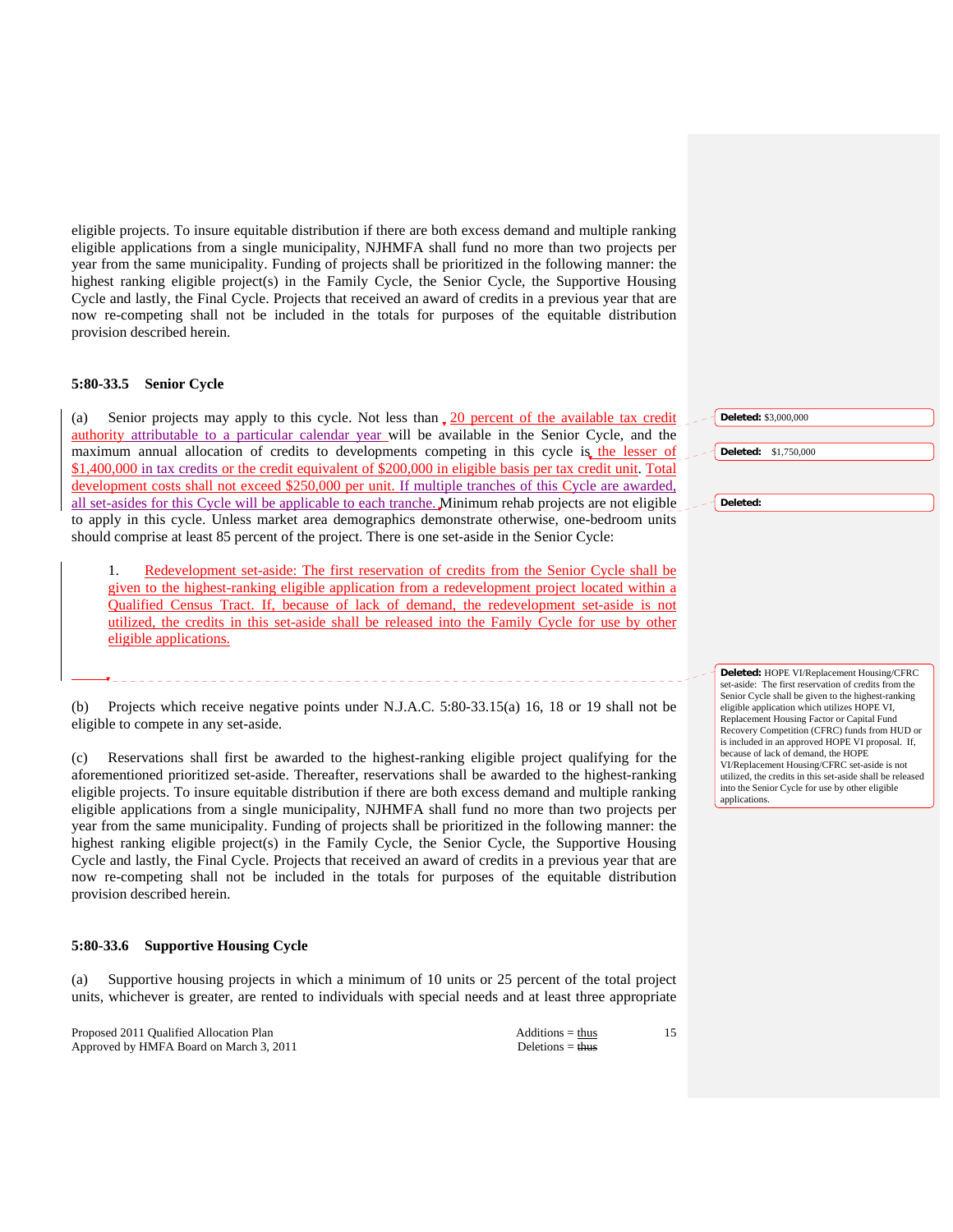eligible projects. To insure equitable distribution if there are both excess demand and multiple ranking eligible applications from a single municipality, NJHMFA shall fund no more than two projects per year from the same municipality. Funding of projects shall be prioritized in the following manner: the highest ranking eligible project(s) in the Family Cycle, the Senior Cycle, the Supportive Housing Cycle and lastly, the Final Cycle. Projects that received an award of credits in a previous year that are now re-competing shall not be included in the totals for purposes of the equitable distribution provision described herein.

**5:80-33.5 Senior Cycle**

(a) Senior projects may apply to this cycle. Not less than 20 percent of the available tax credit authority attributable to a particular calendar year will be available in the Senior Cycle, and the maximum annual allocation of credits to developments competing in this cycle is the lesser of $1,400,000 in tax credits or the credit equivalent of $200,000 in eligible basis per tax credit unit. Total development costs shall not exceed $250,000 per unit. If multiple tranches of this Cycle are awarded, all set-asides for this Cycle will be applicable to each tranche. Minimum rehab projects are not eligible to apply in this cycle. Unless market area demographics demonstrate otherwise, one-bedroom units should comprise at least 85 percent of the project. There is one set-aside in the Senior Cycle:

1. Redevelopment set-aside: The first reservation of credits from the Senior Cycle shall be given to the highest-ranking eligible application from a redevelopment project located within a Qualified Census Tract. If, because of lack of demand, the redevelopment set-aside is not utilized, the credits in this set-aside shall be released into the Family Cycle for use by other eligible applications.

(b) Projects which receive negative points under N.J.A.C. 5:80-33.15(a) 16, 18 or 19 shall not be eligible to compete in any set-aside.

(c) Reservations shall first be awarded to the highest-ranking eligible project qualifying for the aforementioned prioritized set-aside. Thereafter, reservations shall be awarded to the highest-ranking eligible projects. To insure equitable distribution if there are both excess demand and multiple ranking eligible applications from a single municipality, NJHMFA shall fund no more than two projects per year from the same municipality. Funding of projects shall be prioritized in the following manner: the highest ranking eligible project(s) in the Family Cycle, the Senior Cycle, the Supportive Housing Cycle and lastly, the Final Cycle. Projects that received an award of credits in a previous year that are now re-competing shall not be included in the totals for purposes of the equitable distribution provision described herein.

**5:80-33.6 Supportive Housing Cycle**

(a) Supportive housing projects in which a minimum of 10 units or 25 percent of the total project units, whichever is greater, are rented to individuals with special needs and at least three appropriate

**Deleted:** $3,000,000

**Deleted:** $1,750,000

**Deleted:**

**Deleted:** HOPE VI/Replacement Housing/CFRC set-aside: The first reservation of credits from the Senior Cycle shall be given to the highest-ranking eligible application which utilizes HOPE VI, Replacement Housing Factor or Capital Fund Recovery Competition (CFRC) funds from HUD or is included in an approved HOPE VI proposal. If, because of lack of demand, the HOPE VI/Replacement Housing/CFRC set-aside is not utilized, the credits in this set-aside shall be released into the Senior Cycle for use by other eligible applications.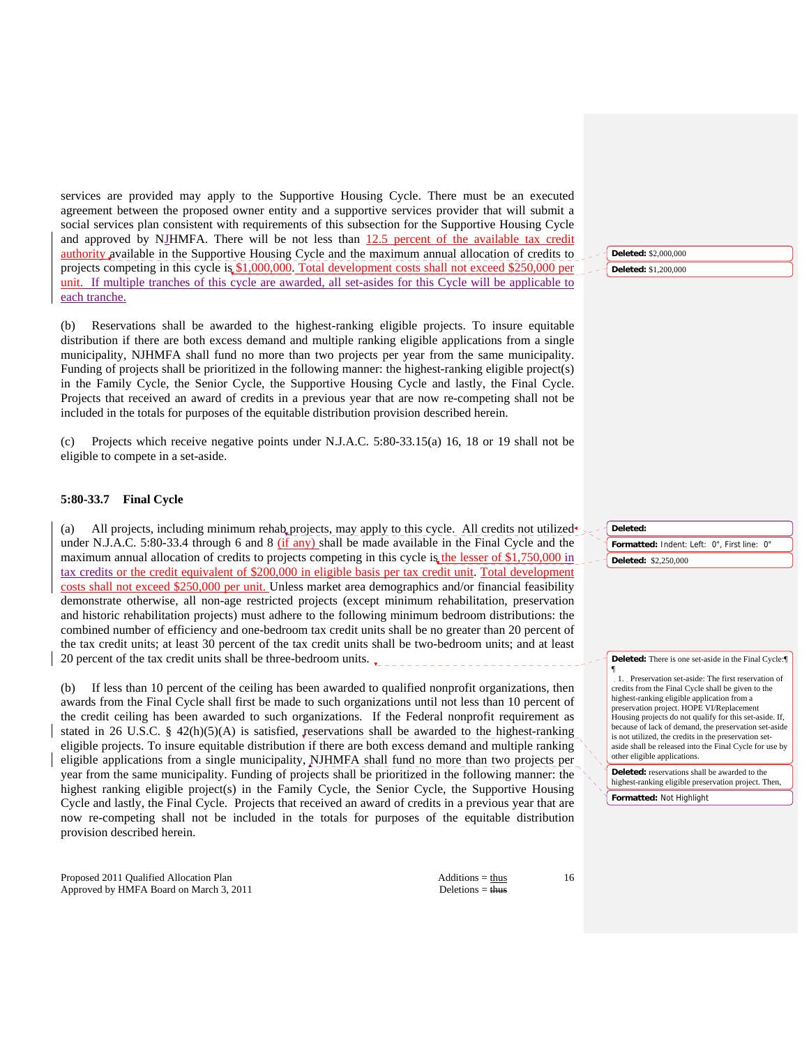services are provided may apply to the Supportive Housing Cycle. There must be an executed agreement between the proposed owner entity and a supportive services provider that will submit a social services plan consistent with requirements of this subsection for the Supportive Housing Cycle and approved by NJHMFA. There will be not less than 12.5 percent of the available tax credit authority available in the Supportive Housing Cycle and the maximum annual allocation of credits to projects competing in this cycle is $1,000,000. Total development costs shall not exceed $250,000 per unit. If multiple tranches of this cycle are awarded, all set-asides for this Cycle will be applicable to each tranche.

(b) Reservations shall be awarded to the highest-ranking eligible projects. To insure equitable distribution if there are both excess demand and multiple ranking eligible applications from a single municipality, NJHMFA shall fund no more than two projects per year from the same municipality. Funding of projects shall be prioritized in the following manner: the highest-ranking eligible project(s) in the Family Cycle, the Senior Cycle, the Supportive Housing Cycle and lastly, the Final Cycle. Projects that received an award of credits in a previous year that are now re-competing shall not be included in the totals for purposes of the equitable distribution provision described herein.

(c) Projects which receive negative points under N.J.A.C. 5:80-33.15(a) 16, 18 or 19 shall not be eligible to compete in a set-aside.

**5:80-33.7 Final Cycle**

(a) All projects, including minimum rehab projects, may apply to this cycle. All credits not utilized under N.J.A.C. 5:80-33.4 through 6 and 8 (if any) shall be made available in the Final Cycle and the maximum annual allocation of credits to projects competing in this cycle is the lesser of $1,750,000 in tax credits or the credit equivalent of $200,000 in eligible basis per tax credit unit. Total development costs shall not exceed $250,000 per unit. Unless market area demographics and/or financial feasibility demonstrate otherwise, all non-age restricted projects (except minimum rehabilitation, preservation and historic rehabilitation projects) must adhere to the following minimum bedroom distributions: the combined number of efficiency and one-bedroom tax credit units shall be no greater than 20 percent of the tax credit units; at least 30 percent of the tax credit units shall be two-bedroom units; and at least 20 percent of the tax credit units shall be three-bedroom units.

(b) If less than 10 percent of the ceiling has been awarded to qualified nonprofit organizations, then awards from the Final Cycle shall first be made to such organizations until not less than 10 percent of the credit ceiling has been awarded to such organizations. If the Federal nonprofit requirement as stated in 26 U.S.C. § 42(h)(5)(A) is satisfied, reservations shall be awarded to the highest-ranking eligible projects. To insure equitable distribution if there are both excess demand and multiple ranking eligible applications from a single municipality, NJHMFA shall fund no more than two projects per year from the same municipality. Funding of projects shall be prioritized in the following manner: the highest ranking eligible project(s) in the Family Cycle, the Senior Cycle, the Supportive Housing Cycle and lastly, the Final Cycle. Projects that received an award of credits in a previous year that are now re-competing shall not be included in the totals for purposes of the equitable distribution provision described herein.

**Deleted:** $2,000,000

**Deleted:** $1,200,000

**Deleted:**

**Formatted:** Indent: Left: 0", First line: 0"

**Deleted:** $2,250,000

**Deleted:** There is one set-aside in the Final Cycle:

1. Preservation set-aside: The first reservation of credits from the Final Cycle shall be given to the highest-ranking eligible application from a preservation project. HOPE VI/Replacement Housing projects do not qualify for this set-aside. If, because of lack of demand, the preservation set-aside is not utilized, the credits in the preservation set-aside shall be released into the Final Cycle for use by other eligible applications.

**Deleted:** reservations shall be awarded to the highest-ranking eligible preservation project. Then,

**Formatted:** Not Highlight

Proposed 2011 Qualified Allocation Plan
Approved by HMFA Board on March 3, 2011

Additions = thus
Deletions = ~~thus~~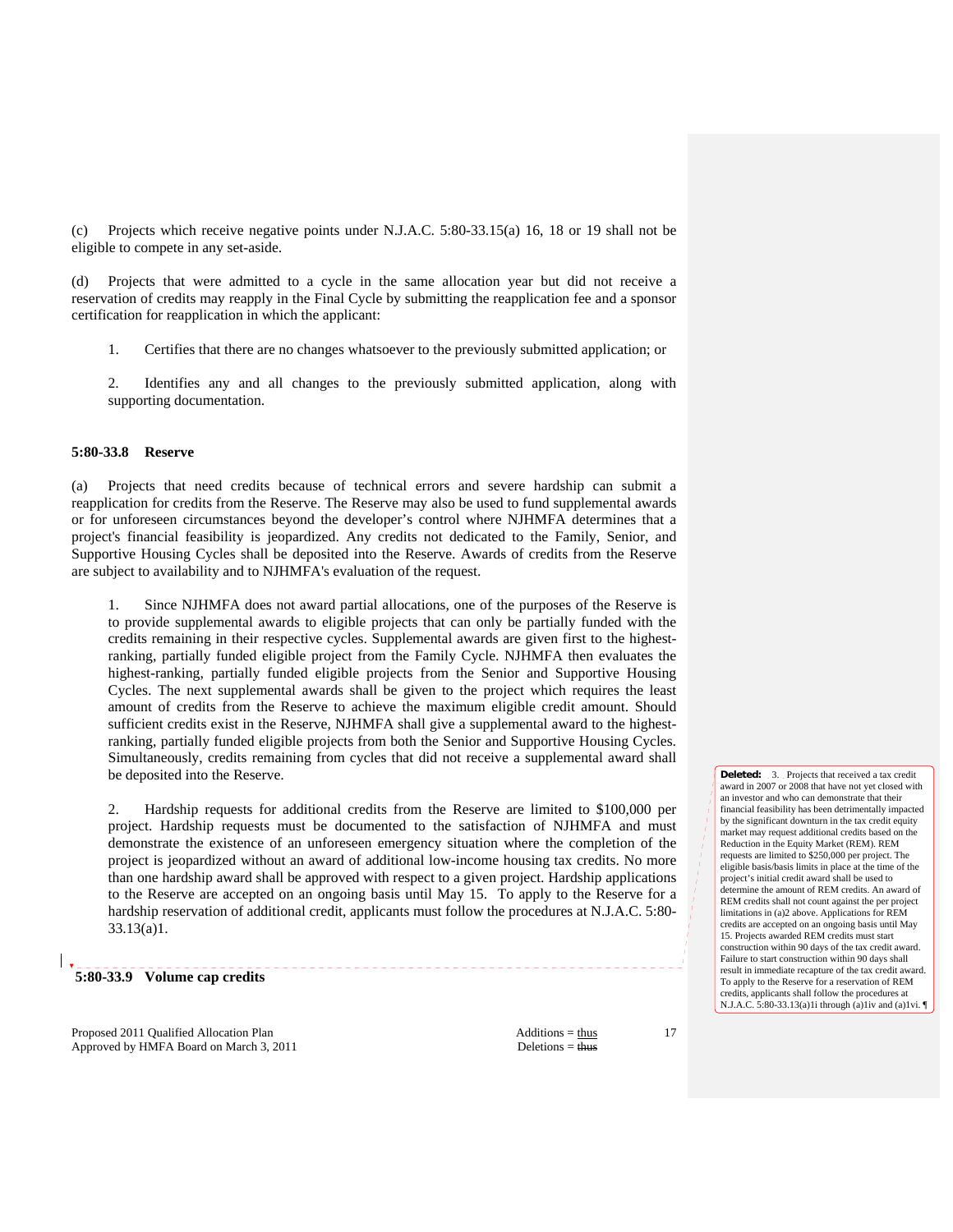(c) Projects which receive negative points under N.J.A.C. 5:80-33.15(a) 16, 18 or 19 shall not be eligible to compete in any set-aside.

(d) Projects that were admitted to a cycle in the same allocation year but did not receive a reservation of credits may reapply in the Final Cycle by submitting the reapplication fee and a sponsor certification for reapplication in which the applicant:

1. Certifies that there are no changes whatsoever to the previously submitted application; or

2. Identifies any and all changes to the previously submitted application, along with supporting documentation.

### 5:80-33.8 Reserve

(a) Projects that need credits because of technical errors and severe hardship can submit a reapplication for credits from the Reserve. The Reserve may also be used to fund supplemental awards or for unforeseen circumstances beyond the developer's control where NJHMFA determines that a project's financial feasibility is jeopardized. Any credits not dedicated to the Family, Senior, and Supportive Housing Cycles shall be deposited into the Reserve. Awards of credits from the Reserve are subject to availability and to NJHMFA's evaluation of the request.

1. Since NJHMFA does not award partial allocations, one of the purposes of the Reserve is to provide supplemental awards to eligible projects that can only be partially funded with the credits remaining in their respective cycles. Supplemental awards are given first to the highest-ranking, partially funded eligible project from the Family Cycle. NJHMFA then evaluates the highest-ranking, partially funded eligible projects from the Senior and Supportive Housing Cycles. The next supplemental awards shall be given to the project which requires the least amount of credits from the Reserve to achieve the maximum eligible credit amount. Should sufficient credits exist in the Reserve, NJHMFA shall give a supplemental award to the highest-ranking, partially funded eligible projects from both the Senior and Supportive Housing Cycles. Simultaneously, credits remaining from cycles that did not receive a supplemental award shall be deposited into the Reserve.

2. Hardship requests for additional credits from the Reserve are limited to $100,000 per project. Hardship requests must be documented to the satisfaction of NJHMFA and must demonstrate the existence of an unforeseen emergency situation where the completion of the project is jeopardized without an award of additional low-income housing tax credits. No more than one hardship award shall be approved with respect to a given project. Hardship applications to the Reserve are accepted on an ongoing basis until May 15. To apply to the Reserve for a hardship reservation of additional credit, applicants must follow the procedures at N.J.A.C. 5:80-33.13(a)1.

**Deleted:** 3. Projects that received a tax credit award in 2007 or 2008 that have not yet closed with an investor and who can demonstrate that their financial feasibility has been detrimentally impacted by the significant downturn in the tax credit equity market may request additional credits based on the Reduction in the Equity Market (REM). REM requests are limited to $250,000 per project. The eligible basis/basis limits in place at the time of the project's initial credit award shall be used to determine the amount of REM credits. An award of REM credits shall not count against the per project limitations in (a)2 above. Applications for REM credits are accepted on an ongoing basis until May 15. Projects awarded REM credits must start construction within 90 days of the tax credit award. Failure to start construction within 90 days shall result in immediate recapture of the tax credit award. To apply to the Reserve for a reservation of REM credits, applicants shall follow the procedures at N.J.A.C. 5:80-33.13(a)1i through (a)1iv and (a)1vi.

### 5:80-33.9 Volume cap credits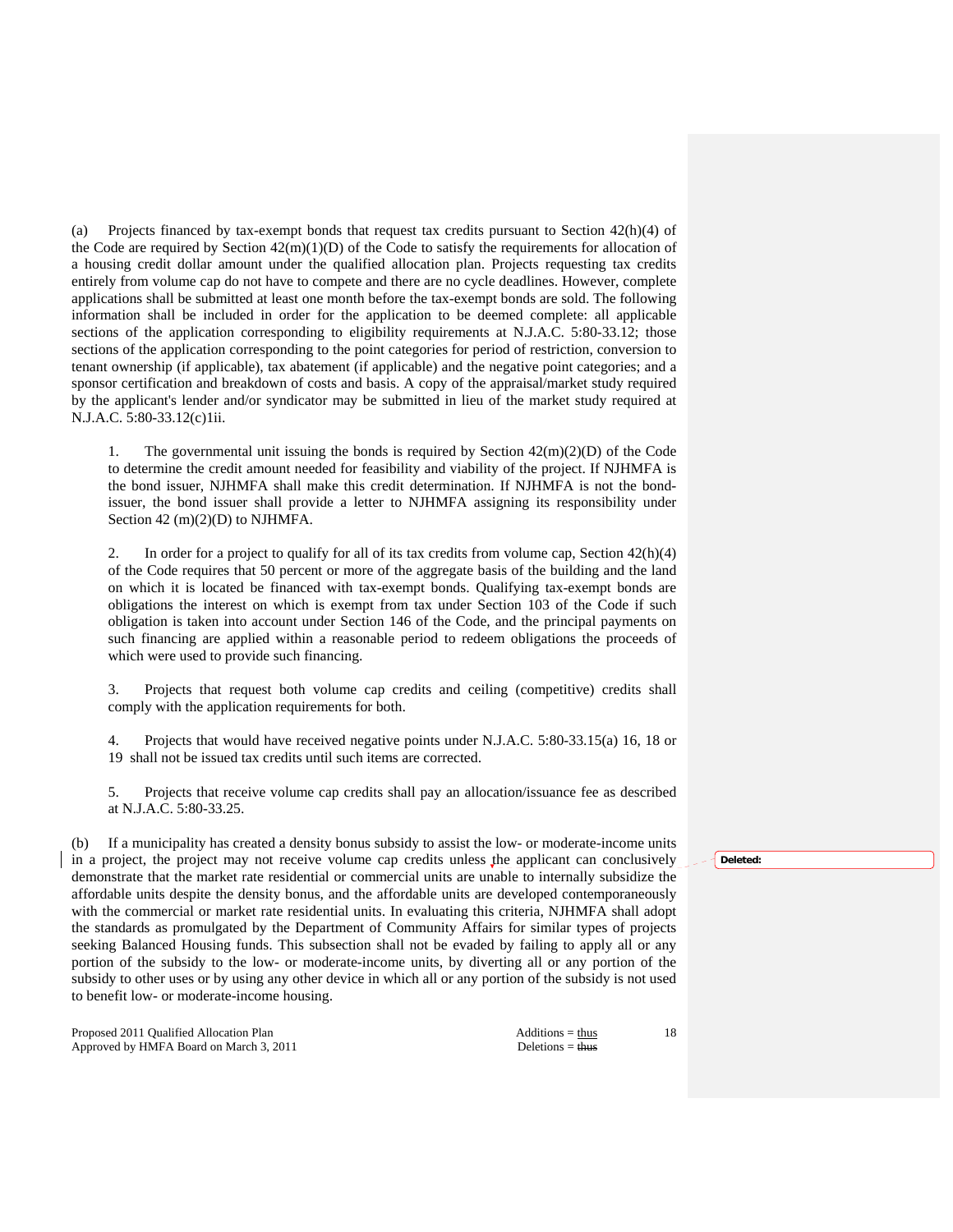(a) Projects financed by tax-exempt bonds that request tax credits pursuant to Section 42(h)(4) of the Code are required by Section 42(m)(1)(D) of the Code to satisfy the requirements for allocation of a housing credit dollar amount under the qualified allocation plan. Projects requesting tax credits entirely from volume cap do not have to compete and there are no cycle deadlines. However, complete applications shall be submitted at least one month before the tax-exempt bonds are sold. The following information shall be included in order for the application to be deemed complete: all applicable sections of the application corresponding to eligibility requirements at N.J.A.C. 5:80-33.12; those sections of the application corresponding to the point categories for period of restriction, conversion to tenant ownership (if applicable), tax abatement (if applicable) and the negative point categories; and a sponsor certification and breakdown of costs and basis. A copy of the appraisal/market study required by the applicant's lender and/or syndicator may be submitted in lieu of the market study required at N.J.A.C. 5:80-33.12(c)1ii.

1. The governmental unit issuing the bonds is required by Section 42(m)(2)(D) of the Code to determine the credit amount needed for feasibility and viability of the project. If NJHMFA is the bond issuer, NJHMFA shall make this credit determination. If NJHMFA is not the bond-issuer, the bond issuer shall provide a letter to NJHMFA assigning its responsibility under Section 42 (m)(2)(D) to NJHMFA.

2. In order for a project to qualify for all of its tax credits from volume cap, Section 42(h)(4) of the Code requires that 50 percent or more of the aggregate basis of the building and the land on which it is located be financed with tax-exempt bonds. Qualifying tax-exempt bonds are obligations the interest on which is exempt from tax under Section 103 of the Code if such obligation is taken into account under Section 146 of the Code, and the principal payments on such financing are applied within a reasonable period to redeem obligations the proceeds of which were used to provide such financing.

3. Projects that request both volume cap credits and ceiling (competitive) credits shall comply with the application requirements for both.

4. Projects that would have received negative points under N.J.A.C. 5:80-33.15(a) 16, 18 or 19 shall not be issued tax credits until such items are corrected.

5. Projects that receive volume cap credits shall pay an allocation/issuance fee as described at N.J.A.C. 5:80-33.25.

(b) If a municipality has created a density bonus subsidy to assist the low- or moderate-income units in a project, the project may not receive volume cap credits unless the applicant can conclusively demonstrate that the market rate residential or commercial units are unable to internally subsidize the affordable units despite the density bonus, and the affordable units are developed contemporaneously with the commercial or market rate residential units. In evaluating this criteria, NJHMFA shall adopt the standards as promulgated by the Department of Community Affairs for similar types of projects seeking Balanced Housing funds. This subsection shall not be evaded by failing to apply all or any portion of the subsidy to the low- or moderate-income units, by diverting all or any portion of the subsidy to other uses or by using any other device in which all or any portion of the subsidy is not used to benefit low- or moderate-income housing.

**Deleted:**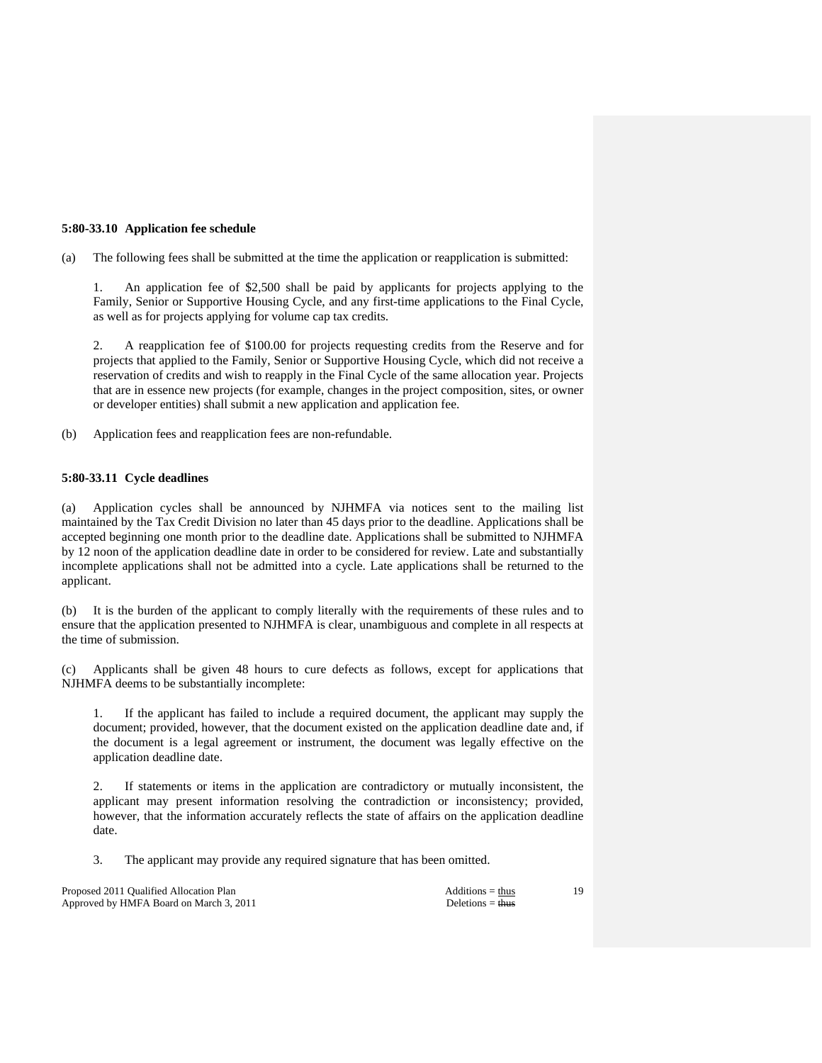### 5:80-33.10 Application fee schedule

(a) The following fees shall be submitted at the time the application or reapplication is submitted:

1. An application fee of $2,500 shall be paid by applicants for projects applying to the Family, Senior or Supportive Housing Cycle, and any first-time applications to the Final Cycle, as well as for projects applying for volume cap tax credits.

2. A reapplication fee of $100.00 for projects requesting credits from the Reserve and for projects that applied to the Family, Senior or Supportive Housing Cycle, which did not receive a reservation of credits and wish to reapply in the Final Cycle of the same allocation year. Projects that are in essence new projects (for example, changes in the project composition, sites, or owner or developer entities) shall submit a new application and application fee.

(b) Application fees and reapplication fees are non-refundable.

### 5:80-33.11 Cycle deadlines

(a) Application cycles shall be announced by NJHMFA via notices sent to the mailing list maintained by the Tax Credit Division no later than 45 days prior to the deadline. Applications shall be accepted beginning one month prior to the deadline date. Applications shall be submitted to NJHMFA by 12 noon of the application deadline date in order to be considered for review. Late and substantially incomplete applications shall not be admitted into a cycle. Late applications shall be returned to the applicant.

(b) It is the burden of the applicant to comply literally with the requirements of these rules and to ensure that the application presented to NJHMFA is clear, unambiguous and complete in all respects at the time of submission.

(c) Applicants shall be given 48 hours to cure defects as follows, except for applications that NJHMFA deems to be substantially incomplete:

1. If the applicant has failed to include a required document, the applicant may supply the document; provided, however, that the document existed on the application deadline date and, if the document is a legal agreement or instrument, the document was legally effective on the application deadline date.

2. If statements or items in the application are contradictory or mutually inconsistent, the applicant may present information resolving the contradiction or inconsistency; provided, however, that the information accurately reflects the state of affairs on the application deadline date.

3. The applicant may provide any required signature that has been omitted.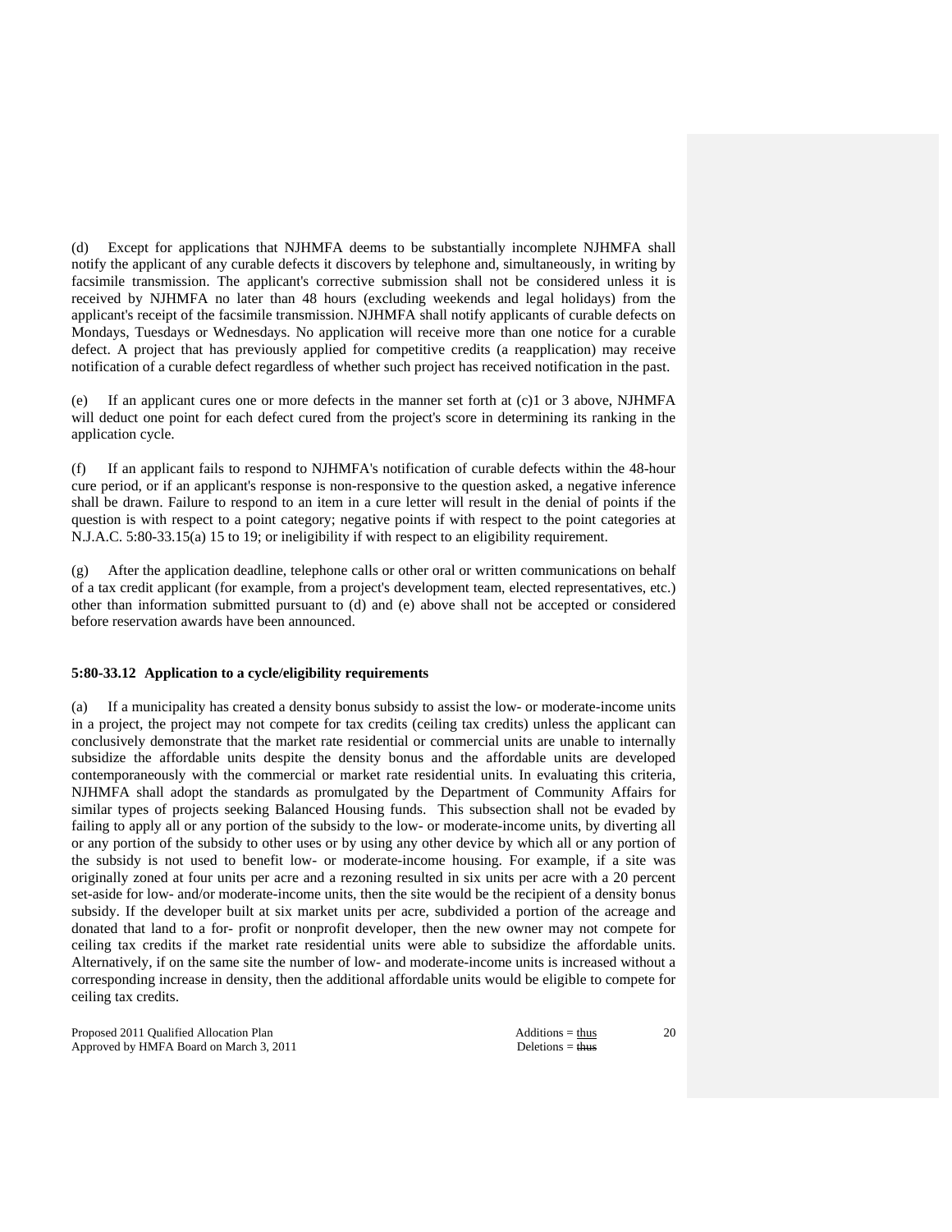(d) Except for applications that NJHMFA deems to be substantially incomplete NJHMFA shall notify the applicant of any curable defects it discovers by telephone and, simultaneously, in writing by facsimile transmission. The applicant's corrective submission shall not be considered unless it is received by NJHMFA no later than 48 hours (excluding weekends and legal holidays) from the applicant's receipt of the facsimile transmission. NJHMFA shall notify applicants of curable defects on Mondays, Tuesdays or Wednesdays. No application will receive more than one notice for a curable defect. A project that has previously applied for competitive credits (a reapplication) may receive notification of a curable defect regardless of whether such project has received notification in the past.

(e) If an applicant cures one or more defects in the manner set forth at (c)1 or 3 above, NJHMFA will deduct one point for each defect cured from the project's score in determining its ranking in the application cycle.

(f) If an applicant fails to respond to NJHMFA's notification of curable defects within the 48-hour cure period, or if an applicant's response is non-responsive to the question asked, a negative inference shall be drawn. Failure to respond to an item in a cure letter will result in the denial of points if the question is with respect to a point category; negative points if with respect to the point categories at N.J.A.C. 5:80-33.15(a) 15 to 19; or ineligibility if with respect to an eligibility requirement.

(g) After the application deadline, telephone calls or other oral or written communications on behalf of a tax credit applicant (for example, from a project's development team, elected representatives, etc.) other than information submitted pursuant to (d) and (e) above shall not be accepted or considered before reservation awards have been announced.

**5:80-33.12 Application to a cycle/eligibility requirements**

(a) If a municipality has created a density bonus subsidy to assist the low- or moderate-income units in a project, the project may not compete for tax credits (ceiling tax credits) unless the applicant can conclusively demonstrate that the market rate residential or commercial units are unable to internally subsidize the affordable units despite the density bonus and the affordable units are developed contemporaneously with the commercial or market rate residential units. In evaluating this criteria, NJHMFA shall adopt the standards as promulgated by the Department of Community Affairs for similar types of projects seeking Balanced Housing funds. This subsection shall not be evaded by failing to apply all or any portion of the subsidy to the low- or moderate-income units, by diverting all or any portion of the subsidy to other uses or by using any other device by which all or any portion of the subsidy is not used to benefit low- or moderate-income housing. For example, if a site was originally zoned at four units per acre and a rezoning resulted in six units per acre with a 20 percent set-aside for low- and/or moderate-income units, then the site would be the recipient of a density bonus subsidy. If the developer built at six market units per acre, subdivided a portion of the acreage and donated that land to a for- profit or nonprofit developer, then the new owner may not compete for ceiling tax credits if the market rate residential units were able to subsidize the affordable units. Alternatively, if on the same site the number of low- and moderate-income units is increased without a corresponding increase in density, then the additional affordable units would be eligible to compete for ceiling tax credits.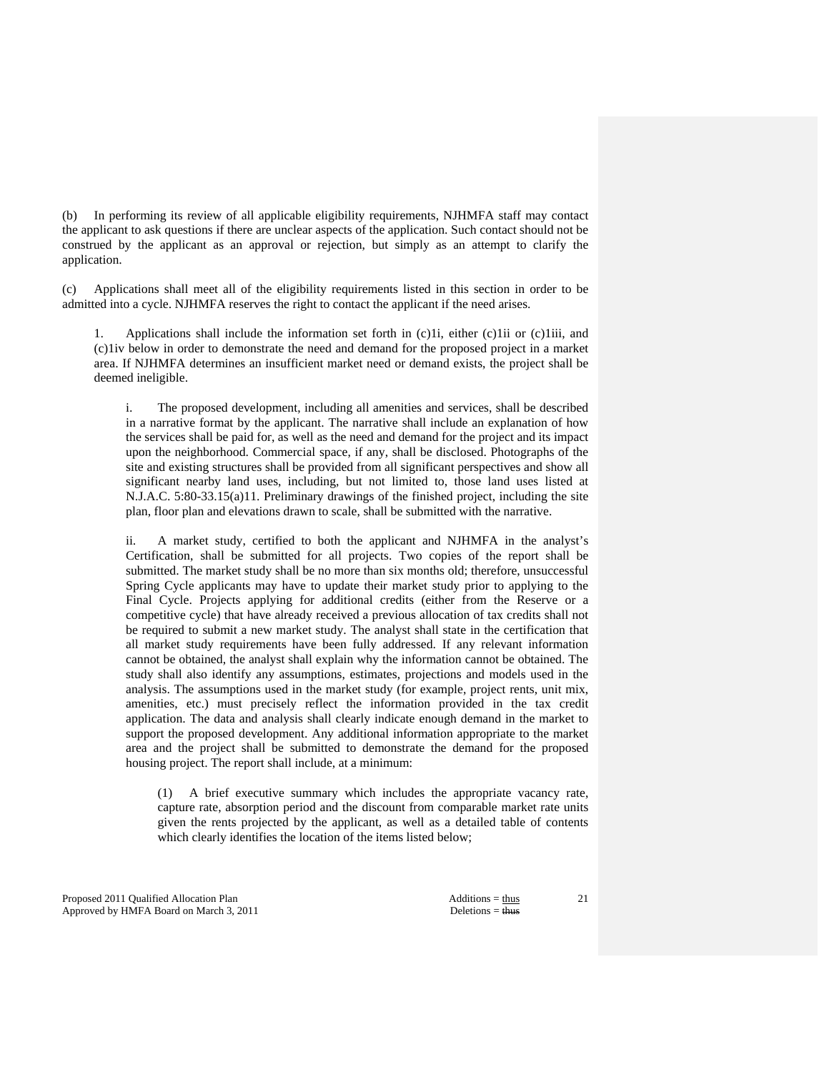(b) In performing its review of all applicable eligibility requirements, NJHMFA staff may contact the applicant to ask questions if there are unclear aspects of the application. Such contact should not be construed by the applicant as an approval or rejection, but simply as an attempt to clarify the application.

(c) Applications shall meet all of the eligibility requirements listed in this section in order to be admitted into a cycle. NJHMFA reserves the right to contact the applicant if the need arises.

1. Applications shall include the information set forth in (c)1i, either (c)1ii or (c)1iii, and (c)1iv below in order to demonstrate the need and demand for the proposed project in a market area. If NJHMFA determines an insufficient market need or demand exists, the project shall be deemed ineligible.

i. The proposed development, including all amenities and services, shall be described in a narrative format by the applicant. The narrative shall include an explanation of how the services shall be paid for, as well as the need and demand for the project and its impact upon the neighborhood. Commercial space, if any, shall be disclosed. Photographs of the site and existing structures shall be provided from all significant perspectives and show all significant nearby land uses, including, but not limited to, those land uses listed at N.J.A.C. 5:80-33.15(a)11. Preliminary drawings of the finished project, including the site plan, floor plan and elevations drawn to scale, shall be submitted with the narrative.

ii. A market study, certified to both the applicant and NJHMFA in the analyst's Certification, shall be submitted for all projects. Two copies of the report shall be submitted. The market study shall be no more than six months old; therefore, unsuccessful Spring Cycle applicants may have to update their market study prior to applying to the Final Cycle. Projects applying for additional credits (either from the Reserve or a competitive cycle) that have already received a previous allocation of tax credits shall not be required to submit a new market study. The analyst shall state in the certification that all market study requirements have been fully addressed. If any relevant information cannot be obtained, the analyst shall explain why the information cannot be obtained. The study shall also identify any assumptions, estimates, projections and models used in the analysis. The assumptions used in the market study (for example, project rents, unit mix, amenities, etc.) must precisely reflect the information provided in the tax credit application. The data and analysis shall clearly indicate enough demand in the market to support the proposed development. Any additional information appropriate to the market area and the project shall be submitted to demonstrate the demand for the proposed housing project. The report shall include, at a minimum:

(1) A brief executive summary which includes the appropriate vacancy rate, capture rate, absorption period and the discount from comparable market rate units given the rents projected by the applicant, as well as a detailed table of contents which clearly identifies the location of the items listed below;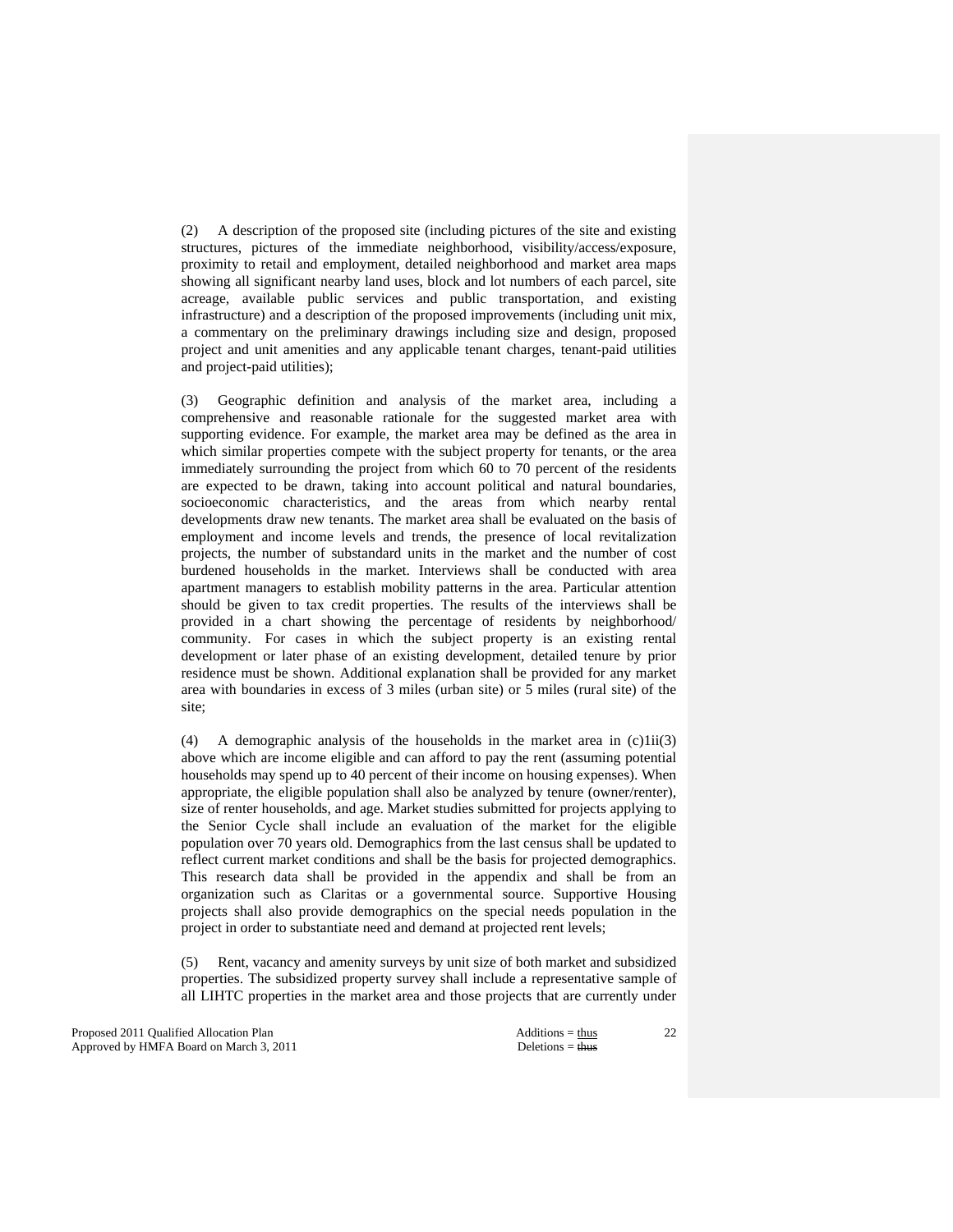(2) A description of the proposed site (including pictures of the site and existing structures, pictures of the immediate neighborhood, visibility/access/exposure, proximity to retail and employment, detailed neighborhood and market area maps showing all significant nearby land uses, block and lot numbers of each parcel, site acreage, available public services and public transportation, and existing infrastructure) and a description of the proposed improvements (including unit mix, a commentary on the preliminary drawings including size and design, proposed project and unit amenities and any applicable tenant charges, tenant-paid utilities and project-paid utilities);

(3) Geographic definition and analysis of the market area, including a comprehensive and reasonable rationale for the suggested market area with supporting evidence. For example, the market area may be defined as the area in which similar properties compete with the subject property for tenants, or the area immediately surrounding the project from which 60 to 70 percent of the residents are expected to be drawn, taking into account political and natural boundaries, socioeconomic characteristics, and the areas from which nearby rental developments draw new tenants. The market area shall be evaluated on the basis of employment and income levels and trends, the presence of local revitalization projects, the number of substandard units in the market and the number of cost burdened households in the market. Interviews shall be conducted with area apartment managers to establish mobility patterns in the area. Particular attention should be given to tax credit properties. The results of the interviews shall be provided in a chart showing the percentage of residents by neighborhood/ community. For cases in which the subject property is an existing rental development or later phase of an existing development, detailed tenure by prior residence must be shown. Additional explanation shall be provided for any market area with boundaries in excess of 3 miles (urban site) or 5 miles (rural site) of the site;

(4) A demographic analysis of the households in the market area in (c)1ii(3) above which are income eligible and can afford to pay the rent (assuming potential households may spend up to 40 percent of their income on housing expenses). When appropriate, the eligible population shall also be analyzed by tenure (owner/renter), size of renter households, and age. Market studies submitted for projects applying to the Senior Cycle shall include an evaluation of the market for the eligible population over 70 years old. Demographics from the last census shall be updated to reflect current market conditions and shall be the basis for projected demographics. This research data shall be provided in the appendix and shall be from an organization such as Claritas or a governmental source. Supportive Housing projects shall also provide demographics on the special needs population in the project in order to substantiate need and demand at projected rent levels;

(5) Rent, vacancy and amenity surveys by unit size of both market and subsidized properties. The subsidized property survey shall include a representative sample of all LIHTC properties in the market area and those projects that are currently under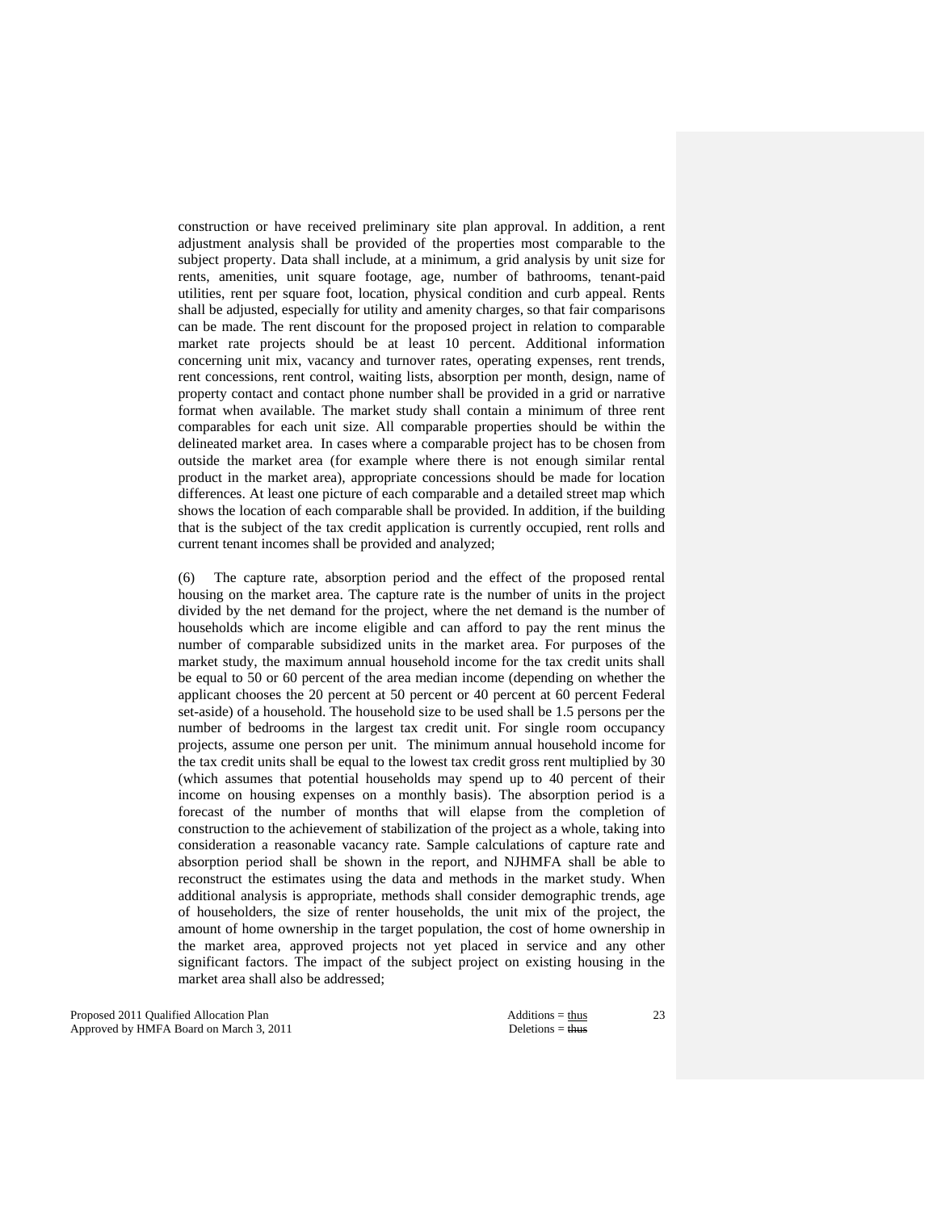construction or have received preliminary site plan approval. In addition, a rent adjustment analysis shall be provided of the properties most comparable to the subject property. Data shall include, at a minimum, a grid analysis by unit size for rents, amenities, unit square footage, age, number of bathrooms, tenant-paid utilities, rent per square foot, location, physical condition and curb appeal. Rents shall be adjusted, especially for utility and amenity charges, so that fair comparisons can be made. The rent discount for the proposed project in relation to comparable market rate projects should be at least 10 percent. Additional information concerning unit mix, vacancy and turnover rates, operating expenses, rent trends, rent concessions, rent control, waiting lists, absorption per month, design, name of property contact and contact phone number shall be provided in a grid or narrative format when available. The market study shall contain a minimum of three rent comparables for each unit size. All comparable properties should be within the delineated market area. In cases where a comparable project has to be chosen from outside the market area (for example where there is not enough similar rental product in the market area), appropriate concessions should be made for location differences. At least one picture of each comparable and a detailed street map which shows the location of each comparable shall be provided. In addition, if the building that is the subject of the tax credit application is currently occupied, rent rolls and current tenant incomes shall be provided and analyzed;

(6) The capture rate, absorption period and the effect of the proposed rental housing on the market area. The capture rate is the number of units in the project divided by the net demand for the project, where the net demand is the number of households which are income eligible and can afford to pay the rent minus the number of comparable subsidized units in the market area. For purposes of the market study, the maximum annual household income for the tax credit units shall be equal to 50 or 60 percent of the area median income (depending on whether the applicant chooses the 20 percent at 50 percent or 40 percent at 60 percent Federal set-aside) of a household. The household size to be used shall be 1.5 persons per the number of bedrooms in the largest tax credit unit. For single room occupancy projects, assume one person per unit. The minimum annual household income for the tax credit units shall be equal to the lowest tax credit gross rent multiplied by 30 (which assumes that potential households may spend up to 40 percent of their income on housing expenses on a monthly basis). The absorption period is a forecast of the number of months that will elapse from the completion of construction to the achievement of stabilization of the project as a whole, taking into consideration a reasonable vacancy rate. Sample calculations of capture rate and absorption period shall be shown in the report, and NJHMFA shall be able to reconstruct the estimates using the data and methods in the market study. When additional analysis is appropriate, methods shall consider demographic trends, age of householders, the size of renter households, the unit mix of the project, the amount of home ownership in the target population, the cost of home ownership in the market area, approved projects not yet placed in service and any other significant factors. The impact of the subject project on existing housing in the market area shall also be addressed;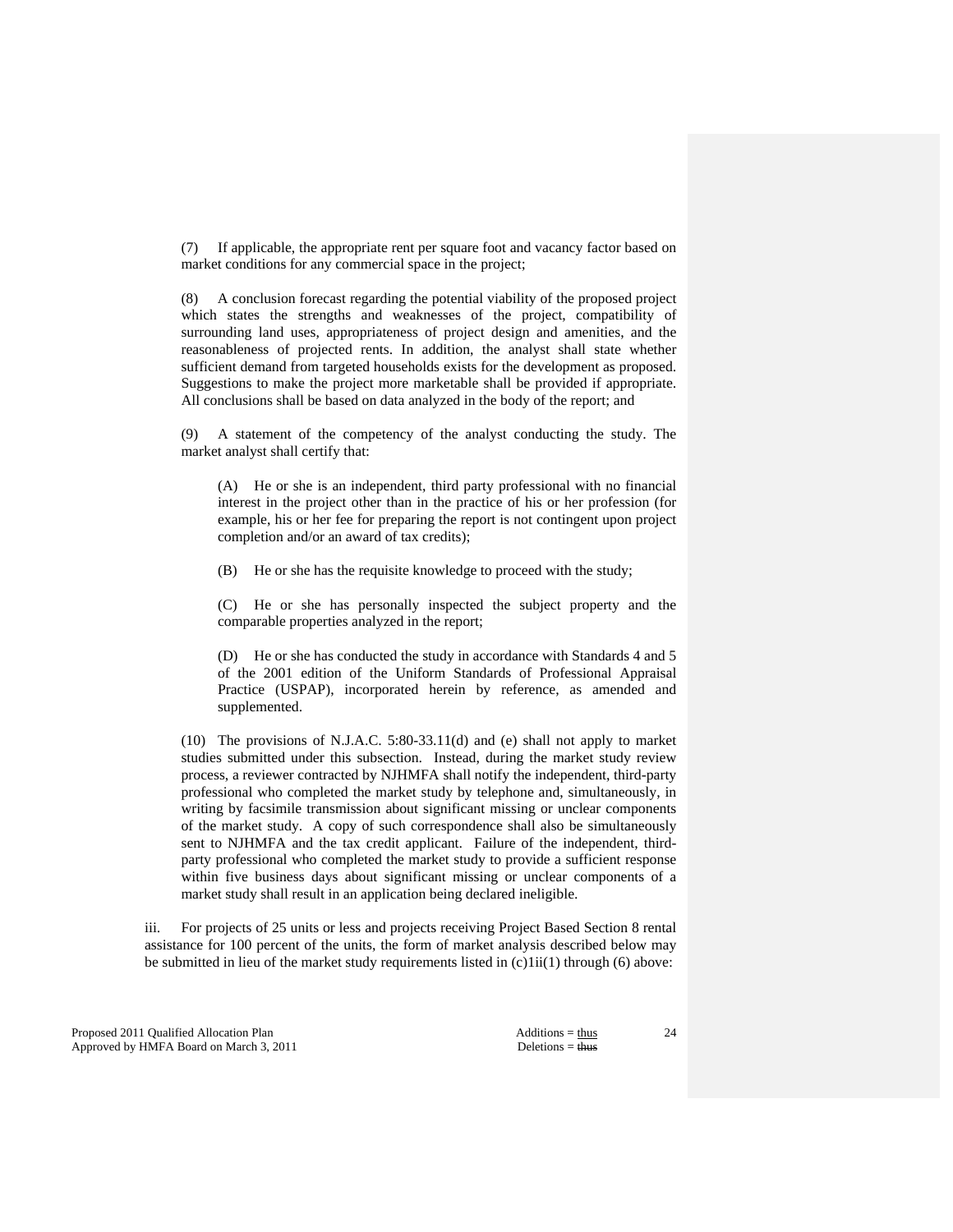(7) If applicable, the appropriate rent per square foot and vacancy factor based on market conditions for any commercial space in the project;

(8) A conclusion forecast regarding the potential viability of the proposed project which states the strengths and weaknesses of the project, compatibility of surrounding land uses, appropriateness of project design and amenities, and the reasonableness of projected rents. In addition, the analyst shall state whether sufficient demand from targeted households exists for the development as proposed. Suggestions to make the project more marketable shall be provided if appropriate. All conclusions shall be based on data analyzed in the body of the report; and

(9) A statement of the competency of the analyst conducting the study. The market analyst shall certify that:

(A) He or she is an independent, third party professional with no financial interest in the project other than in the practice of his or her profession (for example, his or her fee for preparing the report is not contingent upon project completion and/or an award of tax credits);

(B) He or she has the requisite knowledge to proceed with the study;

(C) He or she has personally inspected the subject property and the comparable properties analyzed in the report;

(D) He or she has conducted the study in accordance with Standards 4 and 5 of the 2001 edition of the Uniform Standards of Professional Appraisal Practice (USPAP), incorporated herein by reference, as amended and supplemented.

(10) The provisions of N.J.A.C. 5:80-33.11(d) and (e) shall not apply to market studies submitted under this subsection. Instead, during the market study review process, a reviewer contracted by NJHMFA shall notify the independent, third-party professional who completed the market study by telephone and, simultaneously, in writing by facsimile transmission about significant missing or unclear components of the market study. A copy of such correspondence shall also be simultaneously sent to NJHMFA and the tax credit applicant. Failure of the independent, third-party professional who completed the market study to provide a sufficient response within five business days about significant missing or unclear components of a market study shall result in an application being declared ineligible.

iii. For projects of 25 units or less and projects receiving Project Based Section 8 rental assistance for 100 percent of the units, the form of market analysis described below may be submitted in lieu of the market study requirements listed in (c)1ii(1) through (6) above: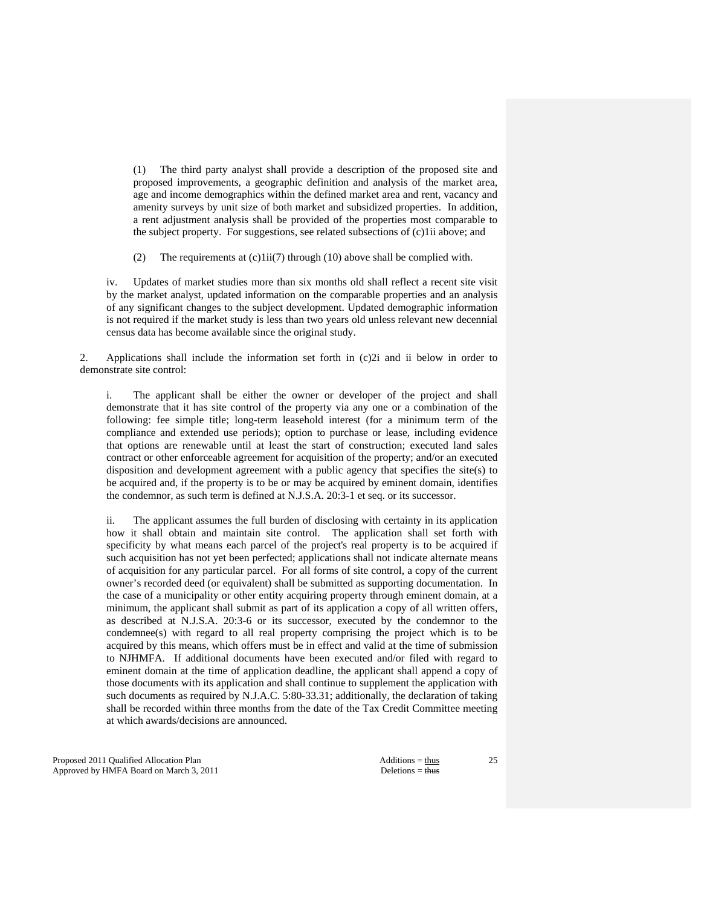(1) The third party analyst shall provide a description of the proposed site and proposed improvements, a geographic definition and analysis of the market area, age and income demographics within the defined market area and rent, vacancy and amenity surveys by unit size of both market and subsidized properties. In addition, a rent adjustment analysis shall be provided of the properties most comparable to the subject property. For suggestions, see related subsections of (c)1ii above; and

(2) The requirements at (c)1ii(7) through (10) above shall be complied with.

iv. Updates of market studies more than six months old shall reflect a recent site visit by the market analyst, updated information on the comparable properties and an analysis of any significant changes to the subject development. Updated demographic information is not required if the market study is less than two years old unless relevant new decennial census data has become available since the original study.

2. Applications shall include the information set forth in (c)2i and ii below in order to demonstrate site control:

i. The applicant shall be either the owner or developer of the project and shall demonstrate that it has site control of the property via any one or a combination of the following: fee simple title; long-term leasehold interest (for a minimum term of the compliance and extended use periods); option to purchase or lease, including evidence that options are renewable until at least the start of construction; executed land sales contract or other enforceable agreement for acquisition of the property; and/or an executed disposition and development agreement with a public agency that specifies the site(s) to be acquired and, if the property is to be or may be acquired by eminent domain, identifies the condemnor, as such term is defined at N.J.S.A. 20:3-1 et seq. or its successor.

ii. The applicant assumes the full burden of disclosing with certainty in its application how it shall obtain and maintain site control. The application shall set forth with specificity by what means each parcel of the project's real property is to be acquired if such acquisition has not yet been perfected; applications shall not indicate alternate means of acquisition for any particular parcel. For all forms of site control, a copy of the current owner's recorded deed (or equivalent) shall be submitted as supporting documentation. In the case of a municipality or other entity acquiring property through eminent domain, at a minimum, the applicant shall submit as part of its application a copy of all written offers, as described at N.J.S.A. 20:3-6 or its successor, executed by the condemnor to the condemnee(s) with regard to all real property comprising the project which is to be acquired by this means, which offers must be in effect and valid at the time of submission to NJHMFA. If additional documents have been executed and/or filed with regard to eminent domain at the time of application deadline, the applicant shall append a copy of those documents with its application and shall continue to supplement the application with such documents as required by N.J.A.C. 5:80-33.31; additionally, the declaration of taking shall be recorded within three months from the date of the Tax Credit Committee meeting at which awards/decisions are announced.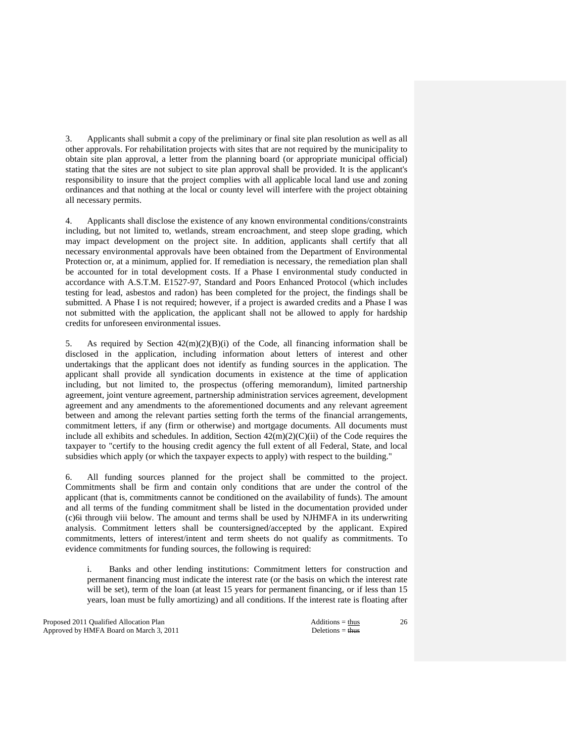3. Applicants shall submit a copy of the preliminary or final site plan resolution as well as all other approvals. For rehabilitation projects with sites that are not required by the municipality to obtain site plan approval, a letter from the planning board (or appropriate municipal official) stating that the sites are not subject to site plan approval shall be provided. It is the applicant's responsibility to insure that the project complies with all applicable local land use and zoning ordinances and that nothing at the local or county level will interfere with the project obtaining all necessary permits.

4. Applicants shall disclose the existence of any known environmental conditions/constraints including, but not limited to, wetlands, stream encroachment, and steep slope grading, which may impact development on the project site. In addition, applicants shall certify that all necessary environmental approvals have been obtained from the Department of Environmental Protection or, at a minimum, applied for. If remediation is necessary, the remediation plan shall be accounted for in total development costs. If a Phase I environmental study conducted in accordance with A.S.T.M. E1527-97, Standard and Poors Enhanced Protocol (which includes testing for lead, asbestos and radon) has been completed for the project, the findings shall be submitted. A Phase I is not required; however, if a project is awarded credits and a Phase I was not submitted with the application, the applicant shall not be allowed to apply for hardship credits for unforeseen environmental issues.

5. As required by Section 42(m)(2)(B)(i) of the Code, all financing information shall be disclosed in the application, including information about letters of interest and other undertakings that the applicant does not identify as funding sources in the application. The applicant shall provide all syndication documents in existence at the time of application including, but not limited to, the prospectus (offering memorandum), limited partnership agreement, joint venture agreement, partnership administration services agreement, development agreement and any amendments to the aforementioned documents and any relevant agreement between and among the relevant parties setting forth the terms of the financial arrangements, commitment letters, if any (firm or otherwise) and mortgage documents. All documents must include all exhibits and schedules. In addition, Section 42(m)(2)(C)(ii) of the Code requires the taxpayer to "certify to the housing credit agency the full extent of all Federal, State, and local subsidies which apply (or which the taxpayer expects to apply) with respect to the building."

6. All funding sources planned for the project shall be committed to the project. Commitments shall be firm and contain only conditions that are under the control of the applicant (that is, commitments cannot be conditioned on the availability of funds). The amount and all terms of the funding commitment shall be listed in the documentation provided under (c)6i through viii below. The amount and terms shall be used by NJHMFA in its underwriting analysis. Commitment letters shall be countersigned/accepted by the applicant. Expired commitments, letters of interest/intent and term sheets do not qualify as commitments. To evidence commitments for funding sources, the following is required:

i. Banks and other lending institutions: Commitment letters for construction and permanent financing must indicate the interest rate (or the basis on which the interest rate will be set), term of the loan (at least 15 years for permanent financing, or if less than 15 years, loan must be fully amortizing) and all conditions. If the interest rate is floating after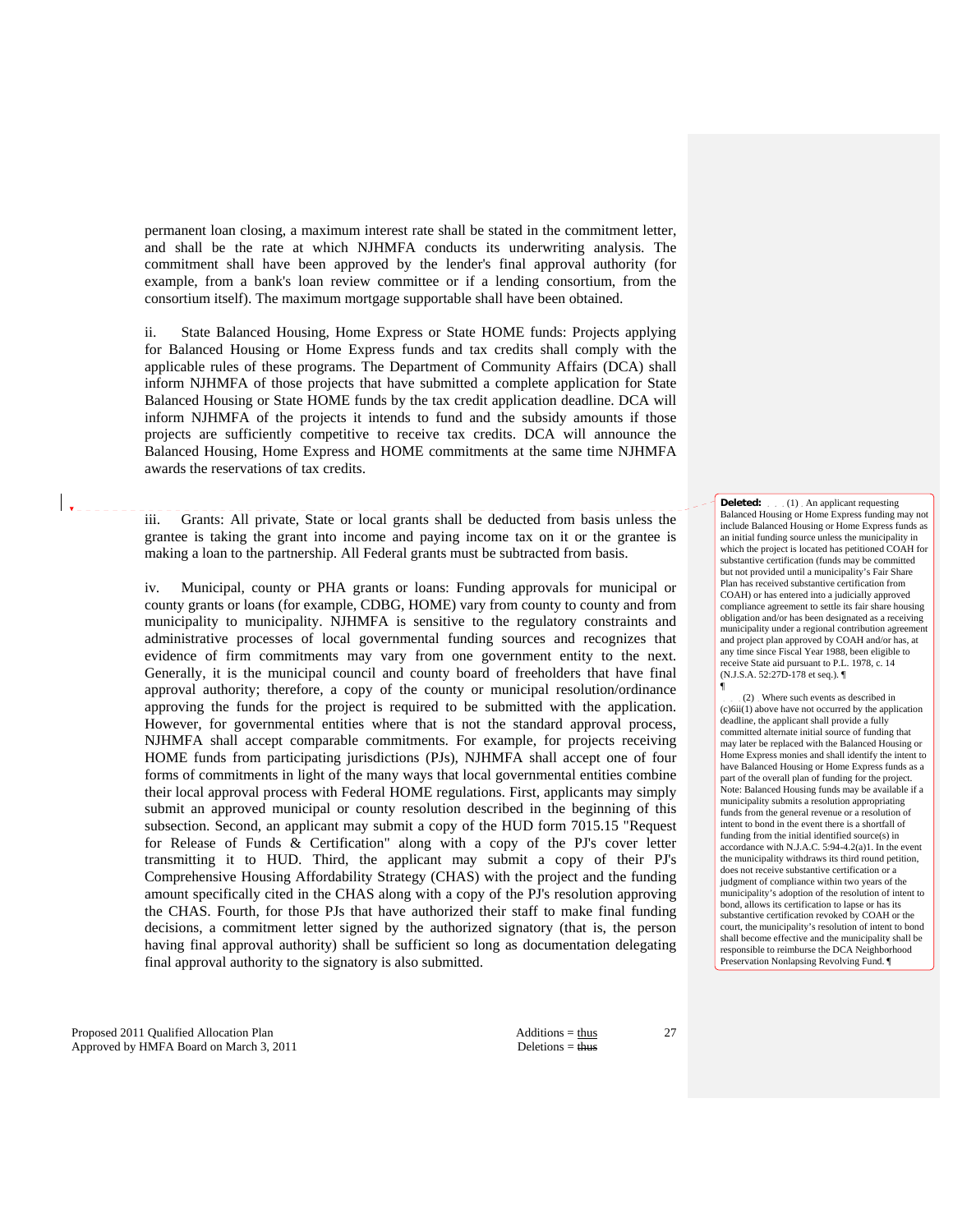permanent loan closing, a maximum interest rate shall be stated in the commitment letter, and shall be the rate at which NJHMFA conducts its underwriting analysis. The commitment shall have been approved by the lender's final approval authority (for example, from a bank's loan review committee or if a lending consortium, from the consortium itself). The maximum mortgage supportable shall have been obtained.

ii. State Balanced Housing, Home Express or State HOME funds: Projects applying for Balanced Housing or Home Express funds and tax credits shall comply with the applicable rules of these programs. The Department of Community Affairs (DCA) shall inform NJHMFA of those projects that have submitted a complete application for State Balanced Housing or State HOME funds by the tax credit application deadline. DCA will inform NJHMFA of the projects it intends to fund and the subsidy amounts if those projects are sufficiently competitive to receive tax credits. DCA will announce the Balanced Housing, Home Express and HOME commitments at the same time NJHMFA awards the reservations of tax credits.

**Deleted:** (1) An applicant requesting Balanced Housing or Home Express funding may not include Balanced Housing or Home Express funds as an initial funding source unless the municipality in which the project is located has petitioned COAH for substantive certification (funds may be committed but not provided until a municipality's Fair Share Plan has received substantive certification from COAH) or has entered into a judicially approved compliance agreement to settle its fair share housing obligation and/or has been designated as a receiving municipality under a regional contribution agreement and project plan approved by COAH and/or has, at any time since Fiscal Year 1988, been eligible to receive State aid pursuant to P.L. 1978, c. 14 (N.J.S.A. 52:27D-178 et seq.).

(2) Where such events as described in (c)6ii(1) above have not occurred by the application deadline, the applicant shall provide a fully committed alternate initial source of funding that may later be replaced with the Balanced Housing or Home Express monies and shall identify the intent to have Balanced Housing or Home Express funds as a part of the overall plan of funding for the project. Note: Balanced Housing funds may be available if a municipality submits a resolution appropriating funds from the general revenue or a resolution of intent to bond in the event there is a shortfall of funding from the initial identified source(s) in accordance with N.J.A.C. 5:94-4.2(a)1. In the event the municipality withdraws its third round petition, does not receive substantive certification or a judgment of compliance within two years of the municipality's adoption of the resolution of intent to bond, allows its certification to lapse or has its substantive certification revoked by COAH or the court, the municipality's resolution of intent to bond shall become effective and the municipality shall be responsible to reimburse the DCA Neighborhood Preservation Nonlapsing Revolving Fund.

iii. Grants: All private, State or local grants shall be deducted from basis unless the grantee is taking the grant into income and paying income tax on it or the grantee is making a loan to the partnership. All Federal grants must be subtracted from basis.

iv. Municipal, county or PHA grants or loans: Funding approvals for municipal or county grants or loans (for example, CDBG, HOME) vary from county to county and from municipality to municipality. NJHMFA is sensitive to the regulatory constraints and administrative processes of local governmental funding sources and recognizes that evidence of firm commitments may vary from one government entity to the next. Generally, it is the municipal council and county board of freeholders that have final approval authority; therefore, a copy of the county or municipal resolution/ordinance approving the funds for the project is required to be submitted with the application. However, for governmental entities where that is not the standard approval process, NJHMFA shall accept comparable commitments. For example, for projects receiving HOME funds from participating jurisdictions (PJs), NJHMFA shall accept one of four forms of commitments in light of the many ways that local governmental entities combine their local approval process with Federal HOME regulations. First, applicants may simply submit an approved municipal or county resolution described in the beginning of this subsection. Second, an applicant may submit a copy of the HUD form 7015.15 "Request for Release of Funds & Certification" along with a copy of the PJ's cover letter transmitting it to HUD. Third, the applicant may submit a copy of their PJ's Comprehensive Housing Affordability Strategy (CHAS) with the project and the funding amount specifically cited in the CHAS along with a copy of the PJ's resolution approving the CHAS. Fourth, for those PJs that have authorized their staff to make final funding decisions, a commitment letter signed by the authorized signatory (that is, the person having final approval authority) shall be sufficient so long as documentation delegating final approval authority to the signatory is also submitted.

Proposed 2011 Qualified Allocation Plan
Approved by HMFA Board on March 3, 2011

Additions = thus
Deletions = ~~thus~~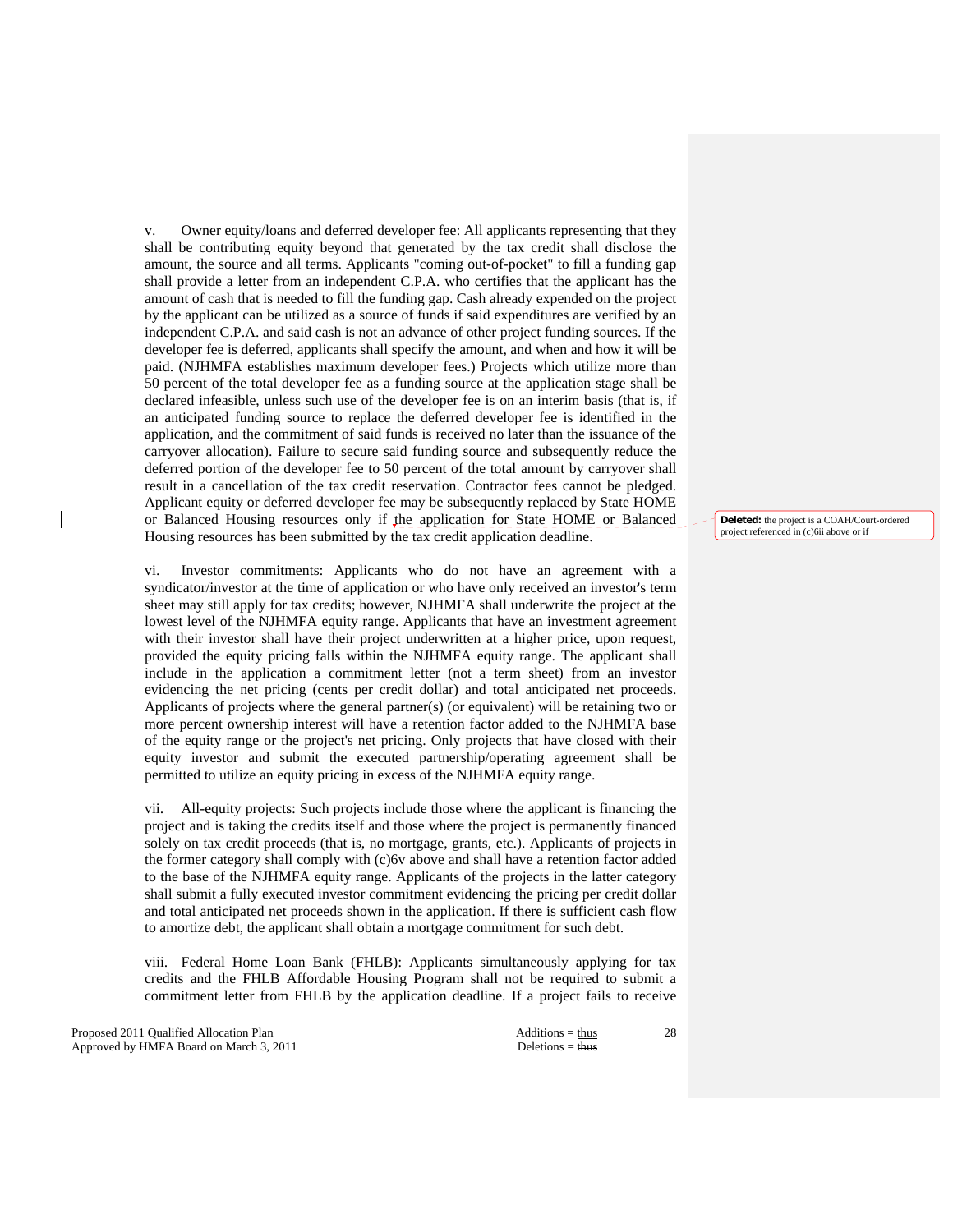v. Owner equity/loans and deferred developer fee: All applicants representing that they shall be contributing equity beyond that generated by the tax credit shall disclose the amount, the source and all terms. Applicants "coming out-of-pocket" to fill a funding gap shall provide a letter from an independent C.P.A. who certifies that the applicant has the amount of cash that is needed to fill the funding gap. Cash already expended on the project by the applicant can be utilized as a source of funds if said expenditures are verified by an independent C.P.A. and said cash is not an advance of other project funding sources. If the developer fee is deferred, applicants shall specify the amount, and when and how it will be paid. (NJHMFA establishes maximum developer fees.) Projects which utilize more than 50 percent of the total developer fee as a funding source at the application stage shall be declared infeasible, unless such use of the developer fee is on an interim basis (that is, if an anticipated funding source to replace the deferred developer fee is identified in the application, and the commitment of said funds is received no later than the issuance of the carryover allocation). Failure to secure said funding source and subsequently reduce the deferred portion of the developer fee to 50 percent of the total amount by carryover shall result in a cancellation of the tax credit reservation. Contractor fees cannot be pledged. Applicant equity or deferred developer fee may be subsequently replaced by State HOME or Balanced Housing resources only if the application for State HOME or Balanced Housing resources has been submitted by the tax credit application deadline.

**Deleted:** the project is a COAH/Court-ordered project referenced in (c)6ii above or if

vi. Investor commitments: Applicants who do not have an agreement with a syndicator/investor at the time of application or who have only received an investor's term sheet may still apply for tax credits; however, NJHMFA shall underwrite the project at the lowest level of the NJHMFA equity range. Applicants that have an investment agreement with their investor shall have their project underwritten at a higher price, upon request, provided the equity pricing falls within the NJHMFA equity range. The applicant shall include in the application a commitment letter (not a term sheet) from an investor evidencing the net pricing (cents per credit dollar) and total anticipated net proceeds. Applicants of projects where the general partner(s) (or equivalent) will be retaining two or more percent ownership interest will have a retention factor added to the NJHMFA base of the equity range or the project's net pricing. Only projects that have closed with their equity investor and submit the executed partnership/operating agreement shall be permitted to utilize an equity pricing in excess of the NJHMFA equity range.

vii. All-equity projects: Such projects include those where the applicant is financing the project and is taking the credits itself and those where the project is permanently financed solely on tax credit proceeds (that is, no mortgage, grants, etc.). Applicants of projects in the former category shall comply with (c)6v above and shall have a retention factor added to the base of the NJHMFA equity range. Applicants of the projects in the latter category shall submit a fully executed investor commitment evidencing the pricing per credit dollar and total anticipated net proceeds shown in the application. If there is sufficient cash flow to amortize debt, the applicant shall obtain a mortgage commitment for such debt.

viii. Federal Home Loan Bank (FHLB): Applicants simultaneously applying for tax credits and the FHLB Affordable Housing Program shall not be required to submit a commitment letter from FHLB by the application deadline. If a project fails to receive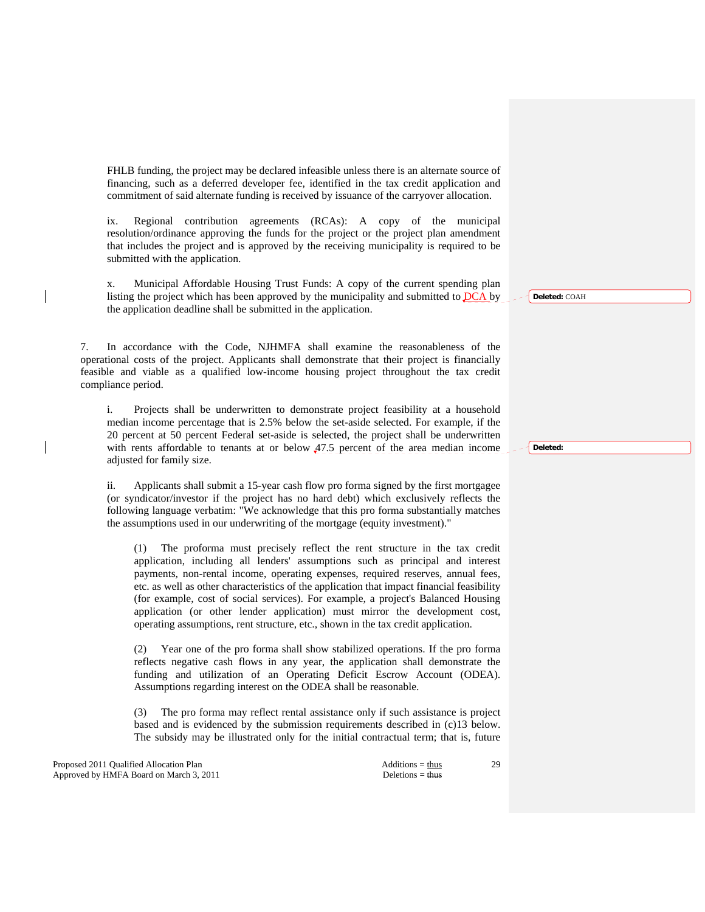FHLB funding, the project may be declared infeasible unless there is an alternate source of financing, such as a deferred developer fee, identified in the tax credit application and commitment of said alternate funding is received by issuance of the carryover allocation.

ix. Regional contribution agreements (RCAs): A copy of the municipal resolution/ordinance approving the funds for the project or the project plan amendment that includes the project and is approved by the receiving municipality is required to be submitted with the application.

x. Municipal Affordable Housing Trust Funds: A copy of the current spending plan listing the project which has been approved by the municipality and submitted to DCA by the application deadline shall be submitted in the application.

7. In accordance with the Code, NJHMFA shall examine the reasonableness of the operational costs of the project. Applicants shall demonstrate that their project is financially feasible and viable as a qualified low-income housing project throughout the tax credit compliance period.

i. Projects shall be underwritten to demonstrate project feasibility at a household median income percentage that is 2.5% below the set-aside selected. For example, if the 20 percent at 50 percent Federal set-aside is selected, the project shall be underwritten with rents affordable to tenants at or below 47.5 percent of the area median income adjusted for family size.

ii. Applicants shall submit a 15-year cash flow pro forma signed by the first mortgagee (or syndicator/investor if the project has no hard debt) which exclusively reflects the following language verbatim: "We acknowledge that this pro forma substantially matches the assumptions used in our underwriting of the mortgage (equity investment)."

(1) The proforma must precisely reflect the rent structure in the tax credit application, including all lenders' assumptions such as principal and interest payments, non-rental income, operating expenses, required reserves, annual fees, etc. as well as other characteristics of the application that impact financial feasibility (for example, cost of social services). For example, a project's Balanced Housing application (or other lender application) must mirror the development cost, operating assumptions, rent structure, etc., shown in the tax credit application.

(2) Year one of the pro forma shall show stabilized operations. If the pro forma reflects negative cash flows in any year, the application shall demonstrate the funding and utilization of an Operating Deficit Escrow Account (ODEA). Assumptions regarding interest on the ODEA shall be reasonable.

(3) The pro forma may reflect rental assistance only if such assistance is project based and is evidenced by the submission requirements described in (c)13 below. The subsidy may be illustrated only for the initial contractual term; that is, future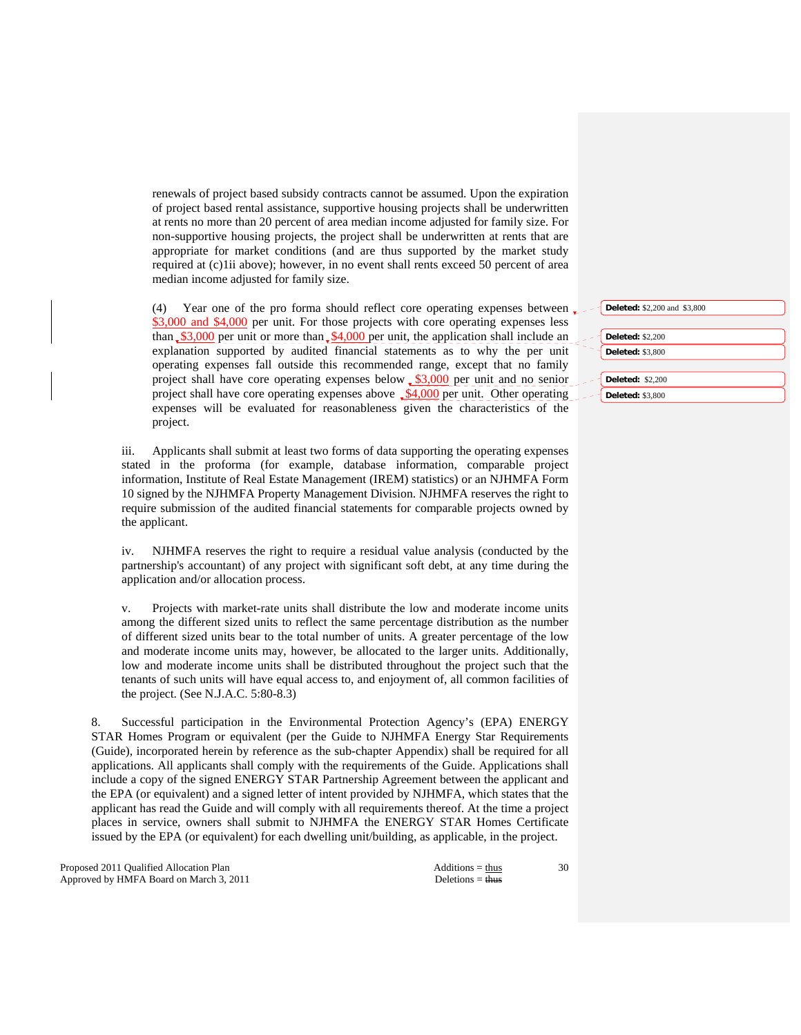renewals of project based subsidy contracts cannot be assumed. Upon the expiration of project based rental assistance, supportive housing projects shall be underwritten at rents no more than 20 percent of area median income adjusted for family size. For non-supportive housing projects, the project shall be underwritten at rents that are appropriate for market conditions (and are thus supported by the market study required at (c)1ii above); however, in no event shall rents exceed 50 percent of area median income adjusted for family size.

(4) Year one of the pro forma should reflect core operating expenses between $3,000 and $4,000 per unit. For those projects with core operating expenses less than $3,000 per unit or more than $4,000 per unit, the application shall include an explanation supported by audited financial statements as to why the per unit operating expenses fall outside this recommended range, except that no family project shall have core operating expenses below $3,000 per unit and no senior project shall have core operating expenses above $4,000 per unit. Other operating expenses will be evaluated for reasonableness given the characteristics of the project.

**Deleted:** $2,200 and $3,800

**Deleted:** $2,200

**Deleted:** $3,800

**Deleted:** $2,200

**Deleted:** $3,800

iii. Applicants shall submit at least two forms of data supporting the operating expenses stated in the proforma (for example, database information, comparable project information, Institute of Real Estate Management (IREM) statistics) or an NJHMFA Form 10 signed by the NJHMFA Property Management Division. NJHMFA reserves the right to require submission of the audited financial statements for comparable projects owned by the applicant.

iv. NJHMFA reserves the right to require a residual value analysis (conducted by the partnership's accountant) of any project with significant soft debt, at any time during the application and/or allocation process.

v. Projects with market-rate units shall distribute the low and moderate income units among the different sized units to reflect the same percentage distribution as the number of different sized units bear to the total number of units. A greater percentage of the low and moderate income units may, however, be allocated to the larger units. Additionally, low and moderate income units shall be distributed throughout the project such that the tenants of such units will have equal access to, and enjoyment of, all common facilities of the project. (See N.J.A.C. 5:80-8.3)

8. Successful participation in the Environmental Protection Agency's (EPA) ENERGY STAR Homes Program or equivalent (per the Guide to NJHMFA Energy Star Requirements (Guide), incorporated herein by reference as the sub-chapter Appendix) shall be required for all applications. All applicants shall comply with the requirements of the Guide. Applications shall include a copy of the signed ENERGY STAR Partnership Agreement between the applicant and the EPA (or equivalent) and a signed letter of intent provided by NJHMFA, which states that the applicant has read the Guide and will comply with all requirements thereof. At the time a project places in service, owners shall submit to NJHMFA the ENERGY STAR Homes Certificate issued by the EPA (or equivalent) for each dwelling unit/building, as applicable, in the project.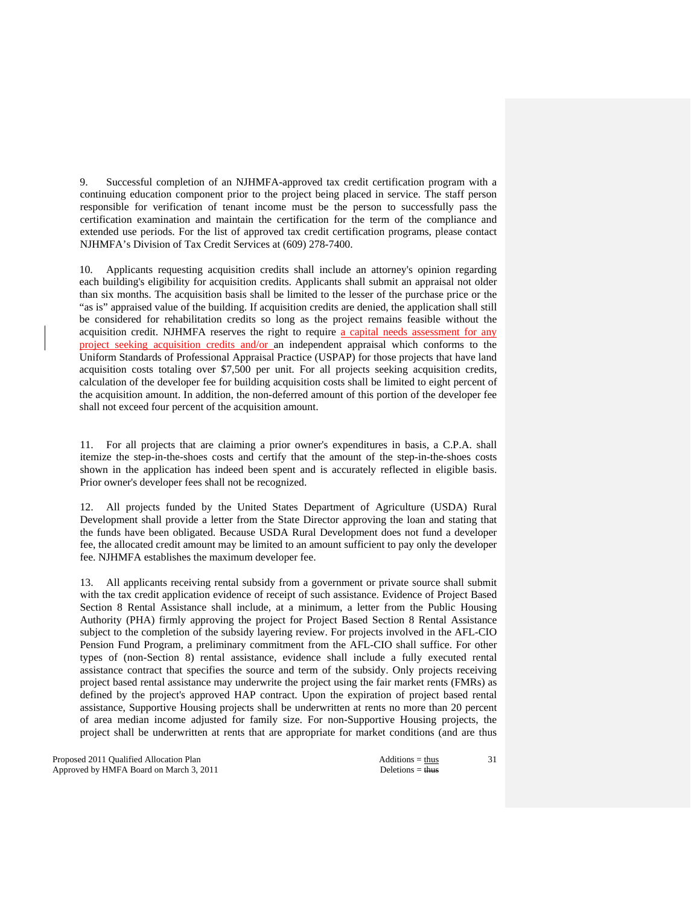9. Successful completion of an NJHMFA-approved tax credit certification program with a continuing education component prior to the project being placed in service. The staff person responsible for verification of tenant income must be the person to successfully pass the certification examination and maintain the certification for the term of the compliance and extended use periods. For the list of approved tax credit certification programs, please contact NJHMFA's Division of Tax Credit Services at (609) 278-7400.

10. Applicants requesting acquisition credits shall include an attorney's opinion regarding each building's eligibility for acquisition credits. Applicants shall submit an appraisal not older than six months. The acquisition basis shall be limited to the lesser of the purchase price or the "as is" appraised value of the building. If acquisition credits are denied, the application shall still be considered for rehabilitation credits so long as the project remains feasible without the acquisition credit. NJHMFA reserves the right to require a capital needs assessment for any project seeking acquisition credits and/or an independent appraisal which conforms to the Uniform Standards of Professional Appraisal Practice (USPAP) for those projects that have land acquisition costs totaling over $7,500 per unit. For all projects seeking acquisition credits, calculation of the developer fee for building acquisition costs shall be limited to eight percent of the acquisition amount. In addition, the non-deferred amount of this portion of the developer fee shall not exceed four percent of the acquisition amount.

11. For all projects that are claiming a prior owner's expenditures in basis, a C.P.A. shall itemize the step-in-the-shoes costs and certify that the amount of the step-in-the-shoes costs shown in the application has indeed been spent and is accurately reflected in eligible basis. Prior owner's developer fees shall not be recognized.

12. All projects funded by the United States Department of Agriculture (USDA) Rural Development shall provide a letter from the State Director approving the loan and stating that the funds have been obligated. Because USDA Rural Development does not fund a developer fee, the allocated credit amount may be limited to an amount sufficient to pay only the developer fee. NJHMFA establishes the maximum developer fee.

13. All applicants receiving rental subsidy from a government or private source shall submit with the tax credit application evidence of receipt of such assistance. Evidence of Project Based Section 8 Rental Assistance shall include, at a minimum, a letter from the Public Housing Authority (PHA) firmly approving the project for Project Based Section 8 Rental Assistance subject to the completion of the subsidy layering review. For projects involved in the AFL-CIO Pension Fund Program, a preliminary commitment from the AFL-CIO shall suffice. For other types of (non-Section 8) rental assistance, evidence shall include a fully executed rental assistance contract that specifies the source and term of the subsidy. Only projects receiving project based rental assistance may underwrite the project using the fair market rents (FMRs) as defined by the project's approved HAP contract. Upon the expiration of project based rental assistance, Supportive Housing projects shall be underwritten at rents no more than 20 percent of area median income adjusted for family size. For non-Supportive Housing projects, the project shall be underwritten at rents that are appropriate for market conditions (and are thus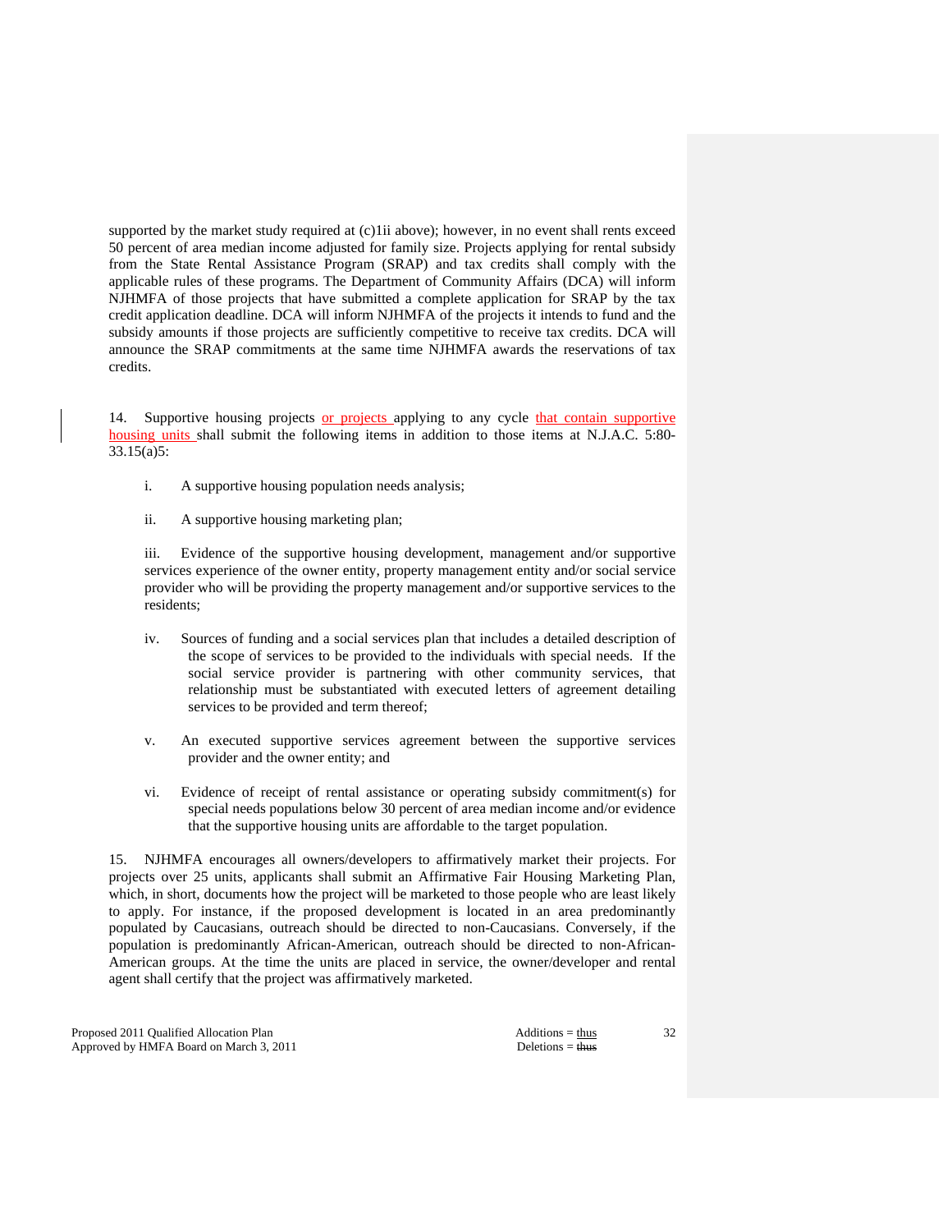supported by the market study required at (c)1ii above); however, in no event shall rents exceed 50 percent of area median income adjusted for family size. Projects applying for rental subsidy from the State Rental Assistance Program (SRAP) and tax credits shall comply with the applicable rules of these programs. The Department of Community Affairs (DCA) will inform NJHMFA of those projects that have submitted a complete application for SRAP by the tax credit application deadline. DCA will inform NJHMFA of the projects it intends to fund and the subsidy amounts if those projects are sufficiently competitive to receive tax credits. DCA will announce the SRAP commitments at the same time NJHMFA awards the reservations of tax credits.

14. Supportive housing projects <u>or projects</u> applying to any cycle <u>that contain supportive housing units</u> shall submit the following items in addition to those items at N.J.A.C. 5:80-33.15(a)5:

i. A supportive housing population needs analysis;

ii. A supportive housing marketing plan;

iii. Evidence of the supportive housing development, management and/or supportive services experience of the owner entity, property management entity and/or social service provider who will be providing the property management and/or supportive services to the residents;

iv. Sources of funding and a social services plan that includes a detailed description of the scope of services to be provided to the individuals with special needs. If the social service provider is partnering with other community services, that relationship must be substantiated with executed letters of agreement detailing services to be provided and term thereof;

v. An executed supportive services agreement between the supportive services provider and the owner entity; and

vi. Evidence of receipt of rental assistance or operating subsidy commitment(s) for special needs populations below 30 percent of area median income and/or evidence that the supportive housing units are affordable to the target population.

15. NJHMFA encourages all owners/developers to affirmatively market their projects. For projects over 25 units, applicants shall submit an Affirmative Fair Housing Marketing Plan, which, in short, documents how the project will be marketed to those people who are least likely to apply. For instance, if the proposed development is located in an area predominantly populated by Caucasians, outreach should be directed to non-Caucasians. Conversely, if the population is predominantly African-American, outreach should be directed to non-African-American groups. At the time the units are placed in service, the owner/developer and rental agent shall certify that the project was affirmatively marketed.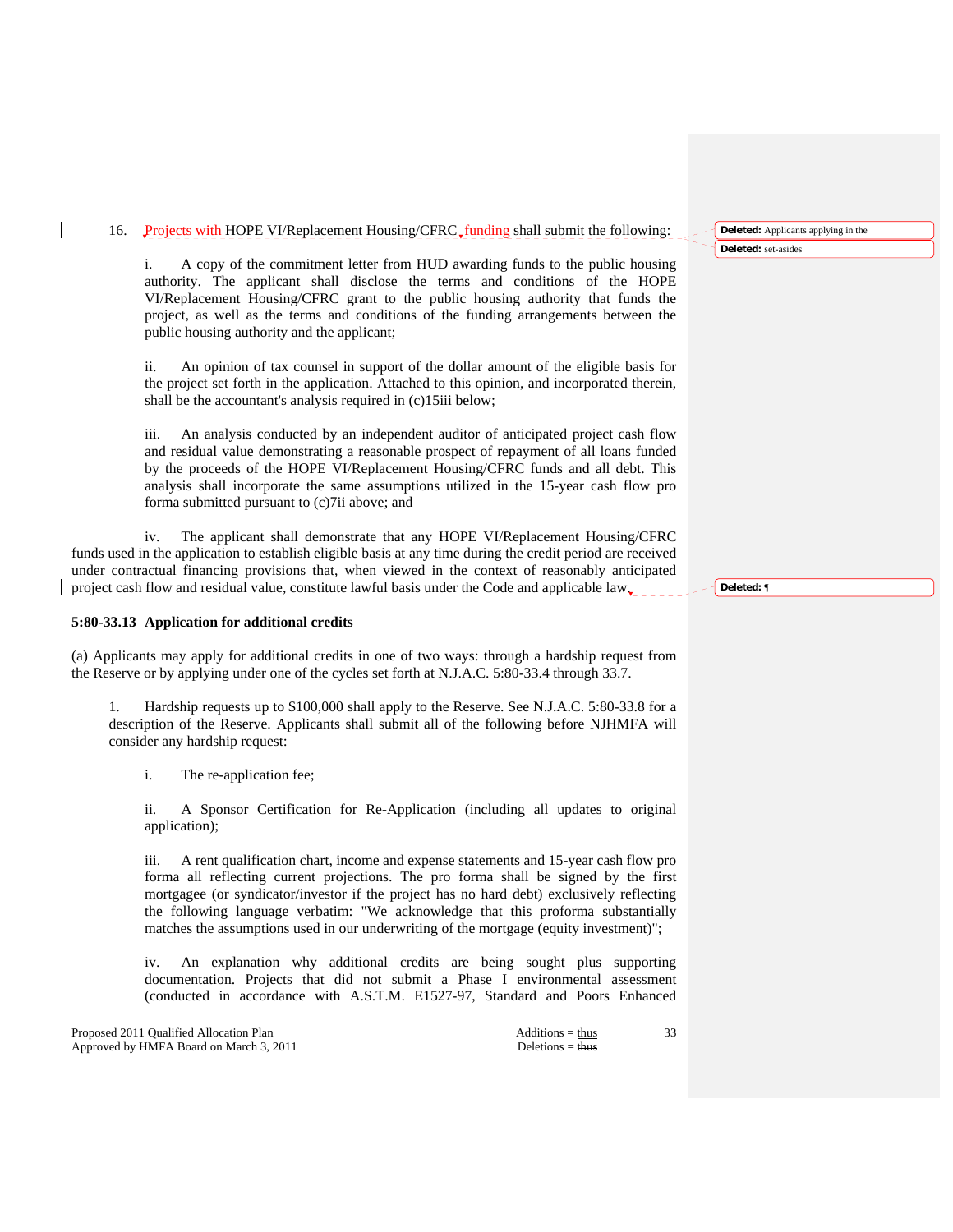16. Projects with HOPE VI/Replacement Housing/CFRC funding shall submit the following:

i. A copy of the commitment letter from HUD awarding funds to the public housing authority. The applicant shall disclose the terms and conditions of the HOPE VI/Replacement Housing/CFRC grant to the public housing authority that funds the project, as well as the terms and conditions of the funding arrangements between the public housing authority and the applicant;

ii. An opinion of tax counsel in support of the dollar amount of the eligible basis for the project set forth in the application. Attached to this opinion, and incorporated therein, shall be the accountant's analysis required in (c)15iii below;

iii. An analysis conducted by an independent auditor of anticipated project cash flow and residual value demonstrating a reasonable prospect of repayment of all loans funded by the proceeds of the HOPE VI/Replacement Housing/CFRC funds and all debt. This analysis shall incorporate the same assumptions utilized in the 15-year cash flow pro forma submitted pursuant to (c)7ii above; and

iv. The applicant shall demonstrate that any HOPE VI/Replacement Housing/CFRC funds used in the application to establish eligible basis at any time during the credit period are received under contractual financing provisions that, when viewed in the context of reasonably anticipated project cash flow and residual value, constitute lawful basis under the Code and applicable law.

**5:80-33.13 Application for additional credits**

(a) Applicants may apply for additional credits in one of two ways: through a hardship request from the Reserve or by applying under one of the cycles set forth at N.J.A.C. 5:80-33.4 through 33.7.

1. Hardship requests up to $100,000 shall apply to the Reserve. See N.J.A.C. 5:80-33.8 for a description of the Reserve. Applicants shall submit all of the following before NJHMFA will consider any hardship request:

i. The re-application fee;

ii. A Sponsor Certification for Re-Application (including all updates to original application);

iii. A rent qualification chart, income and expense statements and 15-year cash flow pro forma all reflecting current projections. The pro forma shall be signed by the first mortgagee (or syndicator/investor if the project has no hard debt) exclusively reflecting the following language verbatim: "We acknowledge that this proforma substantially matches the assumptions used in our underwriting of the mortgage (equity investment)";

iv. An explanation why additional credits are being sought plus supporting documentation. Projects that did not submit a Phase I environmental assessment (conducted in accordance with A.S.T.M. E1527-97, Standard and Poors Enhanced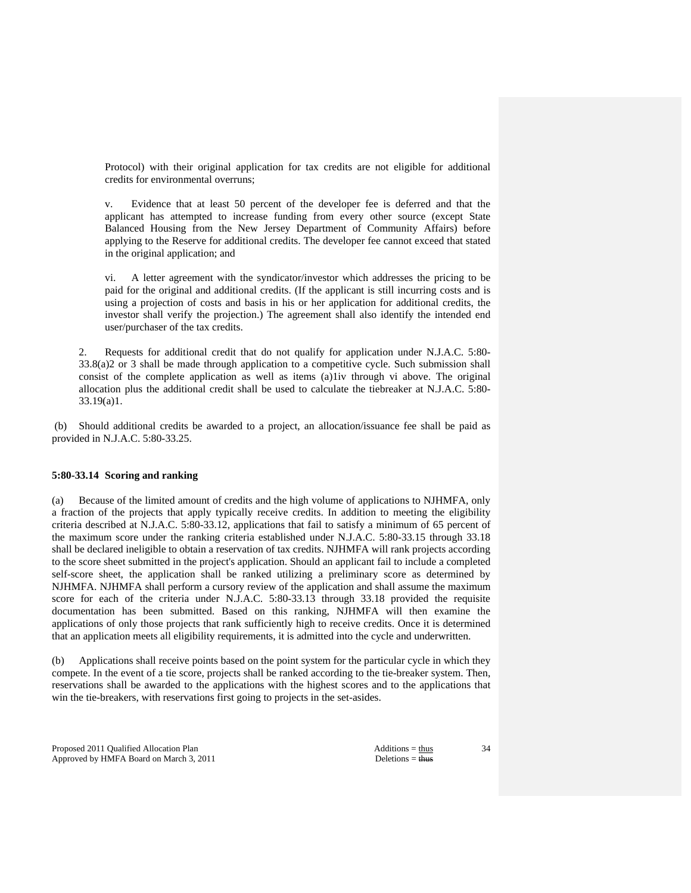Protocol) with their original application for tax credits are not eligible for additional credits for environmental overruns;

v. Evidence that at least 50 percent of the developer fee is deferred and that the applicant has attempted to increase funding from every other source (except State Balanced Housing from the New Jersey Department of Community Affairs) before applying to the Reserve for additional credits. The developer fee cannot exceed that stated in the original application; and

vi. A letter agreement with the syndicator/investor which addresses the pricing to be paid for the original and additional credits. (If the applicant is still incurring costs and is using a projection of costs and basis in his or her application for additional credits, the investor shall verify the projection.) The agreement shall also identify the intended end user/purchaser of the tax credits.

2. Requests for additional credit that do not qualify for application under N.J.A.C. 5:80-33.8(a)2 or 3 shall be made through application to a competitive cycle. Such submission shall consist of the complete application as well as items (a)1iv through vi above. The original allocation plus the additional credit shall be used to calculate the tiebreaker at N.J.A.C. 5:80-33.19(a)1.

(b) Should additional credits be awarded to a project, an allocation/issuance fee shall be paid as provided in N.J.A.C. 5:80-33.25.

**5:80-33.14 Scoring and ranking**

(a) Because of the limited amount of credits and the high volume of applications to NJHMFA, only a fraction of the projects that apply typically receive credits. In addition to meeting the eligibility criteria described at N.J.A.C. 5:80-33.12, applications that fail to satisfy a minimum of 65 percent of the maximum score under the ranking criteria established under N.J.A.C. 5:80-33.15 through 33.18 shall be declared ineligible to obtain a reservation of tax credits. NJHMFA will rank projects according to the score sheet submitted in the project's application. Should an applicant fail to include a completed self-score sheet, the application shall be ranked utilizing a preliminary score as determined by NJHMFA. NJHMFA shall perform a cursory review of the application and shall assume the maximum score for each of the criteria under N.J.A.C. 5:80-33.13 through 33.18 provided the requisite documentation has been submitted. Based on this ranking, NJHMFA will then examine the applications of only those projects that rank sufficiently high to receive credits. Once it is determined that an application meets all eligibility requirements, it is admitted into the cycle and underwritten.

(b) Applications shall receive points based on the point system for the particular cycle in which they compete. In the event of a tie score, projects shall be ranked according to the tie-breaker system. Then, reservations shall be awarded to the applications with the highest scores and to the applications that win the tie-breakers, with reservations first going to projects in the set-asides.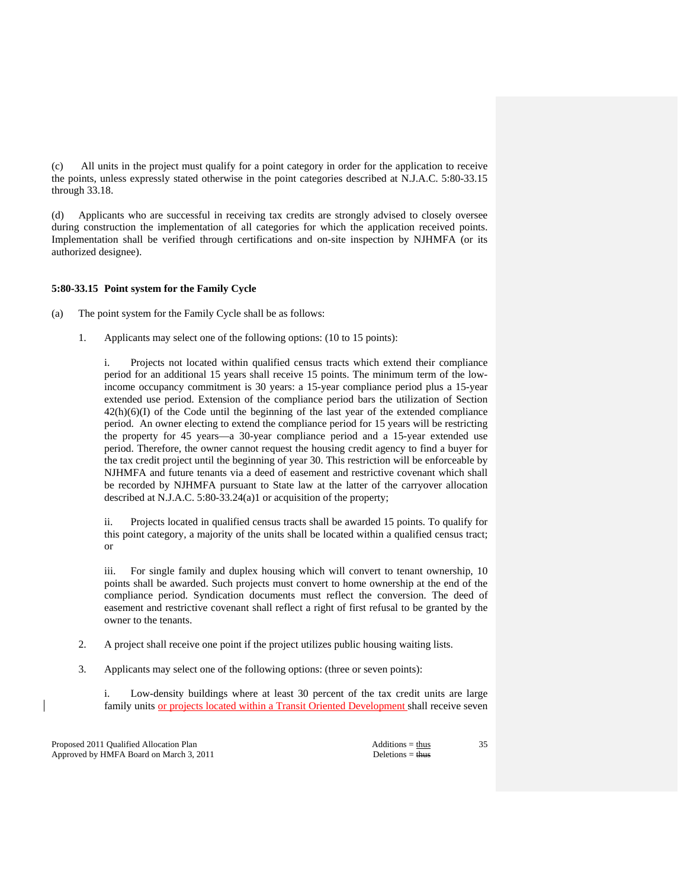(c) All units in the project must qualify for a point category in order for the application to receive the points, unless expressly stated otherwise in the point categories described at N.J.A.C. 5:80-33.15 through 33.18.

(d) Applicants who are successful in receiving tax credits are strongly advised to closely oversee during construction the implementation of all categories for which the application received points. Implementation shall be verified through certifications and on-site inspection by NJHMFA (or its authorized designee).

**5:80-33.15 Point system for the Family Cycle**

(a) The point system for the Family Cycle shall be as follows:

1. Applicants may select one of the following options: (10 to 15 points):

   i. Projects not located within qualified census tracts which extend their compliance period for an additional 15 years shall receive 15 points. The minimum term of the low-income occupancy commitment is 30 years: a 15-year compliance period plus a 15-year extended use period. Extension of the compliance period bars the utilization of Section 42(h)(6)(I) of the Code until the beginning of the last year of the extended compliance period. An owner electing to extend the compliance period for 15 years will be restricting the property for 45 years—a 30-year compliance period and a 15-year extended use period. Therefore, the owner cannot request the housing credit agency to find a buyer for the tax credit project until the beginning of year 30. This restriction will be enforceable by NJHMFA and future tenants via a deed of easement and restrictive covenant which shall be recorded by NJHMFA pursuant to State law at the latter of the carryover allocation described at N.J.A.C. 5:80-33.24(a)1 or acquisition of the property;

   ii. Projects located in qualified census tracts shall be awarded 15 points. To qualify for this point category, a majority of the units shall be located within a qualified census tract; or

   iii. For single family and duplex housing which will convert to tenant ownership, 10 points shall be awarded. Such projects must convert to home ownership at the end of the compliance period. Syndication documents must reflect the conversion. The deed of easement and restrictive covenant shall reflect a right of first refusal to be granted by the owner to the tenants.

2. A project shall receive one point if the project utilizes public housing waiting lists.

3. Applicants may select one of the following options: (three or seven points):

   i. Low-density buildings where at least 30 percent of the tax credit units are large family units <u>or projects located within a Transit Oriented Development</u> shall receive seven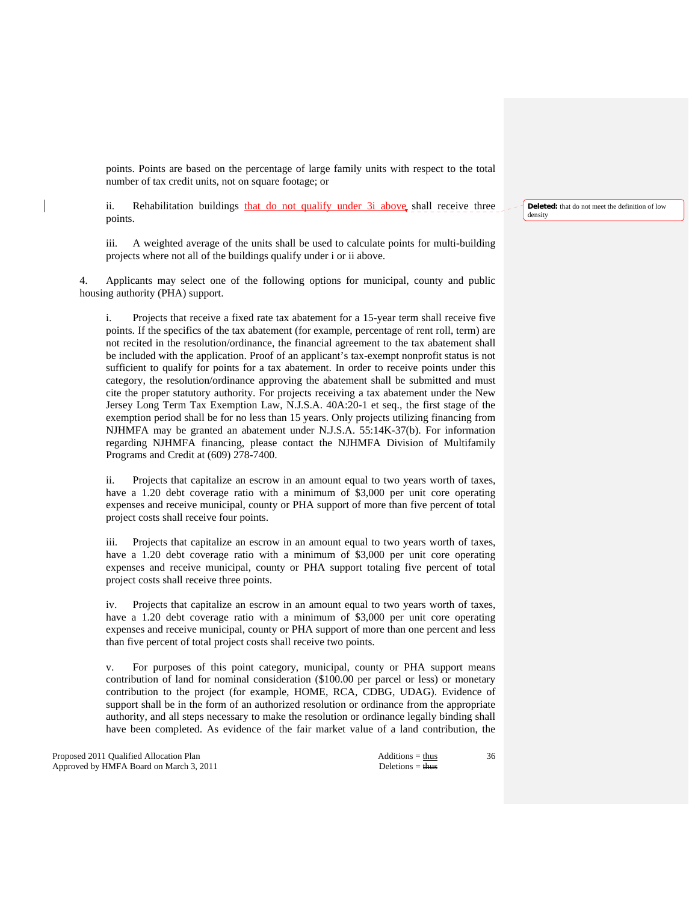points. Points are based on the percentage of large family units with respect to the total number of tax credit units, not on square footage; or

ii. Rehabilitation buildings that do not qualify under 3i above shall receive three points.

iii. A weighted average of the units shall be used to calculate points for multi-building projects where not all of the buildings qualify under i or ii above.

4. Applicants may select one of the following options for municipal, county and public housing authority (PHA) support.

i. Projects that receive a fixed rate tax abatement for a 15-year term shall receive five points. If the specifics of the tax abatement (for example, percentage of rent roll, term) are not recited in the resolution/ordinance, the financial agreement to the tax abatement shall be included with the application. Proof of an applicant's tax-exempt nonprofit status is not sufficient to qualify for points for a tax abatement. In order to receive points under this category, the resolution/ordinance approving the abatement shall be submitted and must cite the proper statutory authority. For projects receiving a tax abatement under the New Jersey Long Term Tax Exemption Law, N.J.S.A. 40A:20-1 et seq., the first stage of the exemption period shall be for no less than 15 years. Only projects utilizing financing from NJHMFA may be granted an abatement under N.J.S.A. 55:14K-37(b). For information regarding NJHMFA financing, please contact the NJHMFA Division of Multifamily Programs and Credit at (609) 278-7400.

ii. Projects that capitalize an escrow in an amount equal to two years worth of taxes, have a 1.20 debt coverage ratio with a minimum of $3,000 per unit core operating expenses and receive municipal, county or PHA support of more than five percent of total project costs shall receive four points.

iii. Projects that capitalize an escrow in an amount equal to two years worth of taxes, have a 1.20 debt coverage ratio with a minimum of $3,000 per unit core operating expenses and receive municipal, county or PHA support totaling five percent of total project costs shall receive three points.

iv. Projects that capitalize an escrow in an amount equal to two years worth of taxes, have a 1.20 debt coverage ratio with a minimum of $3,000 per unit core operating expenses and receive municipal, county or PHA support of more than one percent and less than five percent of total project costs shall receive two points.

v. For purposes of this point category, municipal, county or PHA support means contribution of land for nominal consideration ($100.00 per parcel or less) or monetary contribution to the project (for example, HOME, RCA, CDBG, UDAG). Evidence of support shall be in the form of an authorized resolution or ordinance from the appropriate authority, and all steps necessary to make the resolution or ordinance legally binding shall have been completed. As evidence of the fair market value of a land contribution, the

**Deleted:** that do not meet the definition of low density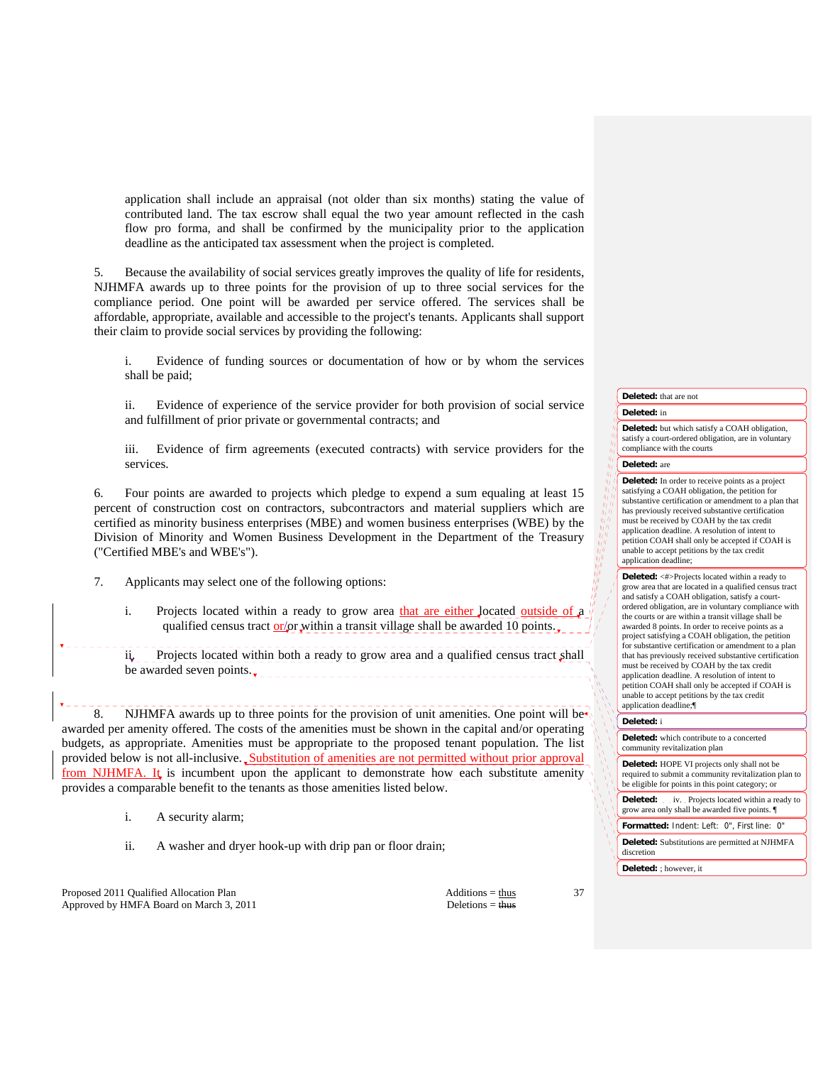application shall include an appraisal (not older than six months) stating the value of contributed land. The tax escrow shall equal the two year amount reflected in the cash flow pro forma, and shall be confirmed by the municipality prior to the application deadline as the anticipated tax assessment when the project is completed.

5. Because the availability of social services greatly improves the quality of life for residents, NJHMFA awards up to three points for the provision of up to three social services for the compliance period. One point will be awarded per service offered. The services shall be affordable, appropriate, available and accessible to the project's tenants. Applicants shall support their claim to provide social services by providing the following:

i. Evidence of funding sources or documentation of how or by whom the services shall be paid;

ii. Evidence of experience of the service provider for both provision of social service and fulfillment of prior private or governmental contracts; and

iii. Evidence of firm agreements (executed contracts) with service providers for the services.

6. Four points are awarded to projects which pledge to expend a sum equaling at least 15 percent of construction cost on contractors, subcontractors and material suppliers which are certified as minority business enterprises (MBE) and women business enterprises (WBE) by the Division of Minority and Women Business Development in the Department of the Treasury ("Certified MBE's and WBE's").

7. Applicants may select one of the following options:

i. Projects located within a ready to grow area that are either located outside of a qualified census tract or/or within a transit village shall be awarded 10 points.

ii. Projects located within both a ready to grow area and a qualified census tract shall be awarded seven points.

8. NJHMFA awards up to three points for the provision of unit amenities. One point will be awarded per amenity offered. The costs of the amenities must be shown in the capital and/or operating budgets, as appropriate. Amenities must be appropriate to the proposed tenant population. The list provided below is not all-inclusive. Substitution of amenities are not permitted without prior approval from NJHMFA. It is incumbent upon the applicant to demonstrate how each substitute amenity provides a comparable benefit to the tenants as those amenities listed below.

i. A security alarm;

ii. A washer and dryer hook-up with drip pan or floor drain;

**Deleted:** that are not

**Deleted:** in

**Deleted:** but which satisfy a COAH obligation, satisfy a court-ordered obligation, are in voluntary compliance with the courts

**Deleted:** are

**Deleted:** In order to receive points as a project satisfying a COAH obligation, the petition for substantive certification or amendment to a plan that has previously received substantive certification must be received by COAH by the tax credit application deadline. A resolution of intent to petition COAH shall only be accepted if COAH is unable to accept petitions by the tax credit application deadline;

**Deleted:** <#>Projects located within a ready to grow area that are located in a qualified census tract and satisfy a COAH obligation, satisfy a court-ordered obligation, are in voluntary compliance with the courts or are within a transit village shall be awarded 8 points. In order to receive points as a project satisfying a COAH obligation, the petition for substantive certification or amendment to a plan that has previously received substantive certification must be received by COAH by the tax credit application deadline. A resolution of intent to petition COAH shall only be accepted if COAH is unable to accept petitions by the tax credit application deadline;¶

**Deleted:** i

**Deleted:** which contribute to a concerted community revitalization plan

**Deleted:** HOPE VI projects only shall not be required to submit a community revitalization plan to be eligible for points in this point category; or

**Deleted:** iv. Projects located within a ready to grow area only shall be awarded five points.¶

**Formatted:** Indent: Left: 0", First line: 0"

**Deleted:** Substitutions are permitted at NJHMFA discretion

**Deleted:** ; however, it

Proposed 2011 Qualified Allocation Plan
Approved by HMFA Board on March 3, 2011

Additions = thus
Deletions = ~~thus~~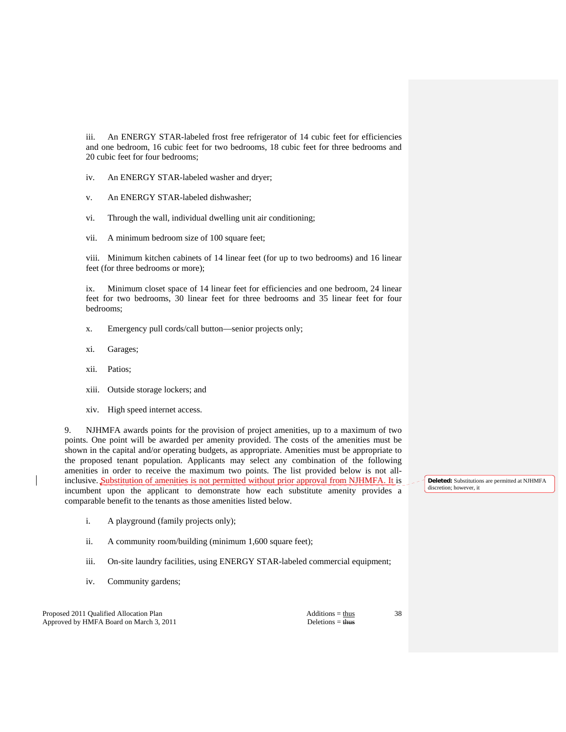iii. An ENERGY STAR-labeled frost free refrigerator of 14 cubic feet for efficiencies and one bedroom, 16 cubic feet for two bedrooms, 18 cubic feet for three bedrooms and 20 cubic feet for four bedrooms;

iv. An ENERGY STAR-labeled washer and dryer;

v. An ENERGY STAR-labeled dishwasher;

vi. Through the wall, individual dwelling unit air conditioning;

vii. A minimum bedroom size of 100 square feet;

viii. Minimum kitchen cabinets of 14 linear feet (for up to two bedrooms) and 16 linear feet (for three bedrooms or more);

ix. Minimum closet space of 14 linear feet for efficiencies and one bedroom, 24 linear feet for two bedrooms, 30 linear feet for three bedrooms and 35 linear feet for four bedrooms;

x. Emergency pull cords/call button—senior projects only;

xi. Garages;

xii. Patios;

xiii. Outside storage lockers; and

xiv. High speed internet access.

9. NJHMFA awards points for the provision of project amenities, up to a maximum of two points. One point will be awarded per amenity provided. The costs of the amenities must be shown in the capital and/or operating budgets, as appropriate. Amenities must be appropriate to the proposed tenant population. Applicants may select any combination of the following amenities in order to receive the maximum two points. The list provided below is not all-inclusive. Substitution of amenities is not permitted without prior approval from NJHMFA. It is incumbent upon the applicant to demonstrate how each substitute amenity provides a comparable benefit to the tenants as those amenities listed below.

**Deleted:** Substitutions are permitted at NJHMFA discretion; however, it

i. A playground (family projects only);

ii. A community room/building (minimum 1,600 square feet);

iii. On-site laundry facilities, using ENERGY STAR-labeled commercial equipment;

iv. Community gardens;

Proposed 2011 Qualified Allocation Plan
Approved by HMFA Board on March 3, 2011

Additions = thus
Deletions = ~~thus~~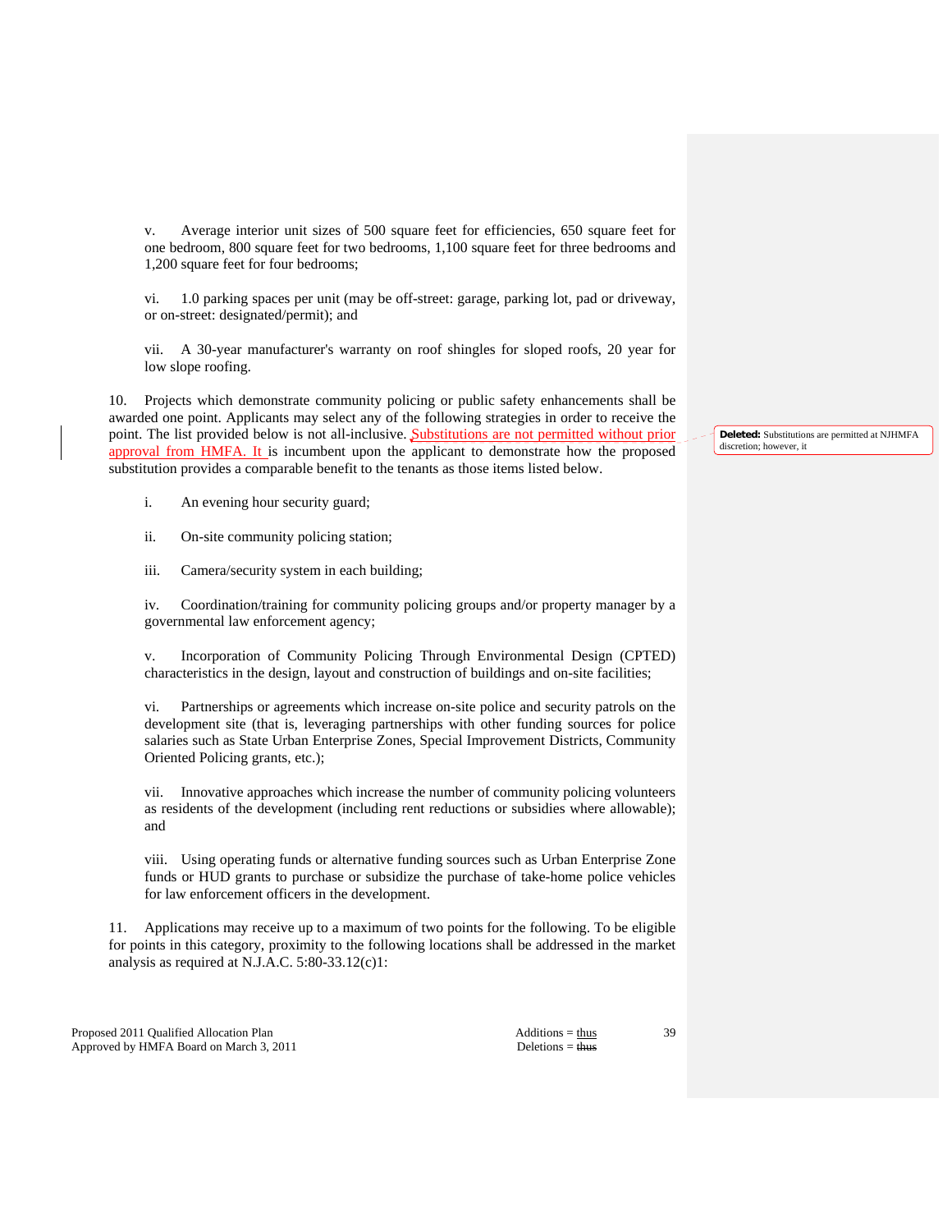v. Average interior unit sizes of 500 square feet for efficiencies, 650 square feet for one bedroom, 800 square feet for two bedrooms, 1,100 square feet for three bedrooms and 1,200 square feet for four bedrooms;

vi. 1.0 parking spaces per unit (may be off-street: garage, parking lot, pad or driveway, or on-street: designated/permit); and

vii. A 30-year manufacturer's warranty on roof shingles for sloped roofs, 20 year for low slope roofing.

10. Projects which demonstrate community policing or public safety enhancements shall be awarded one point. Applicants may select any of the following strategies in order to receive the point. The list provided below is not all-inclusive. Substitutions are not permitted without prior approval from HMFA. It is incumbent upon the applicant to demonstrate how the proposed substitution provides a comparable benefit to the tenants as those items listed below.

> **Deleted:** Substitutions are permitted at NJHMFA discretion; however, it

i. An evening hour security guard;

ii. On-site community policing station;

iii. Camera/security system in each building;

iv. Coordination/training for community policing groups and/or property manager by a governmental law enforcement agency;

v. Incorporation of Community Policing Through Environmental Design (CPTED) characteristics in the design, layout and construction of buildings and on-site facilities;

vi. Partnerships or agreements which increase on-site police and security patrols on the development site (that is, leveraging partnerships with other funding sources for police salaries such as State Urban Enterprise Zones, Special Improvement Districts, Community Oriented Policing grants, etc.);

vii. Innovative approaches which increase the number of community policing volunteers as residents of the development (including rent reductions or subsidies where allowable); and

viii. Using operating funds or alternative funding sources such as Urban Enterprise Zone funds or HUD grants to purchase or subsidize the purchase of take-home police vehicles for law enforcement officers in the development.

11. Applications may receive up to a maximum of two points for the following. To be eligible for points in this category, proximity to the following locations shall be addressed in the market analysis as required at N.J.A.C. 5:80-33.12(c)1: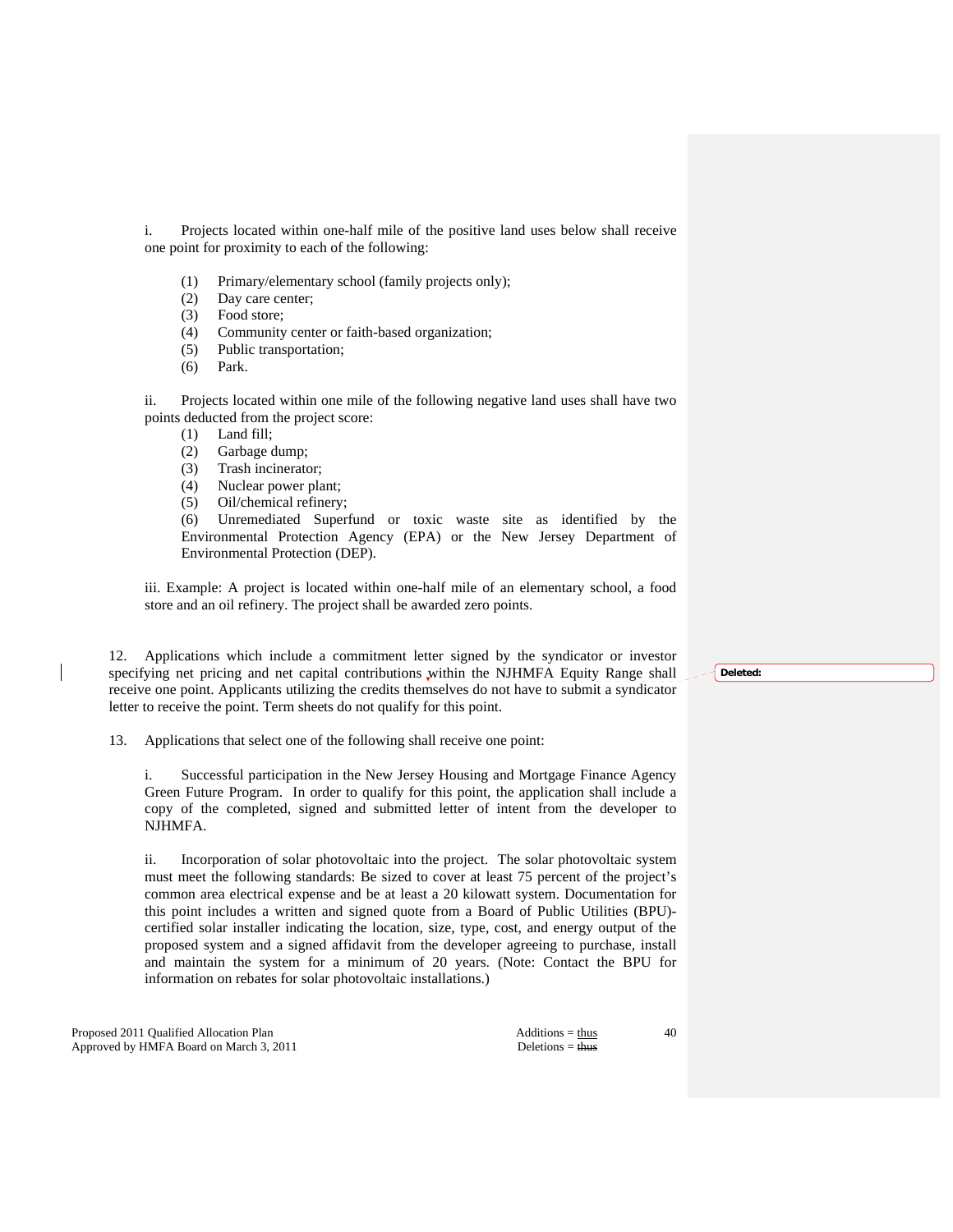i. Projects located within one-half mile of the positive land uses below shall receive one point for proximity to each of the following:

(1) Primary/elementary school (family projects only);
(2) Day care center;
(3) Food store;
(4) Community center or faith-based organization;
(5) Public transportation;
(6) Park.

ii. Projects located within one mile of the following negative land uses shall have two points deducted from the project score:

(1) Land fill;
(2) Garbage dump;
(3) Trash incinerator;
(4) Nuclear power plant;
(5) Oil/chemical refinery;
(6) Unremediated Superfund or toxic waste site as identified by the Environmental Protection Agency (EPA) or the New Jersey Department of Environmental Protection (DEP).

iii. Example: A project is located within one-half mile of an elementary school, a food store and an oil refinery. The project shall be awarded zero points.

12. Applications which include a commitment letter signed by the syndicator or investor specifying net pricing and net capital contributions within the NJHMFA Equity Range shall receive one point. Applicants utilizing the credits themselves do not have to submit a syndicator letter to receive the point. Term sheets do not qualify for this point.

**Deleted:**

13. Applications that select one of the following shall receive one point:

i. Successful participation in the New Jersey Housing and Mortgage Finance Agency Green Future Program. In order to qualify for this point, the application shall include a copy of the completed, signed and submitted letter of intent from the developer to NJHMFA.

ii. Incorporation of solar photovoltaic into the project. The solar photovoltaic system must meet the following standards: Be sized to cover at least 75 percent of the project's common area electrical expense and be at least a 20 kilowatt system. Documentation for this point includes a written and signed quote from a Board of Public Utilities (BPU)-certified solar installer indicating the location, size, type, cost, and energy output of the proposed system and a signed affidavit from the developer agreeing to purchase, install and maintain the system for a minimum of 20 years. (Note: Contact the BPU for information on rebates for solar photovoltaic installations.)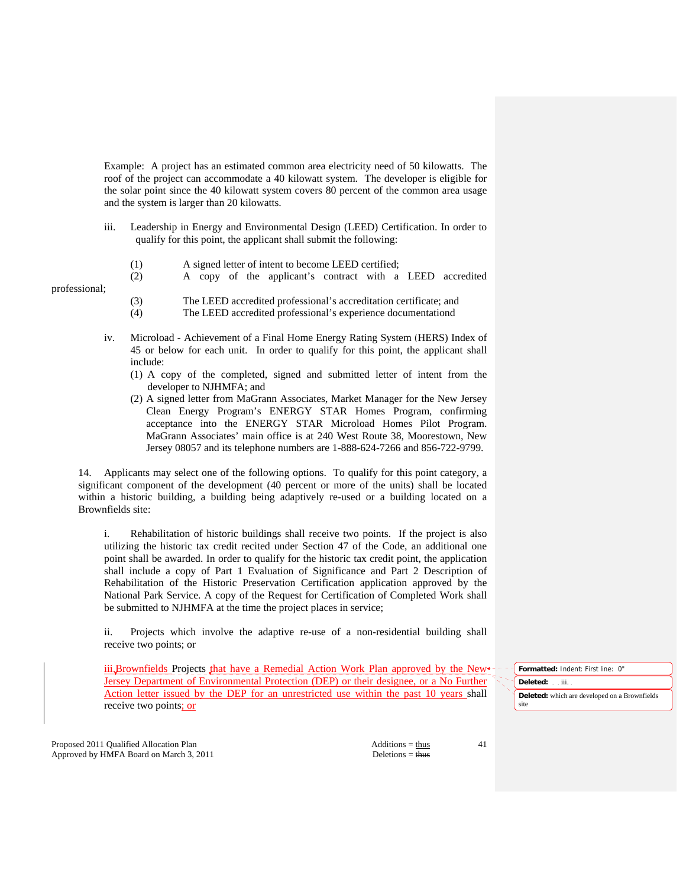Example: A project has an estimated common area electricity need of 50 kilowatts. The roof of the project can accommodate a 40 kilowatt system. The developer is eligible for the solar point since the 40 kilowatt system covers 80 percent of the common area usage and the system is larger than 20 kilowatts.

iii. Leadership in Energy and Environmental Design (LEED) Certification. In order to qualify for this point, the applicant shall submit the following:

(1) A signed letter of intent to become LEED certified;
(2) A copy of the applicant's contract with a LEED accredited professional;
(3) The LEED accredited professional's accreditation certificate; and
(4) The LEED accredited professional's experience documentationd

iv. Microload - Achievement of a Final Home Energy Rating System (HERS) Index of 45 or below for each unit. In order to qualify for this point, the applicant shall include:

(1) A copy of the completed, signed and submitted letter of intent from the developer to NJHMFA; and
(2) A signed letter from MaGrann Associates, Market Manager for the New Jersey Clean Energy Program's ENERGY STAR Homes Program, confirming acceptance into the ENERGY STAR Microload Homes Pilot Program. MaGrann Associates' main office is at 240 West Route 38, Moorestown, New Jersey 08057 and its telephone numbers are 1-888-624-7266 and 856-722-9799.

14. Applicants may select one of the following options. To qualify for this point category, a significant component of the development (40 percent or more of the units) shall be located within a historic building, a building being adaptively re-used or a building located on a Brownfields site:

i. Rehabilitation of historic buildings shall receive two points. If the project is also utilizing the historic tax credit recited under Section 47 of the Code, an additional one point shall be awarded. In order to qualify for the historic tax credit point, the application shall include a copy of Part 1 Evaluation of Significance and Part 2 Description of Rehabilitation of the Historic Preservation Certification application approved by the National Park Service. A copy of the Request for Certification of Completed Work shall be submitted to NJHMFA at the time the project places in service;

ii. Projects which involve the adaptive re-use of a non-residential building shall receive two points; or

iii. Brownfields Projects that have a Remedial Action Work Plan approved by the New Jersey Department of Environmental Protection (DEP) or their designee, or a No Further Action letter issued by the DEP for an unrestricted use within the past 10 years shall receive two points; or

Formatted: Indent: First line: 0"

Deleted: iii.

Deleted: which are developed on a Brownfields site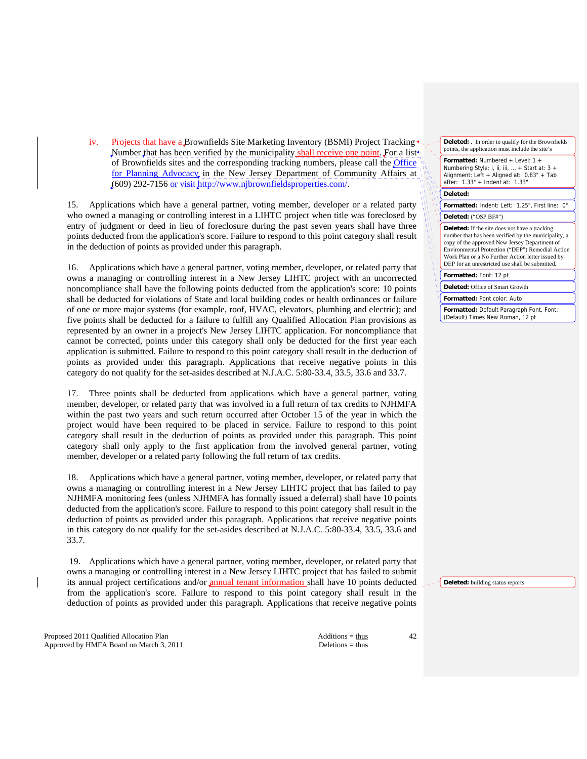iv. Projects that have a Brownfields Site Marketing Inventory (BSMI) Project Tracking Number that has been verified by the municipality shall receive one point. For a list of Brownfields sites and the corresponding tracking numbers, please call the Office for Planning Advocacy in the New Jersey Department of Community Affairs at (609) 292-7156 or visit http://www.njbrownfieldsproperties.com/.

15. Applications which have a general partner, voting member, developer or a related party who owned a managing or controlling interest in a LIHTC project when title was foreclosed by entry of judgment or deed in lieu of foreclosure during the past seven years shall have three points deducted from the application's score. Failure to respond to this point category shall result in the deduction of points as provided under this paragraph.

16. Applications which have a general partner, voting member, developer, or related party that owns a managing or controlling interest in a New Jersey LIHTC project with an uncorrected noncompliance shall have the following points deducted from the application's score: 10 points shall be deducted for violations of State and local building codes or health ordinances or failure of one or more major systems (for example, roof, HVAC, elevators, plumbing and electric); and five points shall be deducted for a failure to fulfill any Qualified Allocation Plan provisions as represented by an owner in a project's New Jersey LIHTC application. For noncompliance that cannot be corrected, points under this category shall only be deducted for the first year each application is submitted. Failure to respond to this point category shall result in the deduction of points as provided under this paragraph. Applications that receive negative points in this category do not qualify for the set-asides described at N.J.A.C. 5:80-33.4, 33.5, 33.6 and 33.7.

17. Three points shall be deducted from applications which have a general partner, voting member, developer, or related party that was involved in a full return of tax credits to NJHMFA within the past two years and such return occurred after October 15 of the year in which the project would have been required to be placed in service. Failure to respond to this point category shall result in the deduction of points as provided under this paragraph. This point category shall only apply to the first application from the involved general partner, voting member, developer or a related party following the full return of tax credits.

18. Applications which have a general partner, voting member, developer, or related party that owns a managing or controlling interest in a New Jersey LIHTC project that has failed to pay NJHMFA monitoring fees (unless NJHMFA has formally issued a deferral) shall have 10 points deducted from the application's score. Failure to respond to this point category shall result in the deduction of points as provided under this paragraph. Applications that receive negative points in this category do not qualify for the set-asides described at N.J.A.C. 5:80-33.4, 33.5, 33.6 and 33.7.

19. Applications which have a general partner, voting member, developer, or related party that owns a managing or controlling interest in a New Jersey LIHTC project that has failed to submit its annual project certifications and/or annual tenant information shall have 10 points deducted from the application's score. Failure to respond to this point category shall result in the deduction of points as provided under this paragraph. Applications that receive negative points

Deleted: . In order to qualify for the Brownfields points, the application must include the site's

Formatted: Numbered + Level: 1 + Numbering Style: i, ii, iii, … + Start at: 3 + Alignment: Left + Aligned at: 0.83" + Tab after: 1.33" + Indent at: 1.33"

Deleted:

Formatted: Indent: Left: 1.25", First line: 0"

Deleted: ("OSP BF#")

Deleted: If the site does not have a tracking number that has been verified by the municipality, a copy of the approved New Jersey Department of Environmental Protection ("DEP") Remedial Action Work Plan or a No Further Action letter issued by DEP for an unrestricted use shall be submitted.

Formatted: Font: 12 pt

Deleted: Office of Smart Growth

Formatted: Font color: Auto

Formatted: Default Paragraph Font, Font: (Default) Times New Roman, 12 pt

Deleted: building status reports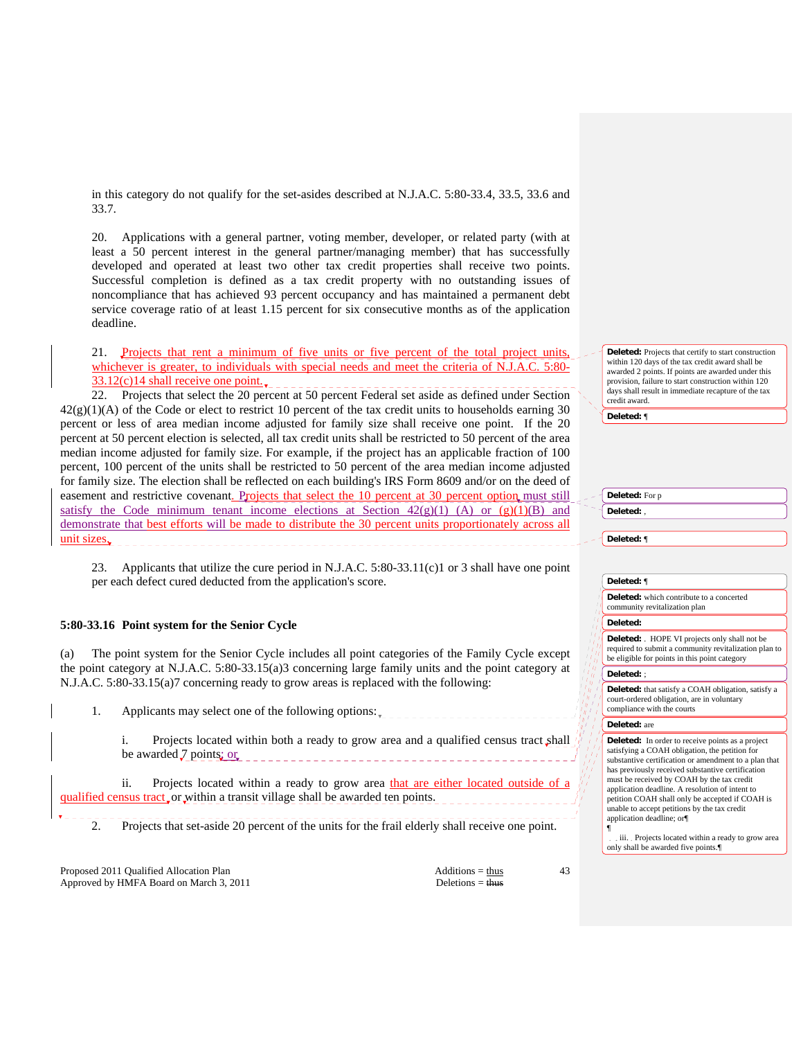in this category do not qualify for the set-asides described at N.J.A.C. 5:80-33.4, 33.5, 33.6 and 33.7.

20. Applications with a general partner, voting member, developer, or related party (with at least a 50 percent interest in the general partner/managing member) that has successfully developed and operated at least two other tax credit properties shall receive two points. Successful completion is defined as a tax credit property with no outstanding issues of noncompliance that has achieved 93 percent occupancy and has maintained a permanent debt service coverage ratio of at least 1.15 percent for six consecutive months as of the application deadline.

21. Projects that rent a minimum of five units or five percent of the total project units, whichever is greater, to individuals with special needs and meet the criteria of N.J.A.C. 5:80-33.12(c)14 shall receive one point.

22. Projects that select the 20 percent at 50 percent Federal set aside as defined under Section 42(g)(1)(A) of the Code or elect to restrict 10 percent of the tax credit units to households earning 30 percent or less of area median income adjusted for family size shall receive one point. If the 20 percent at 50 percent election is selected, all tax credit units shall be restricted to 50 percent of the area median income adjusted for family size. For example, if the project has an applicable fraction of 100 percent, 100 percent of the units shall be restricted to 50 percent of the area median income adjusted for family size. The election shall be reflected on each building's IRS Form 8609 and/or on the deed of easement and restrictive covenant. Projects that select the 10 percent at 30 percent option must still satisfy the Code minimum tenant income elections at Section 42(g)(1) (A) or (g)(1)(B) and demonstrate that best efforts will be made to distribute the 30 percent units proportionately across all unit sizes.

23. Applicants that utilize the cure period in N.J.A.C. 5:80-33.11(c)1 or 3 shall have one point per each defect cured deducted from the application's score.

### 5:80-33.16 Point system for the Senior Cycle

(a) The point system for the Senior Cycle includes all point categories of the Family Cycle except the point category at N.J.A.C. 5:80-33.15(a)3 concerning large family units and the point category at N.J.A.C. 5:80-33.15(a)7 concerning ready to grow areas is replaced with the following:

1. Applicants may select one of the following options:

   i. Projects located within both a ready to grow area and a qualified census tract shall be awarded 7 points; or

   ii. Projects located within a ready to grow area that are either located outside of a qualified census tract or within a transit village shall be awarded ten points.

2. Projects that set-aside 20 percent of the units for the frail elderly shall receive one point.

Deleted: Projects that certify to start construction within 120 days of the tax credit award shall be awarded 2 points. If points are awarded under this provision, failure to start construction within 120 days shall result in immediate recapture of the tax credit award.

Deleted: ¶

Deleted: For p

Deleted: ,

Deleted: ¶

Deleted: ¶

Deleted: which contribute to a concerted community revitalization plan

Deleted:

Deleted: . HOPE VI projects only shall not be required to submit a community revitalization plan to be eligible for points in this point category

Deleted: ;

Deleted: that satisfy a COAH obligation, satisfy a court-ordered obligation, are in voluntary compliance with the courts

Deleted: are

Deleted: In order to receive points as a project satisfying a COAH obligation, the petition for substantive certification or amendment to a plan that has previously received substantive certification must be received by COAH by the tax credit application deadline. A resolution of intent to petition COAH shall only be accepted if COAH is unable to accept petitions by the tax credit application deadline; or¶
¶
iii. Projects located within a ready to grow area only shall be awarded five points.¶

Proposed 2011 Qualified Allocation Plan
Approved by HMFA Board on March 3, 2011

Additions = thus
Deletions = ~~thus~~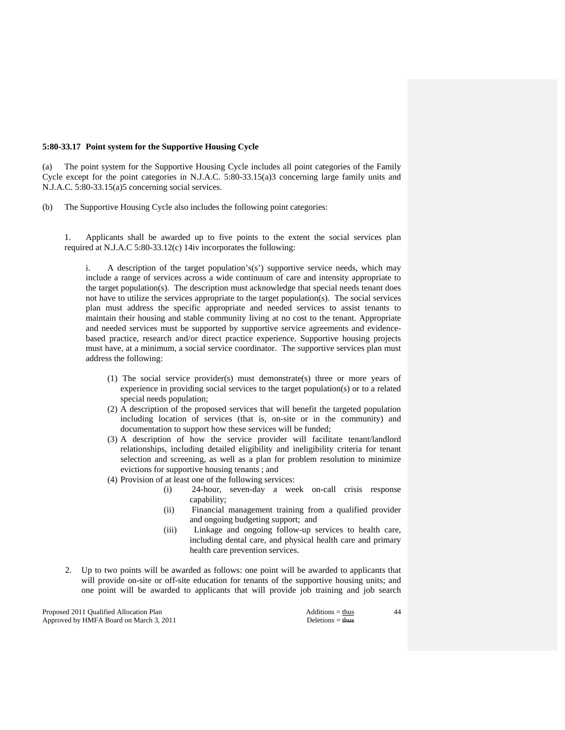**5:80-33.17 Point system for the Supportive Housing Cycle**

(a) The point system for the Supportive Housing Cycle includes all point categories of the Family Cycle except for the point categories in N.J.A.C. 5:80-33.15(a)3 concerning large family units and N.J.A.C. 5:80-33.15(a)5 concerning social services.

(b) The Supportive Housing Cycle also includes the following point categories:

1. Applicants shall be awarded up to five points to the extent the social services plan required at N.J.A.C 5:80-33.12(c) 14iv incorporates the following:

   i. A description of the target population's(s') supportive service needs, which may include a range of services across a wide continuum of care and intensity appropriate to the target population(s). The description must acknowledge that special needs tenant does not have to utilize the services appropriate to the target population(s). The social services plan must address the specific appropriate and needed services to assist tenants to maintain their housing and stable community living at no cost to the tenant. Appropriate and needed services must be supported by supportive service agreements and evidence-based practice, research and/or direct practice experience. Supportive housing projects must have, at a minimum, a social service coordinator. The supportive services plan must address the following:

   (1) The social service provider(s) must demonstrate(s) three or more years of experience in providing social services to the target population(s) or to a related special needs population;
   
   (2) A description of the proposed services that will benefit the targeted population including location of services (that is, on-site or in the community) and documentation to support how these services will be funded;
   
   (3) A description of how the service provider will facilitate tenant/landlord relationships, including detailed eligibility and ineligibility criteria for tenant selection and screening, as well as a plan for problem resolution to minimize evictions for supportive housing tenants ; and
   
   (4) Provision of at least one of the following services:
   
      (i) 24-hour, seven-day a week on-call crisis response capability;
      
      (ii) Financial management training from a qualified provider and ongoing budgeting support; and
      
      (iii) Linkage and ongoing follow-up services to health care, including dental care, and physical health care and primary health care prevention services.

2. Up to two points will be awarded as follows: one point will be awarded to applicants that will provide on-site or off-site education for tenants of the supportive housing units; and one point will be awarded to applicants that will provide job training and job search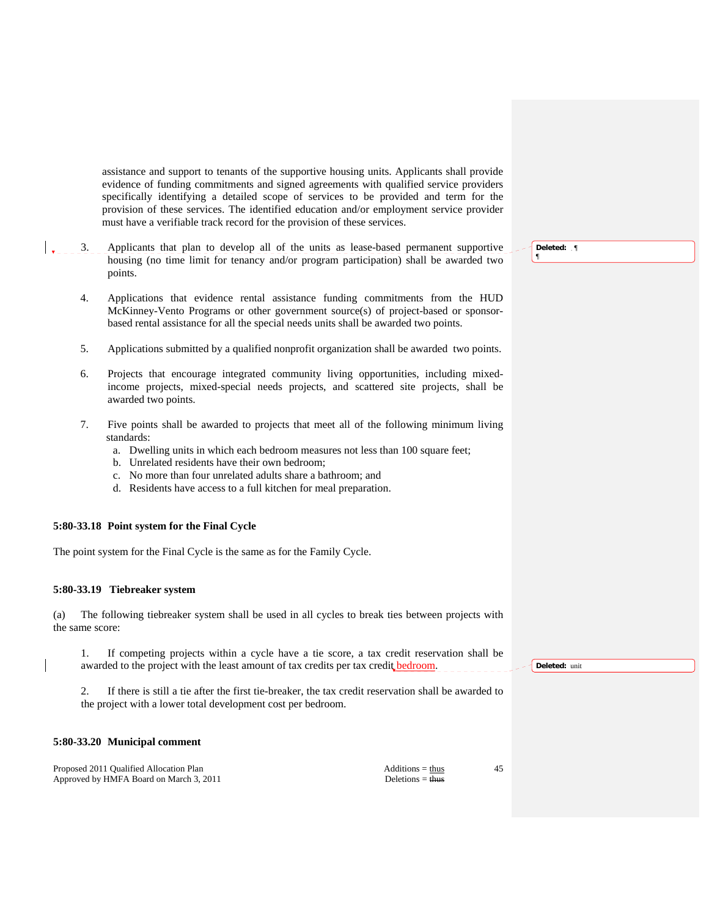assistance and support to tenants of the supportive housing units. Applicants shall provide evidence of funding commitments and signed agreements with qualified service providers specifically identifying a detailed scope of services to be provided and term for the provision of these services. The identified education and/or employment service provider must have a verifiable track record for the provision of these services.

3. Applicants that plan to develop all of the units as lease-based permanent supportive housing (no time limit for tenancy and/or program participation) shall be awarded two points.

4. Applications that evidence rental assistance funding commitments from the HUD McKinney-Vento Programs or other government source(s) of project-based or sponsor-based rental assistance for all the special needs units shall be awarded two points.

5. Applications submitted by a qualified nonprofit organization shall be awarded two points.

6. Projects that encourage integrated community living opportunities, including mixed-income projects, mixed-special needs projects, and scattered site projects, shall be awarded two points.

7. Five points shall be awarded to projects that meet all of the following minimum living standards:
   a. Dwelling units in which each bedroom measures not less than 100 square feet;
   b. Unrelated residents have their own bedroom;
   c. No more than four unrelated adults share a bathroom; and
   d. Residents have access to a full kitchen for meal preparation.

**5:80-33.18 Point system for the Final Cycle**

The point system for the Final Cycle is the same as for the Family Cycle.

**5:80-33.19 Tiebreaker system**

(a) The following tiebreaker system shall be used in all cycles to break ties between projects with the same score:

1. If competing projects within a cycle have a tie score, a tax credit reservation shall be awarded to the project with the least amount of tax credits per tax credit bedroom.

2. If there is still a tie after the first tie-breaker, the tax credit reservation shall be awarded to the project with a lower total development cost per bedroom.

**5:80-33.20 Municipal comment**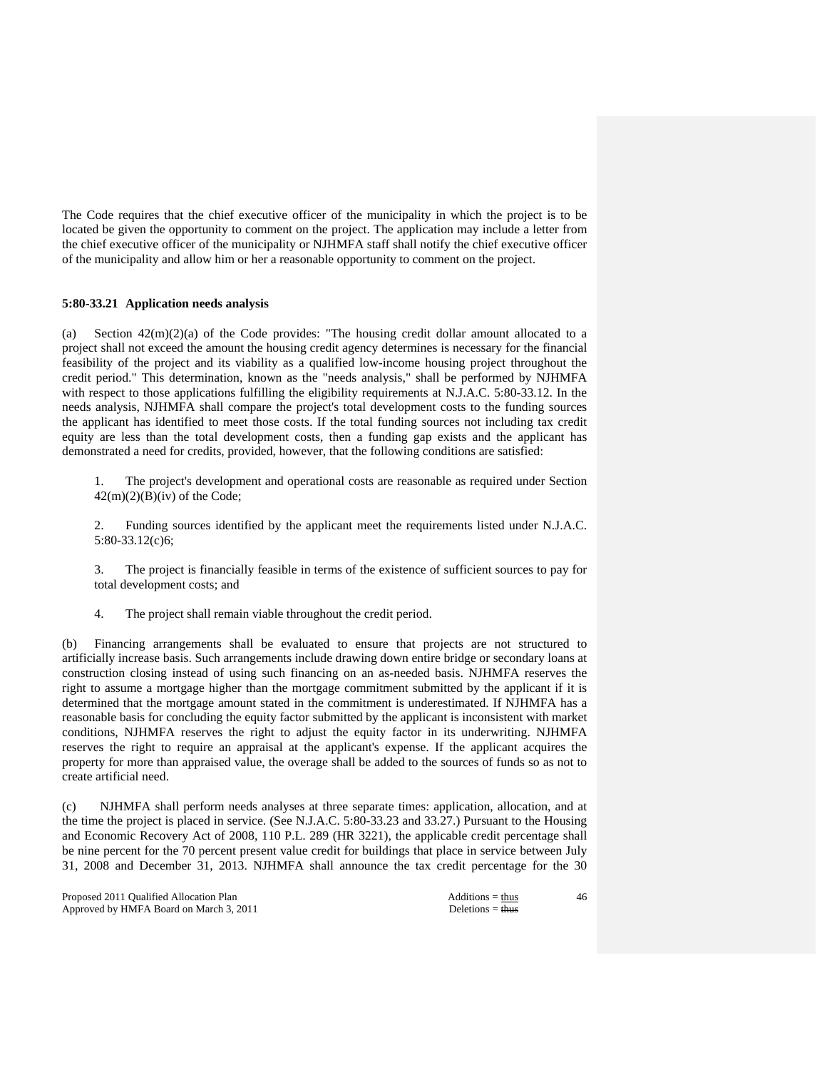The Code requires that the chief executive officer of the municipality in which the project is to be located be given the opportunity to comment on the project. The application may include a letter from the chief executive officer of the municipality or NJHMFA staff shall notify the chief executive officer of the municipality and allow him or her a reasonable opportunity to comment on the project.

**5:80-33.21 Application needs analysis**

(a) Section 42(m)(2)(a) of the Code provides: "The housing credit dollar amount allocated to a project shall not exceed the amount the housing credit agency determines is necessary for the financial feasibility of the project and its viability as a qualified low-income housing project throughout the credit period." This determination, known as the "needs analysis," shall be performed by NJHMFA with respect to those applications fulfilling the eligibility requirements at N.J.A.C. 5:80-33.12. In the needs analysis, NJHMFA shall compare the project's total development costs to the funding sources the applicant has identified to meet those costs. If the total funding sources not including tax credit equity are less than the total development costs, then a funding gap exists and the applicant has demonstrated a need for credits, provided, however, that the following conditions are satisfied:

1. The project's development and operational costs are reasonable as required under Section 42(m)(2)(B)(iv) of the Code;

2. Funding sources identified by the applicant meet the requirements listed under N.J.A.C. 5:80-33.12(c)6;

3. The project is financially feasible in terms of the existence of sufficient sources to pay for total development costs; and

4. The project shall remain viable throughout the credit period.

(b) Financing arrangements shall be evaluated to ensure that projects are not structured to artificially increase basis. Such arrangements include drawing down entire bridge or secondary loans at construction closing instead of using such financing on an as-needed basis. NJHMFA reserves the right to assume a mortgage higher than the mortgage commitment submitted by the applicant if it is determined that the mortgage amount stated in the commitment is underestimated. If NJHMFA has a reasonable basis for concluding the equity factor submitted by the applicant is inconsistent with market conditions, NJHMFA reserves the right to adjust the equity factor in its underwriting. NJHMFA reserves the right to require an appraisal at the applicant's expense. If the applicant acquires the property for more than appraised value, the overage shall be added to the sources of funds so as not to create artificial need.

(c) NJHMFA shall perform needs analyses at three separate times: application, allocation, and at the time the project is placed in service. (See N.J.A.C. 5:80-33.23 and 33.27.) Pursuant to the Housing and Economic Recovery Act of 2008, 110 P.L. 289 (HR 3221), the applicable credit percentage shall be nine percent for the 70 percent present value credit for buildings that place in service between July 31, 2008 and December 31, 2013. NJHMFA shall announce the tax credit percentage for the 30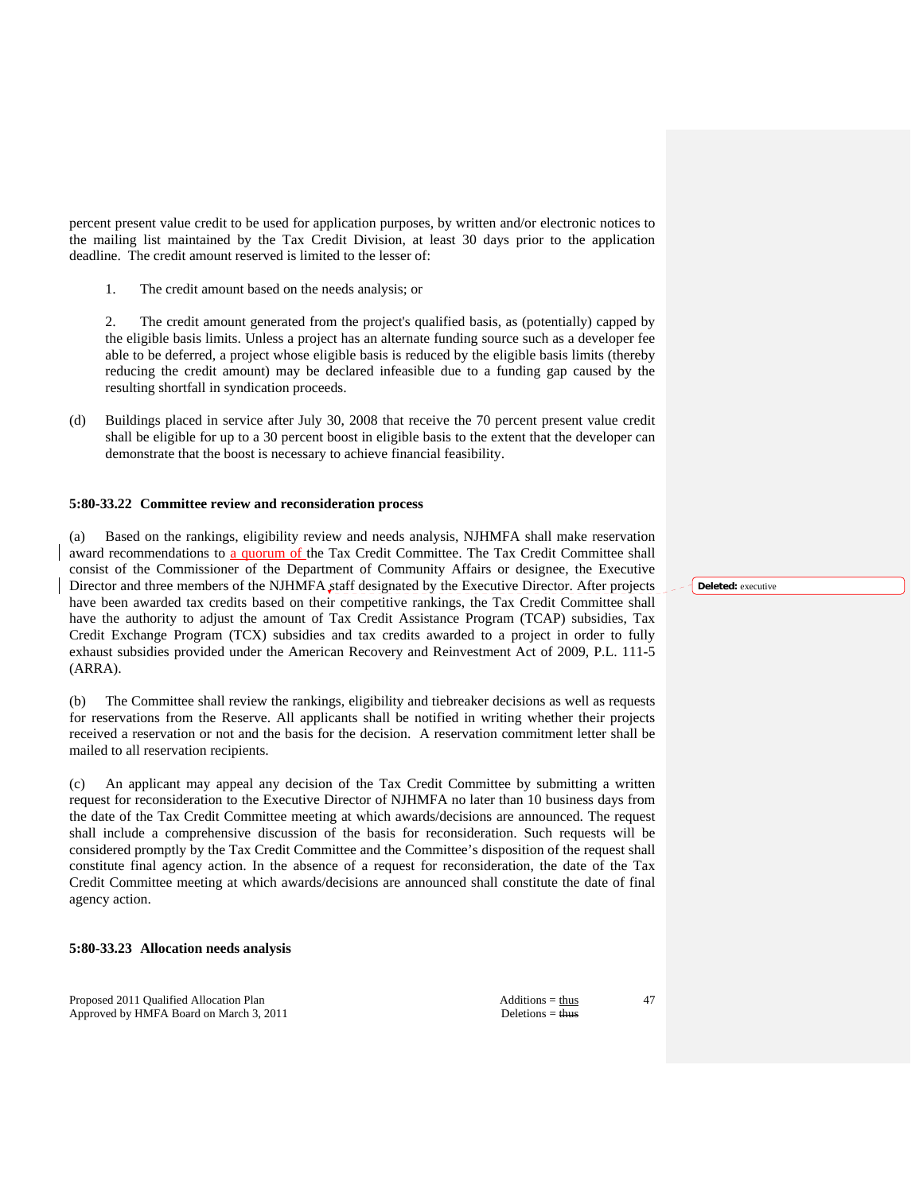percent present value credit to be used for application purposes, by written and/or electronic notices to the mailing list maintained by the Tax Credit Division, at least 30 days prior to the application deadline. The credit amount reserved is limited to the lesser of:

1. The credit amount based on the needs analysis; or

2. The credit amount generated from the project's qualified basis, as (potentially) capped by the eligible basis limits. Unless a project has an alternate funding source such as a developer fee able to be deferred, a project whose eligible basis is reduced by the eligible basis limits (thereby reducing the credit amount) may be declared infeasible due to a funding gap caused by the resulting shortfall in syndication proceeds.

(d) Buildings placed in service after July 30, 2008 that receive the 70 percent present value credit shall be eligible for up to a 30 percent boost in eligible basis to the extent that the developer can demonstrate that the boost is necessary to achieve financial feasibility.

**5:80-33.22 Committee review and reconsideration process**

(a) Based on the rankings, eligibility review and needs analysis, NJHMFA shall make reservation award recommendations to a quorum of the Tax Credit Committee. The Tax Credit Committee shall consist of the Commissioner of the Department of Community Affairs or designee, the Executive Director and three members of the NJHMFA staff designated by the Executive Director. After projects have been awarded tax credits based on their competitive rankings, the Tax Credit Committee shall have the authority to adjust the amount of Tax Credit Assistance Program (TCAP) subsidies, Tax Credit Exchange Program (TCX) subsidies and tax credits awarded to a project in order to fully exhaust subsidies provided under the American Recovery and Reinvestment Act of 2009, P.L. 111-5 (ARRA).

**Deleted:** executive

(b) The Committee shall review the rankings, eligibility and tiebreaker decisions as well as requests for reservations from the Reserve. All applicants shall be notified in writing whether their projects received a reservation or not and the basis for the decision. A reservation commitment letter shall be mailed to all reservation recipients.

(c) An applicant may appeal any decision of the Tax Credit Committee by submitting a written request for reconsideration to the Executive Director of NJHMFA no later than 10 business days from the date of the Tax Credit Committee meeting at which awards/decisions are announced. The request shall include a comprehensive discussion of the basis for reconsideration. Such requests will be considered promptly by the Tax Credit Committee and the Committee's disposition of the request shall constitute final agency action. In the absence of a request for reconsideration, the date of the Tax Credit Committee meeting at which awards/decisions are announced shall constitute the date of final agency action.

**5:80-33.23 Allocation needs analysis**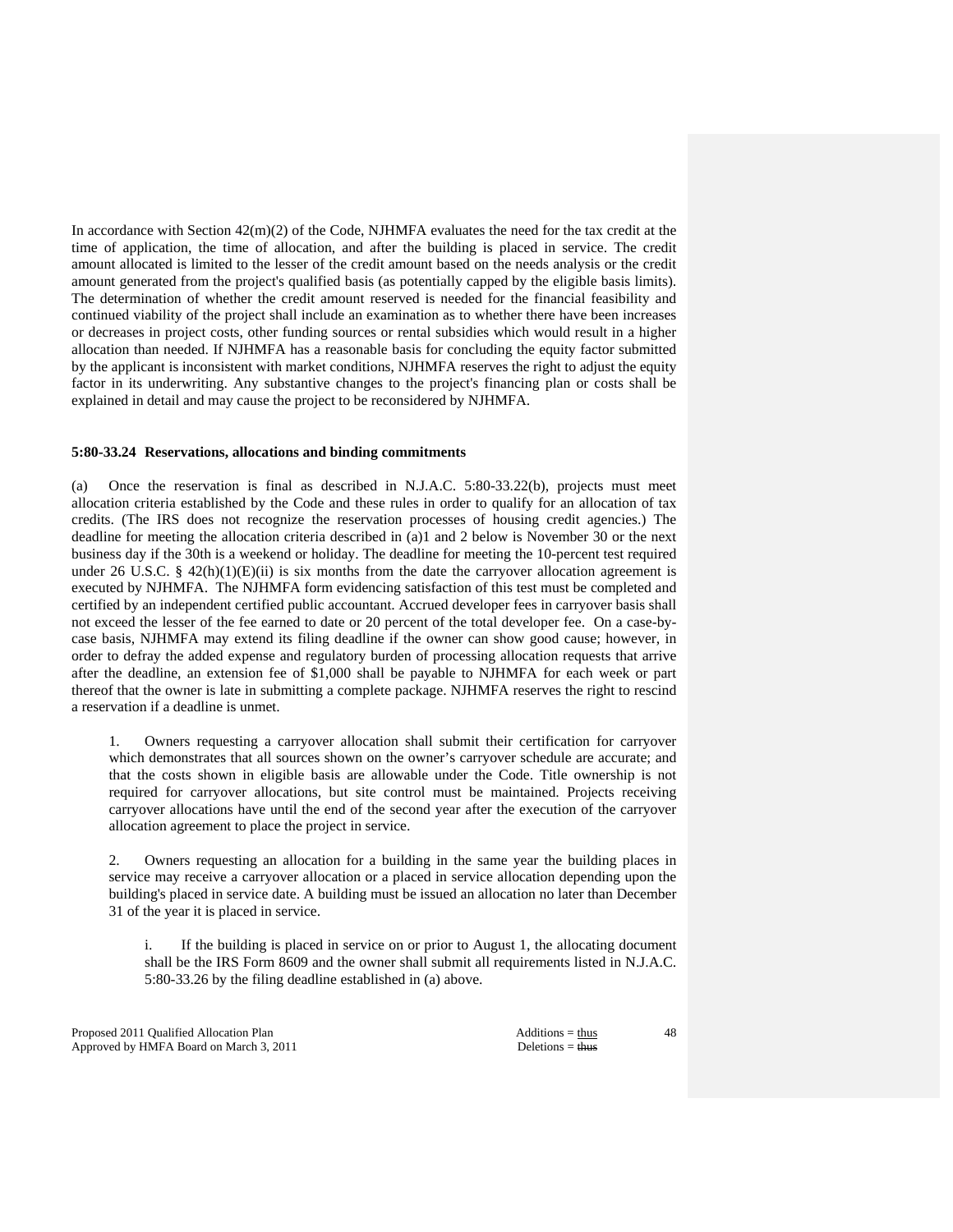In accordance with Section 42(m)(2) of the Code, NJHMFA evaluates the need for the tax credit at the time of application, the time of allocation, and after the building is placed in service. The credit amount allocated is limited to the lesser of the credit amount based on the needs analysis or the credit amount generated from the project's qualified basis (as potentially capped by the eligible basis limits). The determination of whether the credit amount reserved is needed for the financial feasibility and continued viability of the project shall include an examination as to whether there have been increases or decreases in project costs, other funding sources or rental subsidies which would result in a higher allocation than needed. If NJHMFA has a reasonable basis for concluding the equity factor submitted by the applicant is inconsistent with market conditions, NJHMFA reserves the right to adjust the equity factor in its underwriting. Any substantive changes to the project's financing plan or costs shall be explained in detail and may cause the project to be reconsidered by NJHMFA.

**5:80-33.24 Reservations, allocations and binding commitments**

(a) Once the reservation is final as described in N.J.A.C. 5:80-33.22(b), projects must meet allocation criteria established by the Code and these rules in order to qualify for an allocation of tax credits. (The IRS does not recognize the reservation processes of housing credit agencies.) The deadline for meeting the allocation criteria described in (a)1 and 2 below is November 30 or the next business day if the 30th is a weekend or holiday. The deadline for meeting the 10-percent test required under 26 U.S.C. § 42(h)(1)(E)(ii) is six months from the date the carryover allocation agreement is executed by NJHMFA. The NJHMFA form evidencing satisfaction of this test must be completed and certified by an independent certified public accountant. Accrued developer fees in carryover basis shall not exceed the lesser of the fee earned to date or 20 percent of the total developer fee. On a case-by-case basis, NJHMFA may extend its filing deadline if the owner can show good cause; however, in order to defray the added expense and regulatory burden of processing allocation requests that arrive after the deadline, an extension fee of $1,000 shall be payable to NJHMFA for each week or part thereof that the owner is late in submitting a complete package. NJHMFA reserves the right to rescind a reservation if a deadline is unmet.

1. Owners requesting a carryover allocation shall submit their certification for carryover which demonstrates that all sources shown on the owner's carryover schedule are accurate; and that the costs shown in eligible basis are allowable under the Code. Title ownership is not required for carryover allocations, but site control must be maintained. Projects receiving carryover allocations have until the end of the second year after the execution of the carryover allocation agreement to place the project in service.

2. Owners requesting an allocation for a building in the same year the building places in service may receive a carryover allocation or a placed in service allocation depending upon the building's placed in service date. A building must be issued an allocation no later than December 31 of the year it is placed in service.

   i. If the building is placed in service on or prior to August 1, the allocating document shall be the IRS Form 8609 and the owner shall submit all requirements listed in N.J.A.C. 5:80-33.26 by the filing deadline established in (a) above.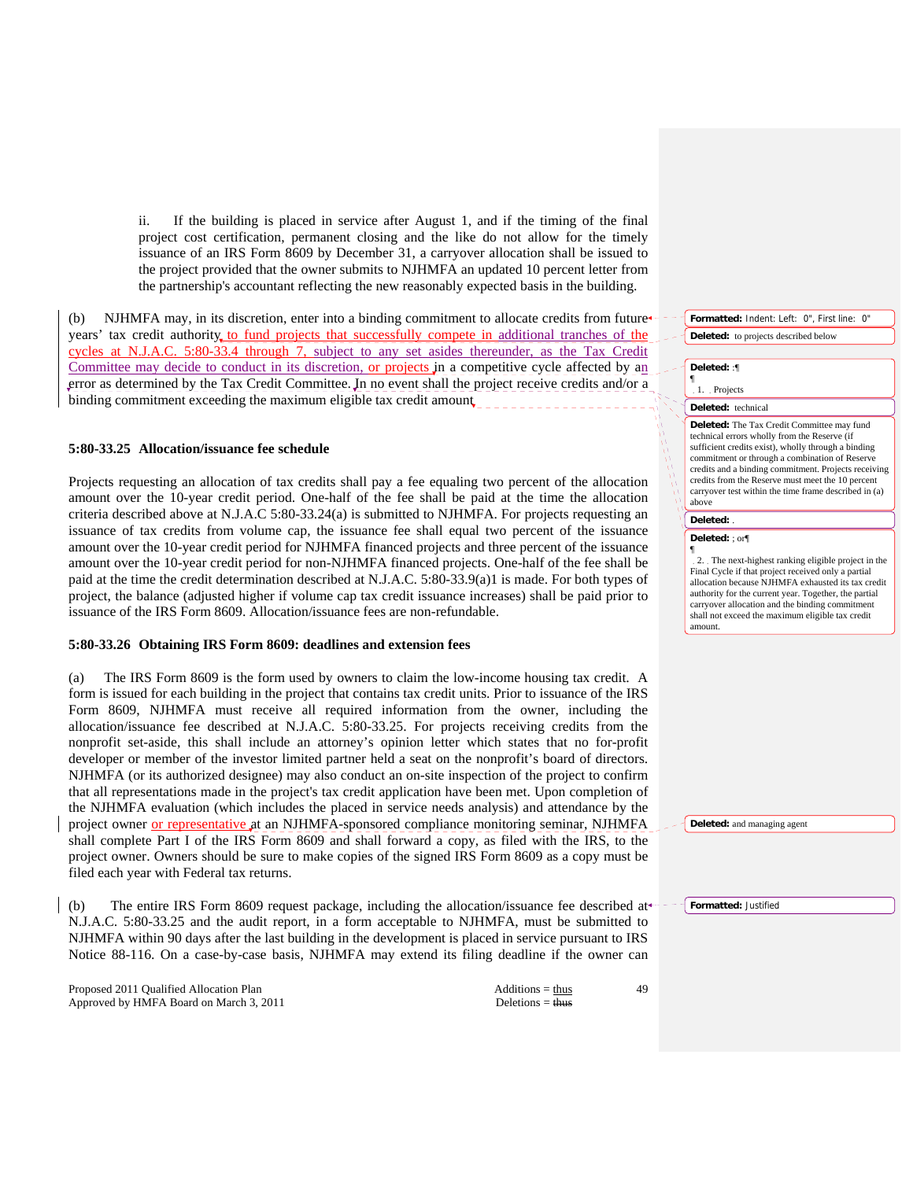ii. If the building is placed in service after August 1, and if the timing of the final project cost certification, permanent closing and the like do not allow for the timely issuance of an IRS Form 8609 by December 31, a carryover allocation shall be issued to the project provided that the owner submits to NJHMFA an updated 10 percent letter from the partnership's accountant reflecting the new reasonably expected basis in the building.

(b) NJHMFA may, in its discretion, enter into a binding commitment to allocate credits from future years' tax credit authority, to fund projects that successfully compete in additional tranches of the cycles at N.J.A.C. 5:80-33.4 through 7, subject to any set asides thereunder, as the Tax Credit Committee may decide to conduct in its discretion, or projects in a competitive cycle affected by an error as determined by the Tax Credit Committee. In no event shall the project receive credits and/or a binding commitment exceeding the maximum eligible tax credit amount.

Formatted: Indent: Left: 0", First line: 0"

Deleted: to projects described below

Deleted: :

1. Projects

Deleted: technical

Deleted: The Tax Credit Committee may fund technical errors wholly from the Reserve (if sufficient credits exist), wholly through a binding commitment or through a combination of Reserve credits and a binding commitment. Projects receiving credits from the Reserve must meet the 10 percent carryover test within the time frame described in (a) above

Deleted: .

Deleted: ; or

2. The next-highest ranking eligible project in the Final Cycle if that project received only a partial allocation because NJHMFA exhausted its tax credit authority for the current year. Together, the partial carryover allocation and the binding commitment shall not exceed the maximum eligible tax credit amount.

### 5:80-33.25 Allocation/issuance fee schedule

Projects requesting an allocation of tax credits shall pay a fee equaling two percent of the allocation amount over the 10-year credit period. One-half of the fee shall be paid at the time the allocation criteria described above at N.J.A.C 5:80-33.24(a) is submitted to NJHMFA. For projects requesting an issuance of tax credits from volume cap, the issuance fee shall equal two percent of the issuance amount over the 10-year credit period for NJHMFA financed projects and three percent of the issuance amount over the 10-year credit period for non-NJHMFA financed projects. One-half of the fee shall be paid at the time the credit determination described at N.J.A.C. 5:80-33.9(a)1 is made. For both types of project, the balance (adjusted higher if volume cap tax credit issuance increases) shall be paid prior to issuance of the IRS Form 8609. Allocation/issuance fees are non-refundable.

### 5:80-33.26 Obtaining IRS Form 8609: deadlines and extension fees

(a) The IRS Form 8609 is the form used by owners to claim the low-income housing tax credit. A form is issued for each building in the project that contains tax credit units. Prior to issuance of the IRS Form 8609, NJHMFA must receive all required information from the owner, including the allocation/issuance fee described at N.J.A.C. 5:80-33.25. For projects receiving credits from the nonprofit set-aside, this shall include an attorney's opinion letter which states that no for-profit developer or member of the investor limited partner held a seat on the nonprofit's board of directors. NJHMFA (or its authorized designee) may also conduct an on-site inspection of the project to confirm that all representations made in the project's tax credit application have been met. Upon completion of the NJHMFA evaluation (which includes the placed in service needs analysis) and attendance by the project owner or representative at an NJHMFA-sponsored compliance monitoring seminar, NJHMFA shall complete Part I of the IRS Form 8609 and shall forward a copy, as filed with the IRS, to the project owner. Owners should be sure to make copies of the signed IRS Form 8609 as a copy must be filed each year with Federal tax returns.

Deleted: and managing agent

(b) The entire IRS Form 8609 request package, including the allocation/issuance fee described at N.J.A.C. 5:80-33.25 and the audit report, in a form acceptable to NJHMFA, must be submitted to NJHMFA within 90 days after the last building in the development is placed in service pursuant to IRS Notice 88-116. On a case-by-case basis, NJHMFA may extend its filing deadline if the owner can

Formatted: Justified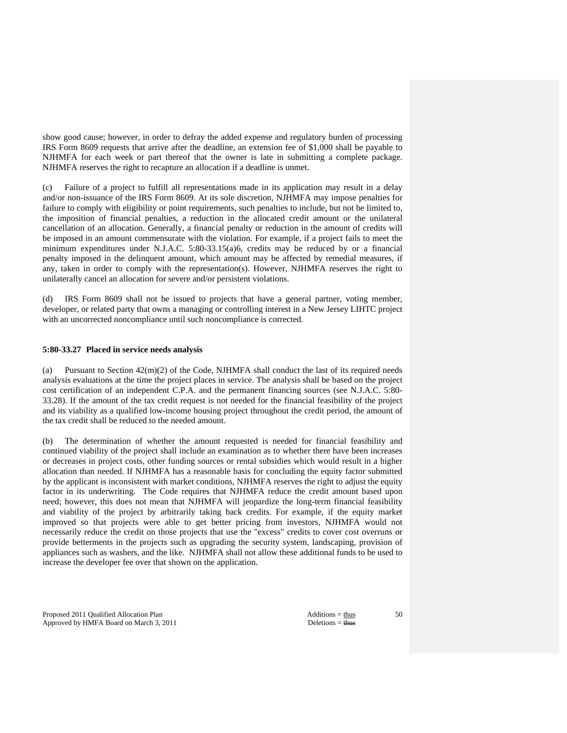show good cause; however, in order to defray the added expense and regulatory burden of processing IRS Form 8609 requests that arrive after the deadline, an extension fee of $1,000 shall be payable to NJHMFA for each week or part thereof that the owner is late in submitting a complete package. NJHMFA reserves the right to recapture an allocation if a deadline is unmet.

(c) Failure of a project to fulfill all representations made in its application may result in a delay and/or non-issuance of the IRS Form 8609. At its sole discretion, NJHMFA may impose penalties for failure to comply with eligibility or point requirements, such penalties to include, but not be limited to, the imposition of financial penalties, a reduction in the allocated credit amount or the unilateral cancellation of an allocation. Generally, a financial penalty or reduction in the amount of credits will be imposed in an amount commensurate with the violation. For example, if a project fails to meet the minimum expenditures under N.J.A.C. 5:80-33.15(a)6, credits may be reduced by or a financial penalty imposed in the delinquent amount, which amount may be affected by remedial measures, if any, taken in order to comply with the representation(s). However, NJHMFA reserves the right to unilaterally cancel an allocation for severe and/or persistent violations.

(d) IRS Form 8609 shall not be issued to projects that have a general partner, voting member, developer, or related party that owns a managing or controlling interest in a New Jersey LIHTC project with an uncorrected noncompliance until such noncompliance is corrected.

**5:80-33.27 Placed in service needs analysis**

(a) Pursuant to Section 42(m)(2) of the Code, NJHMFA shall conduct the last of its required needs analysis evaluations at the time the project places in service. The analysis shall be based on the project cost certification of an independent C.P.A. and the permanent financing sources (see N.J.A.C. 5:80-33.28). If the amount of the tax credit request is not needed for the financial feasibility of the project and its viability as a qualified low-income housing project throughout the credit period, the amount of the tax credit shall be reduced to the needed amount.

(b) The determination of whether the amount requested is needed for financial feasibility and continued viability of the project shall include an examination as to whether there have been increases or decreases in project costs, other funding sources or rental subsidies which would result in a higher allocation than needed. If NJHMFA has a reasonable basis for concluding the equity factor submitted by the applicant is inconsistent with market conditions, NJHMFA reserves the right to adjust the equity factor in its underwriting. The Code requires that NJHMFA reduce the credit amount based upon need; however, this does not mean that NJHMFA will jeopardize the long-term financial feasibility and viability of the project by arbitrarily taking back credits. For example, if the equity market improved so that projects were able to get better pricing from investors, NJHMFA would not necessarily reduce the credit on those projects that use the "excess" credits to cover cost overruns or provide betterments in the projects such as upgrading the security system, landscaping, provision of appliances such as washers, and the like. NJHMFA shall not allow these additional funds to be used to increase the developer fee over that shown on the application.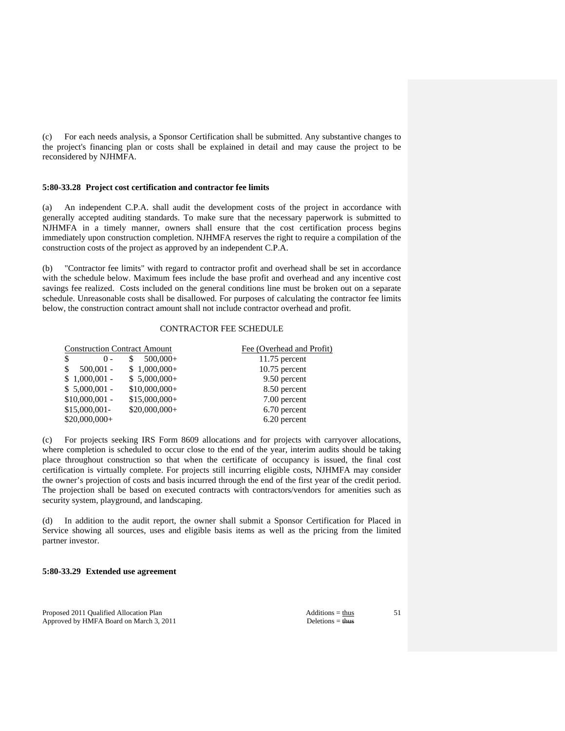(c) For each needs analysis, a Sponsor Certification shall be submitted. Any substantive changes to the project's financing plan or costs shall be explained in detail and may cause the project to be reconsidered by NJHMFA.

**5:80-33.28 Project cost certification and contractor fee limits**

(a) An independent C.P.A. shall audit the development costs of the project in accordance with generally accepted auditing standards. To make sure that the necessary paperwork is submitted to NJHMFA in a timely manner, owners shall ensure that the cost certification process begins immediately upon construction completion. NJHMFA reserves the right to require a compilation of the construction costs of the project as approved by an independent C.P.A.

(b) "Contractor fee limits" with regard to contractor profit and overhead shall be set in accordance with the schedule below. Maximum fees include the base profit and overhead and any incentive cost savings fee realized. Costs included on the general conditions line must be broken out on a separate schedule. Unreasonable costs shall be disallowed. For purposes of calculating the contractor fee limits below, the construction contract amount shall not include contractor overhead and profit.

CONTRACTOR FEE SCHEDULE

| Construction Contract Amount | | Fee (Overhead and Profit) |
|---|---|---|
| $ 0 - | $ 500,000+ | 11.75 percent |
| $ 500,001 - | $ 1,000,000+ | 10.75 percent |
| $ 1,000,001 - | $ 5,000,000+ | 9.50 percent |
| $ 5,000,001 - | $10,000,000+ | 8.50 percent |
| $10,000,001 - | $15,000,000+ | 7.00 percent |
| $15,000,001- | $20,000,000+ | 6.70 percent |
| $20,000,000+ | | 6.20 percent |

(c) For projects seeking IRS Form 8609 allocations and for projects with carryover allocations, where completion is scheduled to occur close to the end of the year, interim audits should be taking place throughout construction so that when the certificate of occupancy is issued, the final cost certification is virtually complete. For projects still incurring eligible costs, NJHMFA may consider the owner's projection of costs and basis incurred through the end of the first year of the credit period. The projection shall be based on executed contracts with contractors/vendors for amenities such as security system, playground, and landscaping.

(d) In addition to the audit report, the owner shall submit a Sponsor Certification for Placed in Service showing all sources, uses and eligible basis items as well as the pricing from the limited partner investor.

**5:80-33.29 Extended use agreement**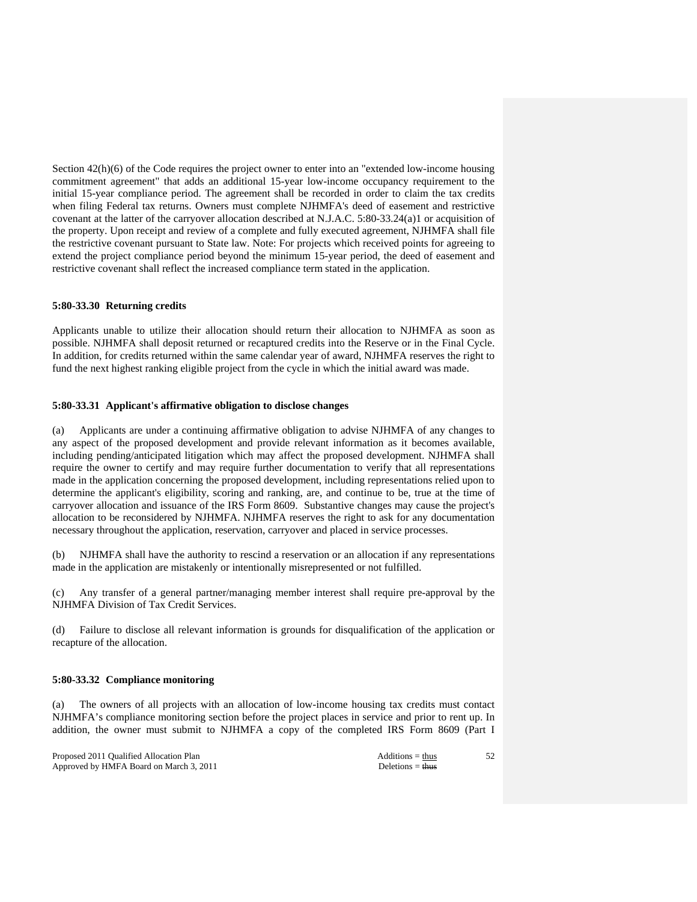Section 42(h)(6) of the Code requires the project owner to enter into an "extended low-income housing commitment agreement" that adds an additional 15-year low-income occupancy requirement to the initial 15-year compliance period. The agreement shall be recorded in order to claim the tax credits when filing Federal tax returns. Owners must complete NJHMFA's deed of easement and restrictive covenant at the latter of the carryover allocation described at N.J.A.C. 5:80-33.24(a)1 or acquisition of the property. Upon receipt and review of a complete and fully executed agreement, NJHMFA shall file the restrictive covenant pursuant to State law. Note: For projects which received points for agreeing to extend the project compliance period beyond the minimum 15-year period, the deed of easement and restrictive covenant shall reflect the increased compliance term stated in the application.

**5:80-33.30 Returning credits**

Applicants unable to utilize their allocation should return their allocation to NJHMFA as soon as possible. NJHMFA shall deposit returned or recaptured credits into the Reserve or in the Final Cycle. In addition, for credits returned within the same calendar year of award, NJHMFA reserves the right to fund the next highest ranking eligible project from the cycle in which the initial award was made.

**5:80-33.31 Applicant's affirmative obligation to disclose changes**

(a) Applicants are under a continuing affirmative obligation to advise NJHMFA of any changes to any aspect of the proposed development and provide relevant information as it becomes available, including pending/anticipated litigation which may affect the proposed development. NJHMFA shall require the owner to certify and may require further documentation to verify that all representations made in the application concerning the proposed development, including representations relied upon to determine the applicant's eligibility, scoring and ranking, are, and continue to be, true at the time of carryover allocation and issuance of the IRS Form 8609. Substantive changes may cause the project's allocation to be reconsidered by NJHMFA. NJHMFA reserves the right to ask for any documentation necessary throughout the application, reservation, carryover and placed in service processes.

(b) NJHMFA shall have the authority to rescind a reservation or an allocation if any representations made in the application are mistakenly or intentionally misrepresented or not fulfilled.

(c) Any transfer of a general partner/managing member interest shall require pre-approval by the NJHMFA Division of Tax Credit Services.

(d) Failure to disclose all relevant information is grounds for disqualification of the application or recapture of the allocation.

**5:80-33.32 Compliance monitoring**

(a) The owners of all projects with an allocation of low-income housing tax credits must contact NJHMFA's compliance monitoring section before the project places in service and prior to rent up. In addition, the owner must submit to NJHMFA a copy of the completed IRS Form 8609 (Part I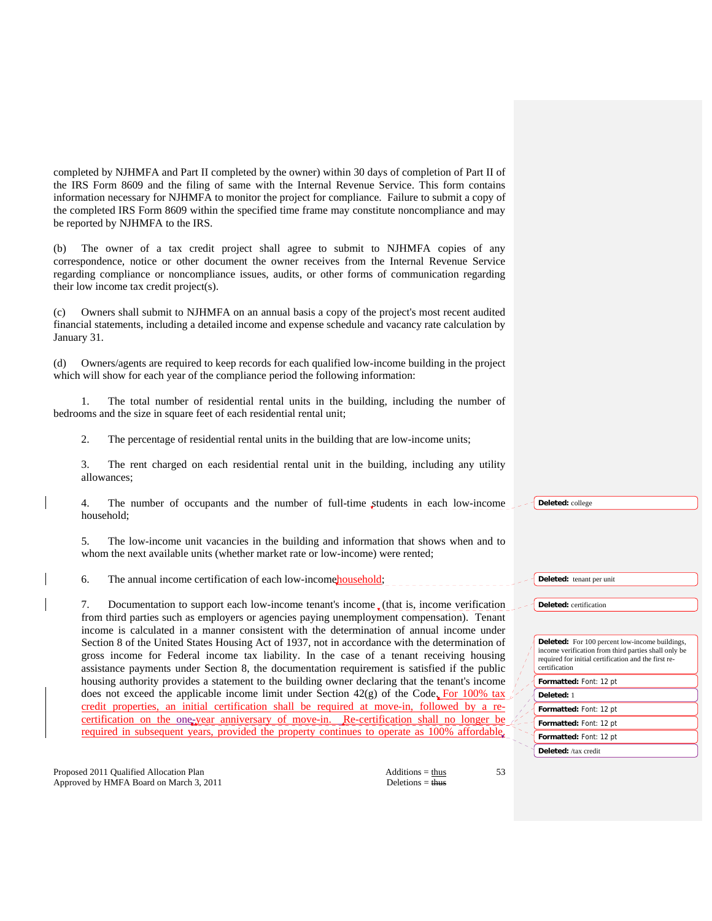completed by NJHMFA and Part II completed by the owner) within 30 days of completion of Part II of the IRS Form 8609 and the filing of same with the Internal Revenue Service. This form contains information necessary for NJHMFA to monitor the project for compliance. Failure to submit a copy of the completed IRS Form 8609 within the specified time frame may constitute noncompliance and may be reported by NJHMFA to the IRS.

(b) The owner of a tax credit project shall agree to submit to NJHMFA copies of any correspondence, notice or other document the owner receives from the Internal Revenue Service regarding compliance or noncompliance issues, audits, or other forms of communication regarding their low income tax credit project(s).

(c) Owners shall submit to NJHMFA on an annual basis a copy of the project's most recent audited financial statements, including a detailed income and expense schedule and vacancy rate calculation by January 31.

(d) Owners/agents are required to keep records for each qualified low-income building in the project which will show for each year of the compliance period the following information:

1. The total number of residential rental units in the building, including the number of bedrooms and the size in square feet of each residential rental unit;

2. The percentage of residential rental units in the building that are low-income units;

3. The rent charged on each residential rental unit in the building, including any utility allowances;

4. The number of occupants and the number of full-time students in each low-income household;

5. The low-income unit vacancies in the building and information that shows when and to whom the next available units (whether market rate or low-income) were rented;

6. The annual income certification of each low-income household;

7. Documentation to support each low-income tenant's income (that is, income verification from third parties such as employers or agencies paying unemployment compensation). Tenant income is calculated in a manner consistent with the determination of annual income under Section 8 of the United States Housing Act of 1937, not in accordance with the determination of gross income for Federal income tax liability. In the case of a tenant receiving housing assistance payments under Section 8, the documentation requirement is satisfied if the public housing authority provides a statement to the building owner declaring that the tenant's income does not exceed the applicable income limit under Section 42(g) of the Code. For 100% tax credit properties, an initial certification shall be required at move-in, followed by a re-certification on the one-year anniversary of move-in. Re-certification shall no longer be required in subsequent years, provided the property continues to operate as 100% affordable.

Deleted: college

Deleted: tenant per unit

Deleted: certification

Deleted: For 100 percent low-income buildings, income verification from third parties shall only be required for initial certification and the first re-certification

Deleted: 1

Deleted: /tax credit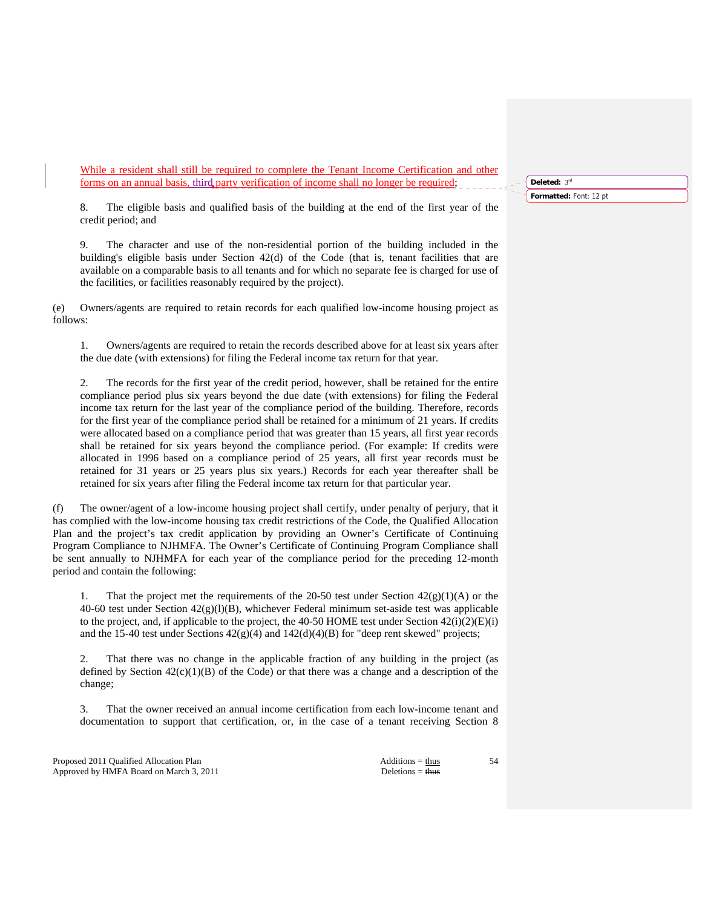While a resident shall still be required to complete the Tenant Income Certification and other forms on an annual basis, third party verification of income shall no longer be required;

8. The eligible basis and qualified basis of the building at the end of the first year of the credit period; and

9. The character and use of the non-residential portion of the building included in the building's eligible basis under Section 42(d) of the Code (that is, tenant facilities that are available on a comparable basis to all tenants and for which no separate fee is charged for use of the facilities, or facilities reasonably required by the project).

(e) Owners/agents are required to retain records for each qualified low-income housing project as follows:

1. Owners/agents are required to retain the records described above for at least six years after the due date (with extensions) for filing the Federal income tax return for that year.

2. The records for the first year of the credit period, however, shall be retained for the entire compliance period plus six years beyond the due date (with extensions) for filing the Federal income tax return for the last year of the compliance period of the building. Therefore, records for the first year of the compliance period shall be retained for a minimum of 21 years. If credits were allocated based on a compliance period that was greater than 15 years, all first year records shall be retained for six years beyond the compliance period. (For example: If credits were allocated in 1996 based on a compliance period of 25 years, all first year records must be retained for 31 years or 25 years plus six years.) Records for each year thereafter shall be retained for six years after filing the Federal income tax return for that particular year.

(f) The owner/agent of a low-income housing project shall certify, under penalty of perjury, that it has complied with the low-income housing tax credit restrictions of the Code, the Qualified Allocation Plan and the project's tax credit application by providing an Owner's Certificate of Continuing Program Compliance to NJHMFA. The Owner's Certificate of Continuing Program Compliance shall be sent annually to NJHMFA for each year of the compliance period for the preceding 12-month period and contain the following:

1. That the project met the requirements of the 20-50 test under Section 42(g)(1)(A) or the 40-60 test under Section 42(g)(l)(B), whichever Federal minimum set-aside test was applicable to the project, and, if applicable to the project, the 40-50 HOME test under Section 42(i)(2)(E)(i) and the 15-40 test under Sections 42(g)(4) and 142(d)(4)(B) for "deep rent skewed" projects;

2. That there was no change in the applicable fraction of any building in the project (as defined by Section 42(c)(1)(B) of the Code) or that there was a change and a description of the change;

3. That the owner received an annual income certification from each low-income tenant and documentation to support that certification, or, in the case of a tenant receiving Section 8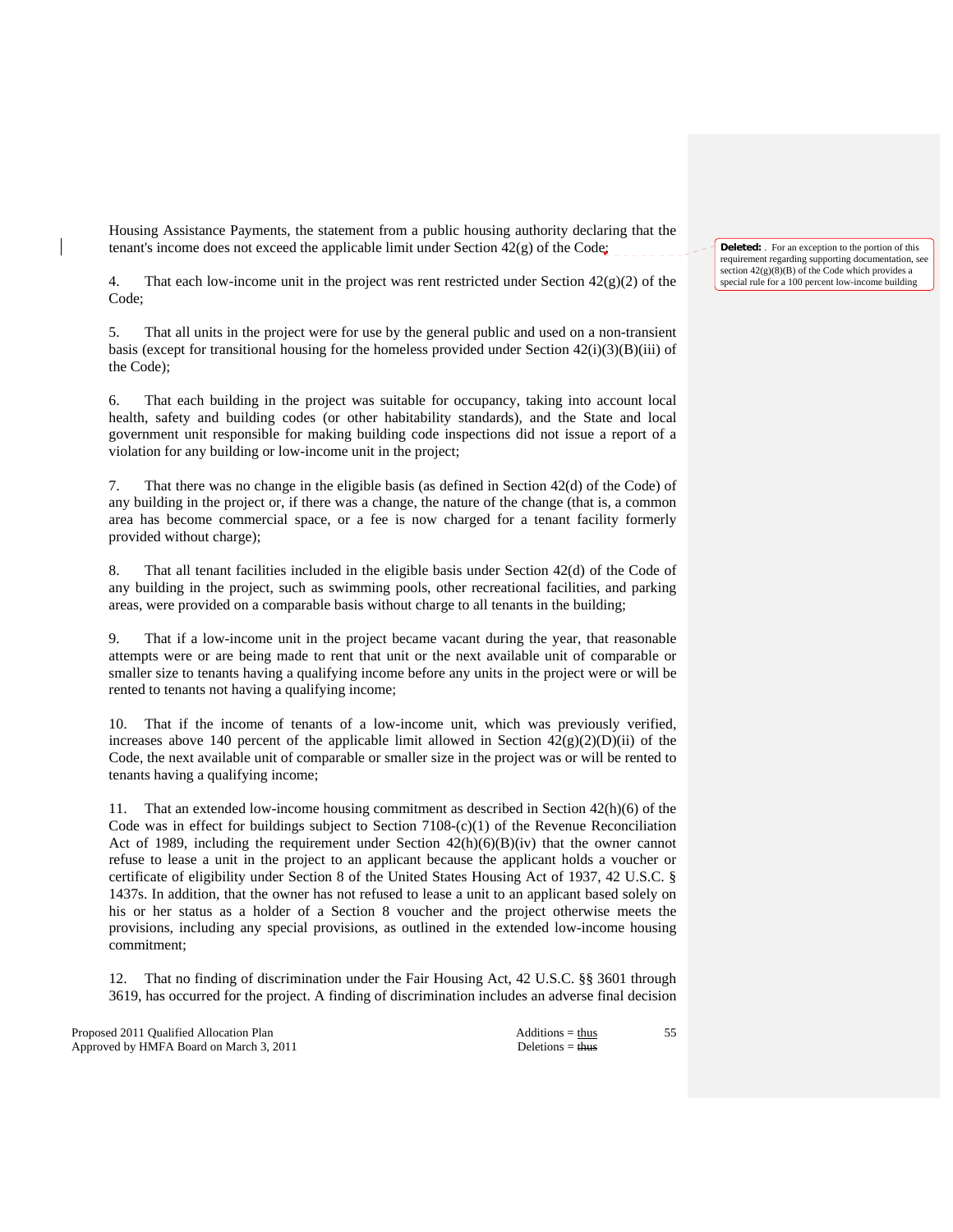Housing Assistance Payments, the statement from a public housing authority declaring that the tenant's income does not exceed the applicable limit under Section 42(g) of the Code;

Deleted: . For an exception to the portion of this requirement regarding supporting documentation, see section 42(g)(8)(B) of the Code which provides a special rule for a 100 percent low-income building

4. That each low-income unit in the project was rent restricted under Section 42(g)(2) of the Code;

5. That all units in the project were for use by the general public and used on a non-transient basis (except for transitional housing for the homeless provided under Section 42(i)(3)(B)(iii) of the Code);

6. That each building in the project was suitable for occupancy, taking into account local health, safety and building codes (or other habitability standards), and the State and local government unit responsible for making building code inspections did not issue a report of a violation for any building or low-income unit in the project;

7. That there was no change in the eligible basis (as defined in Section 42(d) of the Code) of any building in the project or, if there was a change, the nature of the change (that is, a common area has become commercial space, or a fee is now charged for a tenant facility formerly provided without charge);

8. That all tenant facilities included in the eligible basis under Section 42(d) of the Code of any building in the project, such as swimming pools, other recreational facilities, and parking areas, were provided on a comparable basis without charge to all tenants in the building;

9. That if a low-income unit in the project became vacant during the year, that reasonable attempts were or are being made to rent that unit or the next available unit of comparable or smaller size to tenants having a qualifying income before any units in the project were or will be rented to tenants not having a qualifying income;

10. That if the income of tenants of a low-income unit, which was previously verified, increases above 140 percent of the applicable limit allowed in Section 42(g)(2)(D)(ii) of the Code, the next available unit of comparable or smaller size in the project was or will be rented to tenants having a qualifying income;

11. That an extended low-income housing commitment as described in Section 42(h)(6) of the Code was in effect for buildings subject to Section 7108-(c)(1) of the Revenue Reconciliation Act of 1989, including the requirement under Section 42(h)(6)(B)(iv) that the owner cannot refuse to lease a unit in the project to an applicant because the applicant holds a voucher or certificate of eligibility under Section 8 of the United States Housing Act of 1937, 42 U.S.C. § 1437s. In addition, that the owner has not refused to lease a unit to an applicant based solely on his or her status as a holder of a Section 8 voucher and the project otherwise meets the provisions, including any special provisions, as outlined in the extended low-income housing commitment;

12. That no finding of discrimination under the Fair Housing Act, 42 U.S.C. §§ 3601 through 3619, has occurred for the project. A finding of discrimination includes an adverse final decision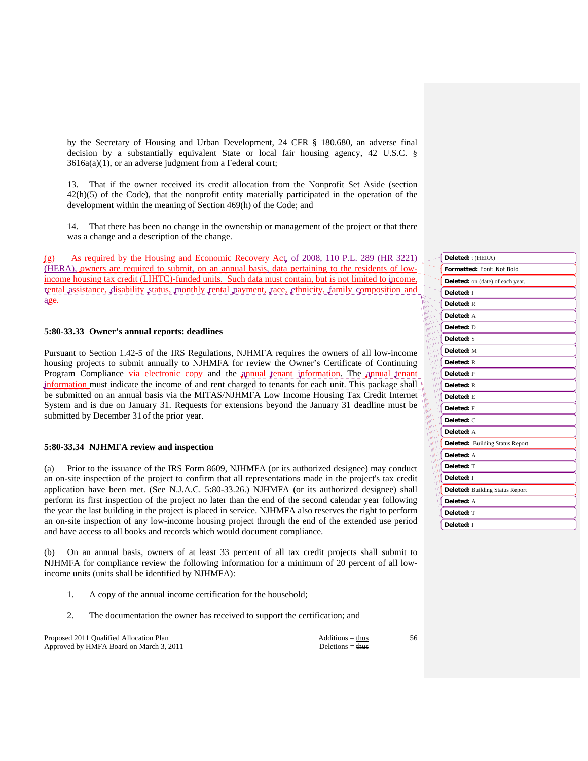by the Secretary of Housing and Urban Development, 24 CFR § 180.680, an adverse final decision by a substantially equivalent State or local fair housing agency, 42 U.S.C. § 3616a(a)(1), or an adverse judgment from a Federal court;

13. That if the owner received its credit allocation from the Nonprofit Set Aside (section 42(h)(5) of the Code), that the nonprofit entity materially participated in the operation of the development within the meaning of Section 469(h) of the Code; and

14. That there has been no change in the ownership or management of the project or that there was a change and a description of the change.

(g) As required by the Housing and Economic Recovery Act of 2008, 110 P.L. 289 (HR 3221) (HERA), owners are required to submit, on an annual basis, data pertaining to the residents of low-income housing tax credit (LIHTC)-funded units. Such data must contain, but is not limited to income, rental assistance, disability status, monthly rental payment, race, ethnicity, family composition and age.

**5:80-33.33 Owner's annual reports: deadlines**

Pursuant to Section 1.42-5 of the IRS Regulations, NJHMFA requires the owners of all low-income housing projects to submit annually to NJHMFA for review the Owner's Certificate of Continuing Program Compliance via electronic copy and the annual tenant information. The annual tenant information must indicate the income of and rent charged to tenants for each unit. This package shall be submitted on an annual basis via the MITAS/NJHMFA Low Income Housing Tax Credit Internet System and is due on January 31. Requests for extensions beyond the January 31 deadline must be submitted by December 31 of the prior year.

**5:80-33.34 NJHMFA review and inspection**

(a) Prior to the issuance of the IRS Form 8609, NJHMFA (or its authorized designee) may conduct an on-site inspection of the project to confirm that all representations made in the project's tax credit application have been met. (See N.J.A.C. 5:80-33.26.) NJHMFA (or its authorized designee) shall perform its first inspection of the project no later than the end of the second calendar year following the year the last building in the project is placed in service. NJHMFA also reserves the right to perform an on-site inspection of any low-income housing project through the end of the extended use period and have access to all books and records which would document compliance.

(b) On an annual basis, owners of at least 33 percent of all tax credit projects shall submit to NJHMFA for compliance review the following information for a minimum of 20 percent of all low-income units (units shall be identified by NJHMFA):

1. A copy of the annual income certification for the household;

2. The documentation the owner has received to support the certification; and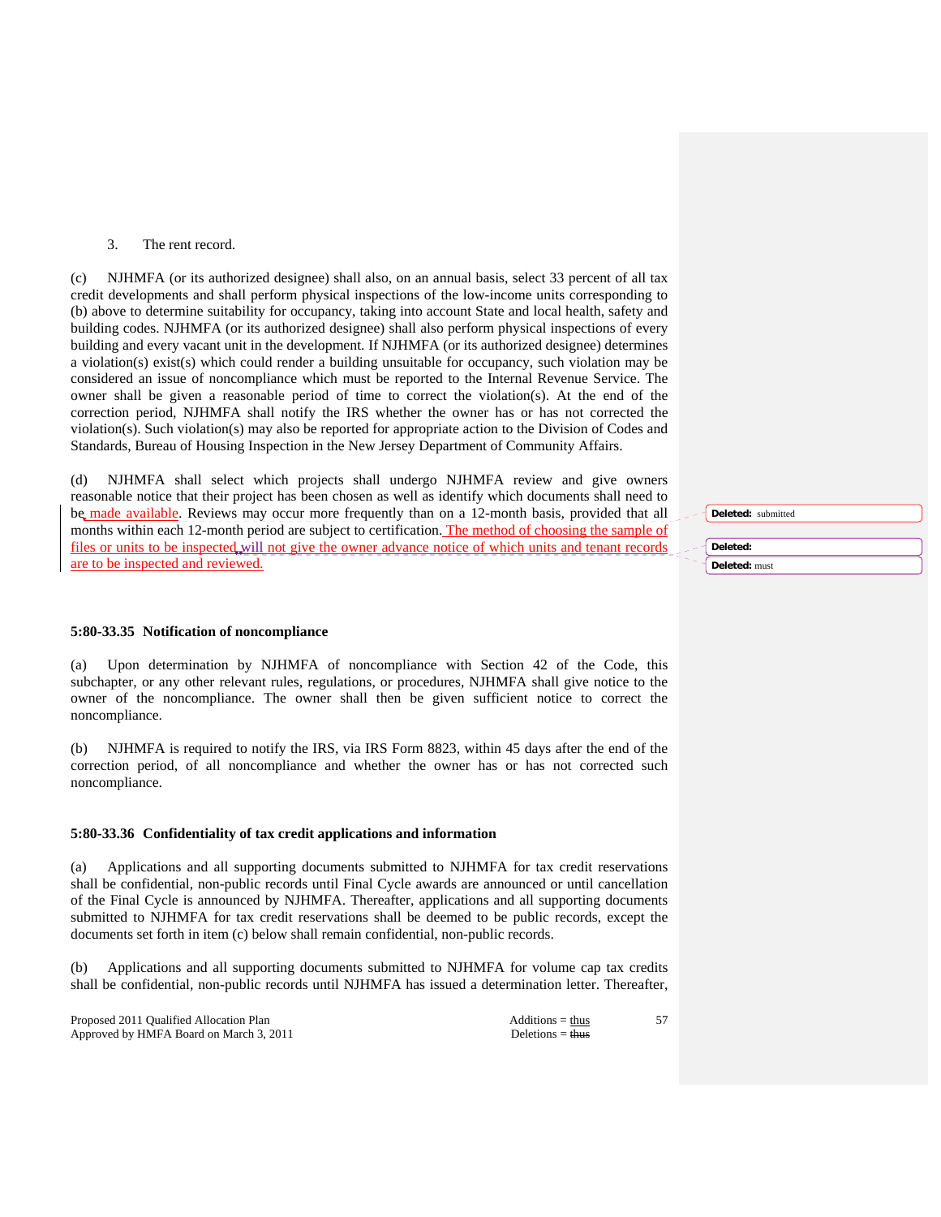3. The rent record.

(c) NJHMFA (or its authorized designee) shall also, on an annual basis, select 33 percent of all tax credit developments and shall perform physical inspections of the low-income units corresponding to (b) above to determine suitability for occupancy, taking into account State and local health, safety and building codes. NJHMFA (or its authorized designee) shall also perform physical inspections of every building and every vacant unit in the development. If NJHMFA (or its authorized designee) determines a violation(s) exist(s) which could render a building unsuitable for occupancy, such violation may be considered an issue of noncompliance which must be reported to the Internal Revenue Service. The owner shall be given a reasonable period of time to correct the violation(s). At the end of the correction period, NJHMFA shall notify the IRS whether the owner has or has not corrected the violation(s). Such violation(s) may also be reported for appropriate action to the Division of Codes and Standards, Bureau of Housing Inspection in the New Jersey Department of Community Affairs.

(d) NJHMFA shall select which projects shall undergo NJHMFA review and give owners reasonable notice that their project has been chosen as well as identify which documents shall need to be made available. Reviews may occur more frequently than on a 12-month basis, provided that all months within each 12-month period are subject to certification. The method of choosing the sample of files or units to be inspected will not give the owner advance notice of which units and tenant records are to be inspected and reviewed.

**5:80-33.35 Notification of noncompliance**

(a) Upon determination by NJHMFA of noncompliance with Section 42 of the Code, this subchapter, or any other relevant rules, regulations, or procedures, NJHMFA shall give notice to the owner of the noncompliance. The owner shall then be given sufficient notice to correct the noncompliance.

(b) NJHMFA is required to notify the IRS, via IRS Form 8823, within 45 days after the end of the correction period, of all noncompliance and whether the owner has or has not corrected such noncompliance.

**5:80-33.36 Confidentiality of tax credit applications and information**

(a) Applications and all supporting documents submitted to NJHMFA for tax credit reservations shall be confidential, non-public records until Final Cycle awards are announced or until cancellation of the Final Cycle is announced by NJHMFA. Thereafter, applications and all supporting documents submitted to NJHMFA for tax credit reservations shall be deemed to be public records, except the documents set forth in item (c) below shall remain confidential, non-public records.

(b) Applications and all supporting documents submitted to NJHMFA for volume cap tax credits shall be confidential, non-public records until NJHMFA has issued a determination letter. Thereafter,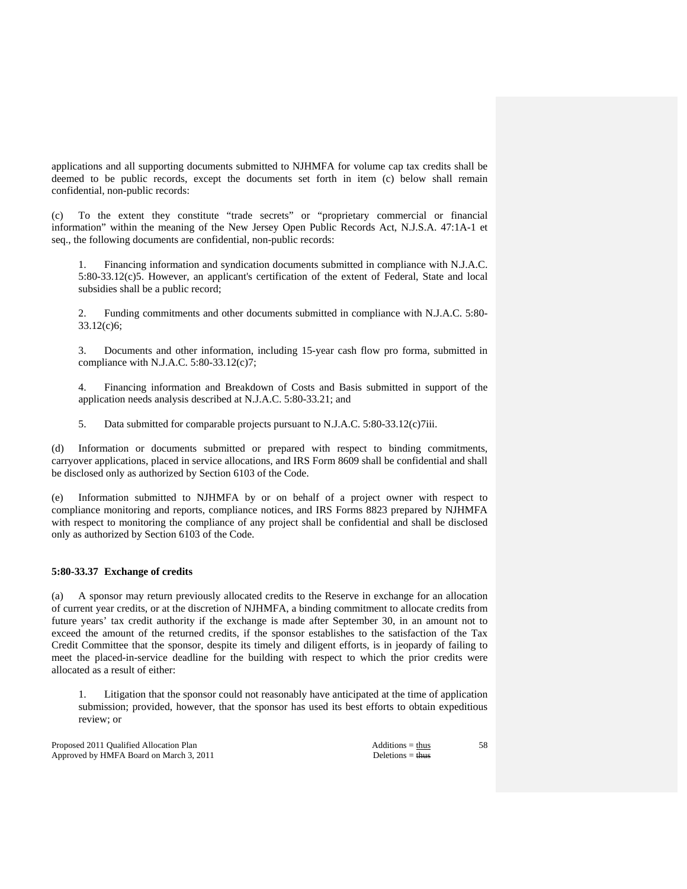applications and all supporting documents submitted to NJHMFA for volume cap tax credits shall be deemed to be public records, except the documents set forth in item (c) below shall remain confidential, non-public records:

(c) To the extent they constitute "trade secrets" or "proprietary commercial or financial information" within the meaning of the New Jersey Open Public Records Act, N.J.S.A. 47:1A-1 et seq., the following documents are confidential, non-public records:

1. Financing information and syndication documents submitted in compliance with N.J.A.C. 5:80-33.12(c)5. However, an applicant's certification of the extent of Federal, State and local subsidies shall be a public record;

2. Funding commitments and other documents submitted in compliance with N.J.A.C. 5:80-33.12(c)6;

3. Documents and other information, including 15-year cash flow pro forma, submitted in compliance with N.J.A.C. 5:80-33.12(c)7;

4. Financing information and Breakdown of Costs and Basis submitted in support of the application needs analysis described at N.J.A.C. 5:80-33.21; and

5. Data submitted for comparable projects pursuant to N.J.A.C. 5:80-33.12(c)7iii.

(d) Information or documents submitted or prepared with respect to binding commitments, carryover applications, placed in service allocations, and IRS Form 8609 shall be confidential and shall be disclosed only as authorized by Section 6103 of the Code.

(e) Information submitted to NJHMFA by or on behalf of a project owner with respect to compliance monitoring and reports, compliance notices, and IRS Forms 8823 prepared by NJHMFA with respect to monitoring the compliance of any project shall be confidential and shall be disclosed only as authorized by Section 6103 of the Code.

**5:80-33.37 Exchange of credits**

(a) A sponsor may return previously allocated credits to the Reserve in exchange for an allocation of current year credits, or at the discretion of NJHMFA, a binding commitment to allocate credits from future years' tax credit authority if the exchange is made after September 30, in an amount not to exceed the amount of the returned credits, if the sponsor establishes to the satisfaction of the Tax Credit Committee that the sponsor, despite its timely and diligent efforts, is in jeopardy of failing to meet the placed-in-service deadline for the building with respect to which the prior credits were allocated as a result of either:

1. Litigation that the sponsor could not reasonably have anticipated at the time of application submission; provided, however, that the sponsor has used its best efforts to obtain expeditious review; or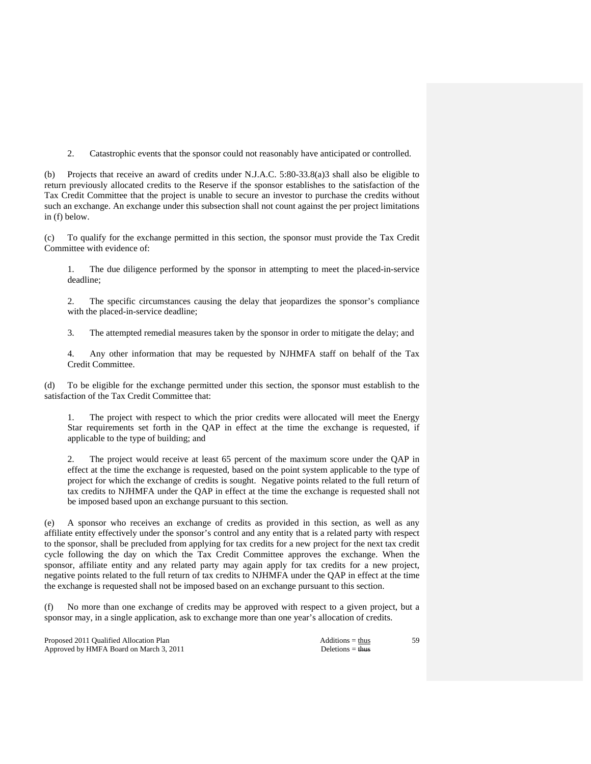2. Catastrophic events that the sponsor could not reasonably have anticipated or controlled.

(b) Projects that receive an award of credits under N.J.A.C. 5:80-33.8(a)3 shall also be eligible to return previously allocated credits to the Reserve if the sponsor establishes to the satisfaction of the Tax Credit Committee that the project is unable to secure an investor to purchase the credits without such an exchange. An exchange under this subsection shall not count against the per project limitations in (f) below.

(c) To qualify for the exchange permitted in this section, the sponsor must provide the Tax Credit Committee with evidence of:

1. The due diligence performed by the sponsor in attempting to meet the placed-in-service deadline;

2. The specific circumstances causing the delay that jeopardizes the sponsor's compliance with the placed-in-service deadline;

3. The attempted remedial measures taken by the sponsor in order to mitigate the delay; and

4. Any other information that may be requested by NJHMFA staff on behalf of the Tax Credit Committee.

(d) To be eligible for the exchange permitted under this section, the sponsor must establish to the satisfaction of the Tax Credit Committee that:

1. The project with respect to which the prior credits were allocated will meet the Energy Star requirements set forth in the QAP in effect at the time the exchange is requested, if applicable to the type of building; and

2. The project would receive at least 65 percent of the maximum score under the QAP in effect at the time the exchange is requested, based on the point system applicable to the type of project for which the exchange of credits is sought. Negative points related to the full return of tax credits to NJHMFA under the QAP in effect at the time the exchange is requested shall not be imposed based upon an exchange pursuant to this section.

(e) A sponsor who receives an exchange of credits as provided in this section, as well as any affiliate entity effectively under the sponsor's control and any entity that is a related party with respect to the sponsor, shall be precluded from applying for tax credits for a new project for the next tax credit cycle following the day on which the Tax Credit Committee approves the exchange. When the sponsor, affiliate entity and any related party may again apply for tax credits for a new project, negative points related to the full return of tax credits to NJHMFA under the QAP in effect at the time the exchange is requested shall not be imposed based on an exchange pursuant to this section.

(f) No more than one exchange of credits may be approved with respect to a given project, but a sponsor may, in a single application, ask to exchange more than one year's allocation of credits.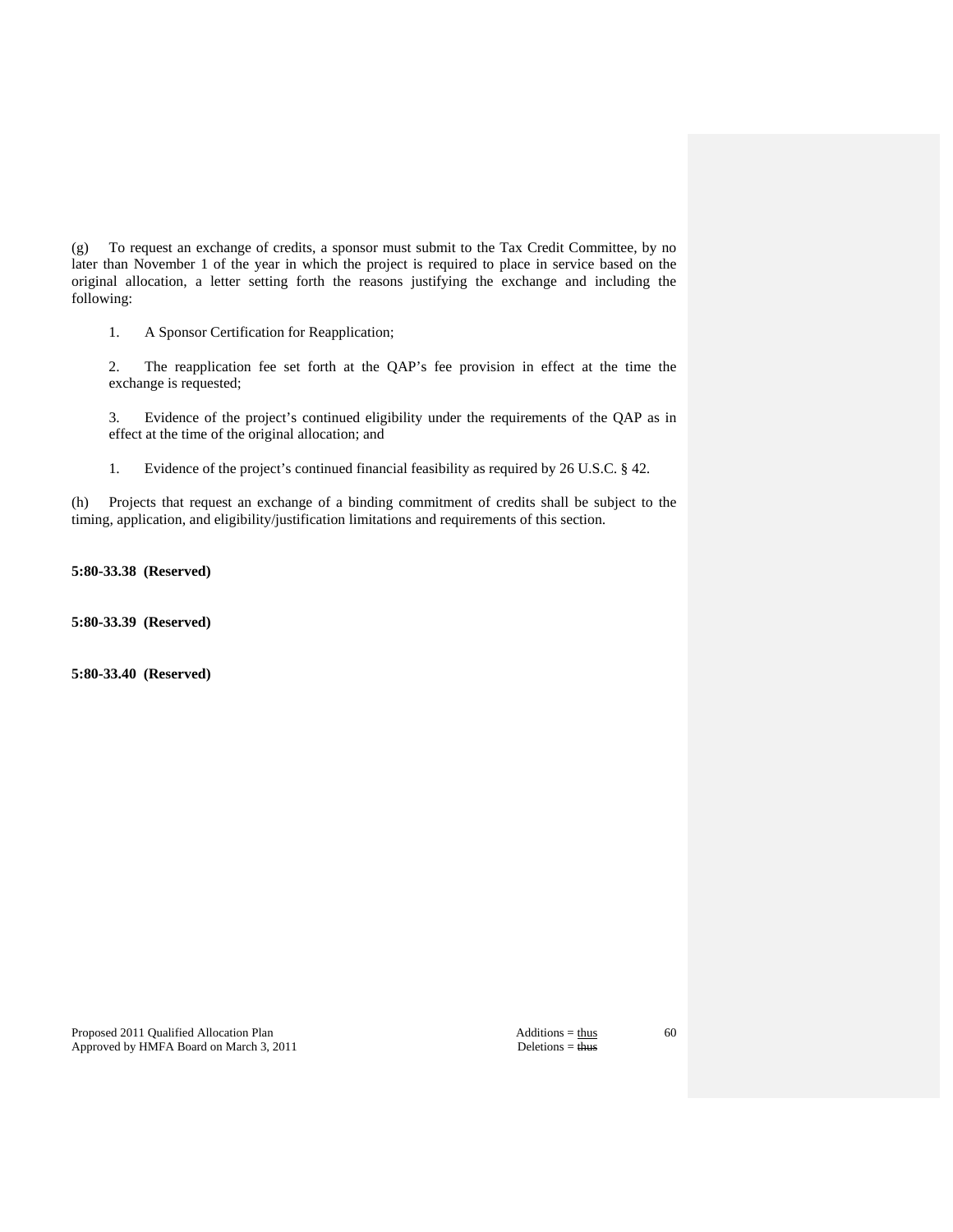(g) To request an exchange of credits, a sponsor must submit to the Tax Credit Committee, by no later than November 1 of the year in which the project is required to place in service based on the original allocation, a letter setting forth the reasons justifying the exchange and including the following:

1. A Sponsor Certification for Reapplication;

2. The reapplication fee set forth at the QAP's fee provision in effect at the time the exchange is requested;

3. Evidence of the project's continued eligibility under the requirements of the QAP as in effect at the time of the original allocation; and

1. Evidence of the project's continued financial feasibility as required by 26 U.S.C. § 42.

(h) Projects that request an exchange of a binding commitment of credits shall be subject to the timing, application, and eligibility/justification limitations and requirements of this section.

**5:80-33.38 (Reserved)**

**5:80-33.39 (Reserved)**

**5:80-33.40 (Reserved)**